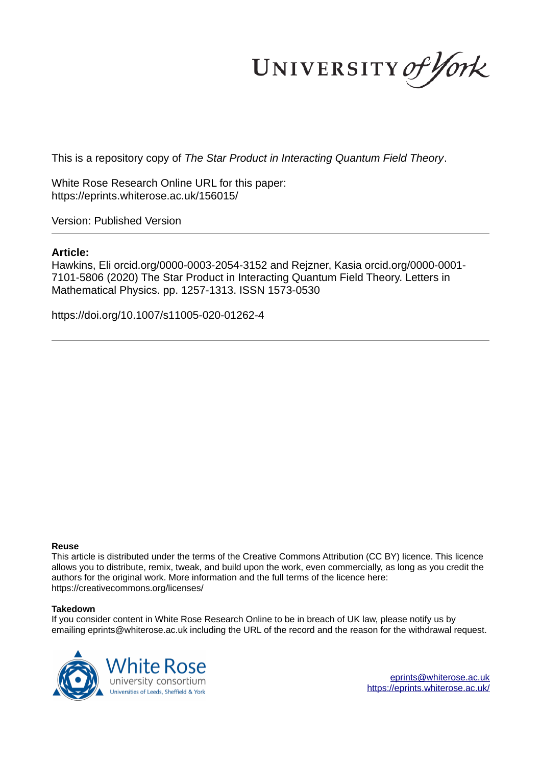UNIVERSITY of York

This is a repository copy of *The Star Product in Interacting Quantum Field Theory*.

White Rose Research Online URL for this paper:
https://eprints.whiterose.ac.uk/156015/

Version: Published Version

**Article:**

Hawkins, Eli orcid.org/0000-0003-2054-3152 and Rejzner, Kasia orcid.org/0000-0001-7101-5806 (2020) The Star Product in Interacting Quantum Field Theory. Letters in Mathematical Physics. pp. 1257-1313. ISSN 1573-0530

https://doi.org/10.1007/s11005-020-01262-4

**Reuse**

This article is distributed under the terms of the Creative Commons Attribution (CC BY) licence. This licence allows you to distribute, remix, tweak, and build upon the work, even commercially, as long as you credit the authors for the original work. More information and the full terms of the licence here: https://creativecommons.org/licenses/

**Takedown**

If you consider content in White Rose Research Online to be in breach of UK law, please notify us by emailing eprints@whiterose.ac.uk including the URL of the record and the reason for the withdrawal request.

White Rose university consortium
Universities of Leeds, Sheffield & York

eprints@whiterose.ac.uk
https://eprints.whiterose.ac.uk/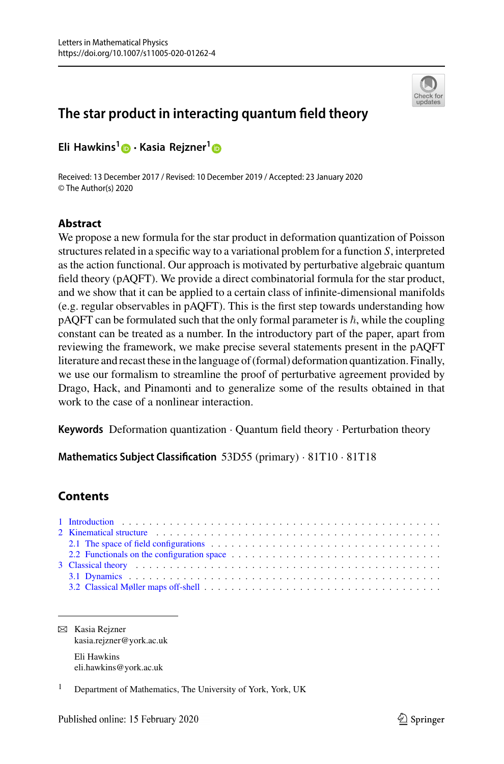# The star product in interacting quantum field theory

**Eli Hawkins**[1] · **Kasia Rejzner**[1]

Received: 13 December 2017 / Revised: 10 December 2019 / Accepted: 23 January 2020
© The Author(s) 2020

## Abstract

We propose a new formula for the star product in deformation quantization of Poisson structures related in a specific way to a variational problem for a function $S$, interpreted as the action functional. Our approach is motivated by perturbative algebraic quantum field theory (pAQFT). We provide a direct combinatorial formula for the star product, and we show that it can be applied to a certain class of infinite-dimensional manifolds (e.g. regular observables in pAQFT). This is the first step towards understanding how pAQFT can be formulated such that the only formal parameter is $\hbar$, while the coupling constant can be treated as a number. In the introductory part of the paper, apart from reviewing the framework, we make precise several statements present in the pAQFT literature and recast these in the language of (formal) deformation quantization. Finally, we use our formalism to streamline the proof of perturbative agreement provided by Drago, Hack, and Pinamonti and to generalize some of the results obtained in that work to the case of a nonlinear interaction.

**Keywords** Deformation quantization · Quantum field theory · Perturbation theory

**Mathematics Subject Classification** 53D55 (primary) · 81T10 · 81T18

## Contents

1 Introduction
2 Kinematical structure
  2.1 The space of field configurations
  2.2 Functionals on the configuration space
3 Classical theory
  3.1 Dynamics
  3.2 Classical Møller maps off-shell

---

✉ Kasia Rejzner
kasia.rejzner@york.ac.uk

Eli Hawkins
eli.hawkins@york.ac.uk

[1] Department of Mathematics, The University of York, York, UK

Published online: 15 February 2020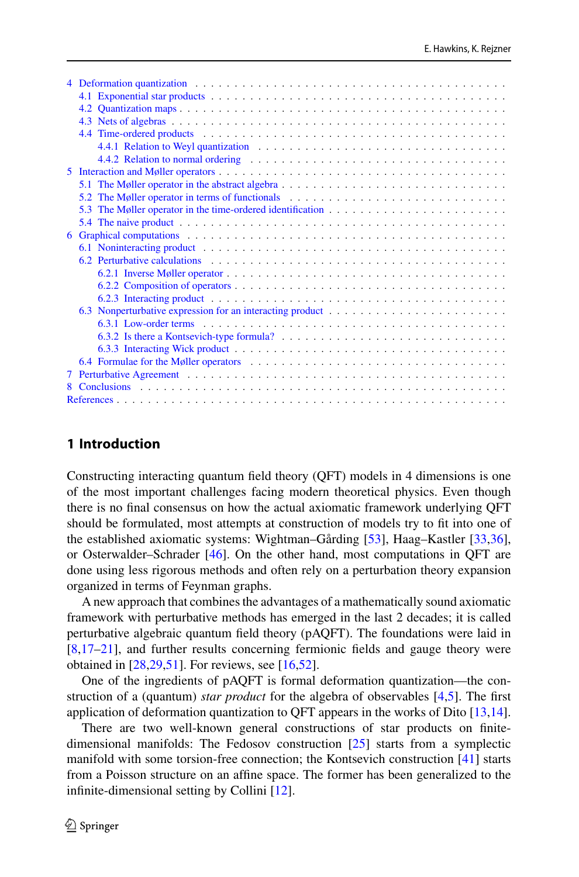4 Deformation quantization
  4.1 Exponential star products
  4.2 Quantization maps
  4.3 Nets of algebras
  4.4 Time-ordered products
    4.4.1 Relation to Weyl quantization
    4.4.2 Relation to normal ordering
5 Interaction and Møller operators
  5.1 The Møller operator in the abstract algebra
  5.2 The Møller operator in terms of functionals
  5.3 The Møller operator in the time-ordered identification
  5.4 The naive product
6 Graphical computations
  6.1 Noninteracting product
  6.2 Perturbative calculations
    6.2.1 Inverse Møller operator
    6.2.2 Composition of operators
    6.2.3 Interacting product
  6.3 Nonperturbative expression for an interacting product
    6.3.1 Low-order terms
    6.3.2 Is there a Kontsevich-type formula?
    6.3.3 Interacting Wick product
  6.4 Formulae for the Møller operators
7 Perturbative Agreement
8 Conclusions
References

## 1 Introduction

Constructing interacting quantum field theory (QFT) models in 4 dimensions is one of the most important challenges facing modern theoretical physics. Even though there is no final consensus on how the actual axiomatic framework underlying QFT should be formulated, most attempts at construction of models try to fit into one of the established axiomatic systems: Wightman–Gårding [53], Haag–Kastler [33,36], or Osterwalder–Schrader [46]. On the other hand, most computations in QFT are done using less rigorous methods and often rely on a perturbation theory expansion organized in terms of Feynman graphs.

A new approach that combines the advantages of a mathematically sound axiomatic framework with perturbative methods has emerged in the last 2 decades; it is called perturbative algebraic quantum field theory (pAQFT). The foundations were laid in [8,17–21], and further results concerning fermionic fields and gauge theory were obtained in [28,29,51]. For reviews, see [16,52].

One of the ingredients of pAQFT is formal deformation quantization—the construction of a (quantum) *star product* for the algebra of observables [4,5]. The first application of deformation quantization to QFT appears in the works of Dito [13,14].

There are two well-known general constructions of star products on finite-dimensional manifolds: The Fedosov construction [25] starts from a symplectic manifold with some torsion-free connection; the Kontsevich construction [41] starts from a Poisson structure on an affine space. The former has been generalized to the infinite-dimensional setting by Collini [12].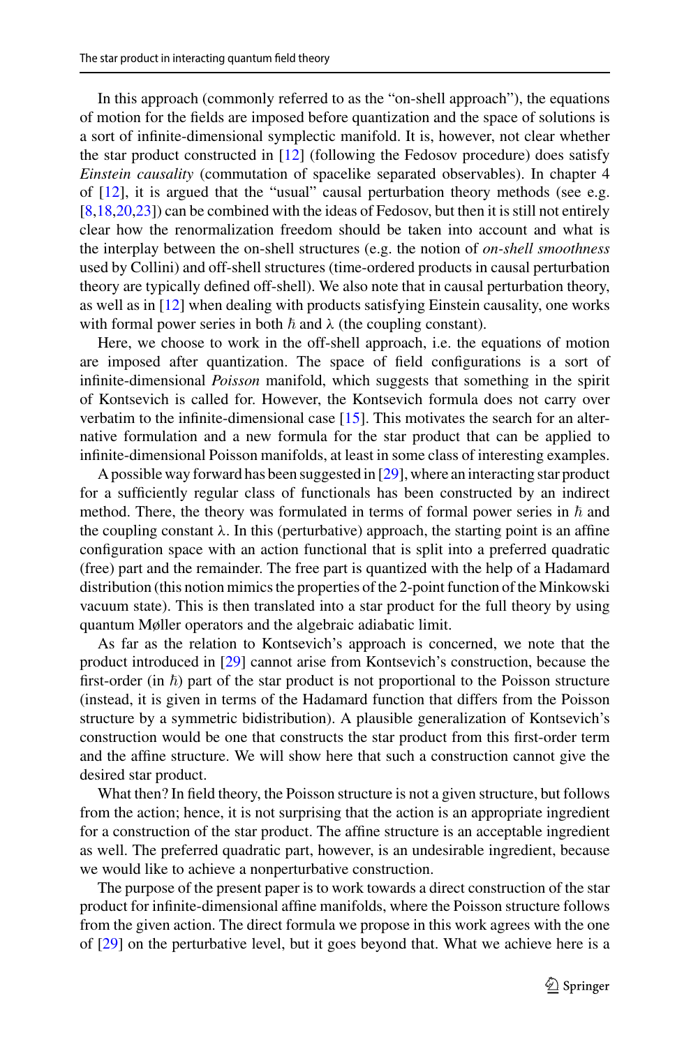In this approach (commonly referred to as the "on-shell approach"), the equations of motion for the fields are imposed before quantization and the space of solutions is a sort of infinite-dimensional symplectic manifold. It is, however, not clear whether the star product constructed in [12] (following the Fedosov procedure) does satisfy *Einstein causality* (commutation of spacelike separated observables). In chapter 4 of [12], it is argued that the "usual" causal perturbation theory methods (see e.g. [8,18,20,23]) can be combined with the ideas of Fedosov, but then it is still not entirely clear how the renormalization freedom should be taken into account and what is the interplay between the on-shell structures (e.g. the notion of *on-shell smoothness* used by Collini) and off-shell structures (time-ordered products in causal perturbation theory are typically defined off-shell). We also note that in causal perturbation theory, as well as in [12] when dealing with products satisfying Einstein causality, one works with formal power series in both $\hbar$ and $\lambda$ (the coupling constant).

Here, we choose to work in the off-shell approach, i.e. the equations of motion are imposed after quantization. The space of field configurations is a sort of infinite-dimensional *Poisson* manifold, which suggests that something in the spirit of Kontsevich is called for. However, the Kontsevich formula does not carry over verbatim to the infinite-dimensional case [15]. This motivates the search for an alternative formulation and a new formula for the star product that can be applied to infinite-dimensional Poisson manifolds, at least in some class of interesting examples.

A possible way forward has been suggested in [29], where an interacting star product for a sufficiently regular class of functionals has been constructed by an indirect method. There, the theory was formulated in terms of formal power series in $\hbar$ and the coupling constant $\lambda$. In this (perturbative) approach, the starting point is an affine configuration space with an action functional that is split into a preferred quadratic (free) part and the remainder. The free part is quantized with the help of a Hadamard distribution (this notion mimics the properties of the 2-point function of the Minkowski vacuum state). This is then translated into a star product for the full theory by using quantum Møller operators and the algebraic adiabatic limit.

As far as the relation to Kontsevich's approach is concerned, we note that the product introduced in [29] cannot arise from Kontsevich's construction, because the first-order (in $\hbar$) part of the star product is not proportional to the Poisson structure (instead, it is given in terms of the Hadamard function that differs from the Poisson structure by a symmetric bidistribution). A plausible generalization of Kontsevich's construction would be one that constructs the star product from this first-order term and the affine structure. We will show here that such a construction cannot give the desired star product.

What then? In field theory, the Poisson structure is not a given structure, but follows from the action; hence, it is not surprising that the action is an appropriate ingredient for a construction of the star product. The affine structure is an acceptable ingredient as well. The preferred quadratic part, however, is an undesirable ingredient, because we would like to achieve a nonperturbative construction.

The purpose of the present paper is to work towards a direct construction of the star product for infinite-dimensional affine manifolds, where the Poisson structure follows from the given action. The direct formula we propose in this work agrees with the one of [29] on the perturbative level, but it goes beyond that. What we achieve here is a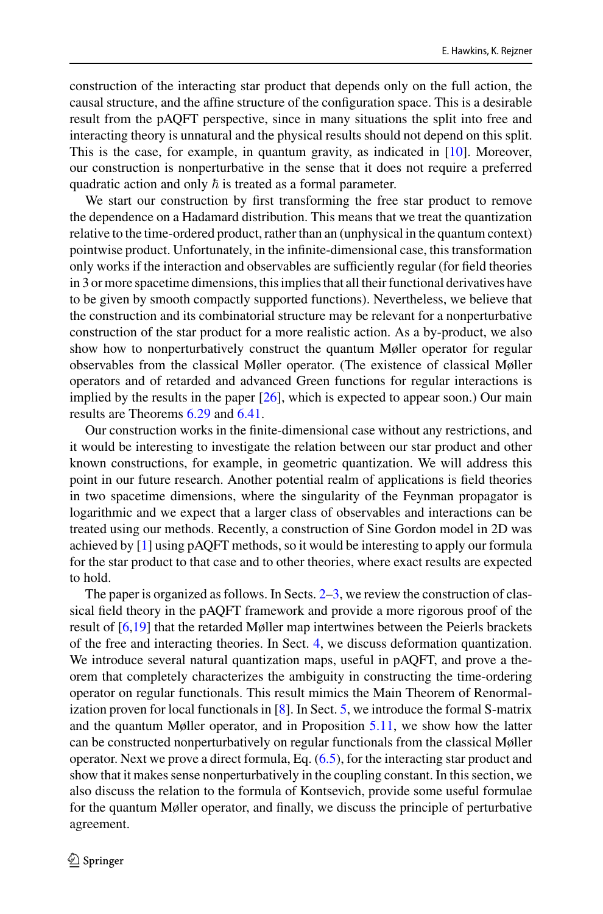construction of the interacting star product that depends only on the full action, the causal structure, and the affine structure of the configuration space. This is a desirable result from the pAQFT perspective, since in many situations the split into free and interacting theory is unnatural and the physical results should not depend on this split. This is the case, for example, in quantum gravity, as indicated in [10]. Moreover, our construction is nonperturbative in the sense that it does not require a preferred quadratic action and only $\hbar$ is treated as a formal parameter.

We start our construction by first transforming the free star product to remove the dependence on a Hadamard distribution. This means that we treat the quantization relative to the time-ordered product, rather than an (unphysical in the quantum context) pointwise product. Unfortunately, in the infinite-dimensional case, this transformation only works if the interaction and observables are sufficiently regular (for field theories in 3 or more spacetime dimensions, this implies that all their functional derivatives have to be given by smooth compactly supported functions). Nevertheless, we believe that the construction and its combinatorial structure may be relevant for a nonperturbative construction of the star product for a more realistic action. As a by-product, we also show how to nonperturbatively construct the quantum Møller operator for regular observables from the classical Møller operator. (The existence of classical Møller operators and of retarded and advanced Green functions for regular interactions is implied by the results in the paper [26], which is expected to appear soon.) Our main results are Theorems 6.29 and 6.41.

Our construction works in the finite-dimensional case without any restrictions, and it would be interesting to investigate the relation between our star product and other known constructions, for example, in geometric quantization. We will address this point in our future research. Another potential realm of applications is field theories in two spacetime dimensions, where the singularity of the Feynman propagator is logarithmic and we expect that a larger class of observables and interactions can be treated using our methods. Recently, a construction of Sine Gordon model in 2D was achieved by [1] using pAQFT methods, so it would be interesting to apply our formula for the star product to that case and to other theories, where exact results are expected to hold.

The paper is organized as follows. In Sects. 2–3, we review the construction of classical field theory in the pAQFT framework and provide a more rigorous proof of the result of [6,19] that the retarded Møller map intertwines between the Peierls brackets of the free and interacting theories. In Sect. 4, we discuss deformation quantization. We introduce several natural quantization maps, useful in pAQFT, and prove a theorem that completely characterizes the ambiguity in constructing the time-ordering operator on regular functionals. This result mimics the Main Theorem of Renormalization proven for local functionals in [8]. In Sect. 5, we introduce the formal S-matrix and the quantum Møller operator, and in Proposition 5.11, we show how the latter can be constructed nonperturbatively on regular functionals from the classical Møller operator. Next we prove a direct formula, Eq. (6.5), for the interacting star product and show that it makes sense nonperturbatively in the coupling constant. In this section, we also discuss the relation to the formula of Kontsevich, provide some useful formulae for the quantum Møller operator, and finally, we discuss the principle of perturbative agreement.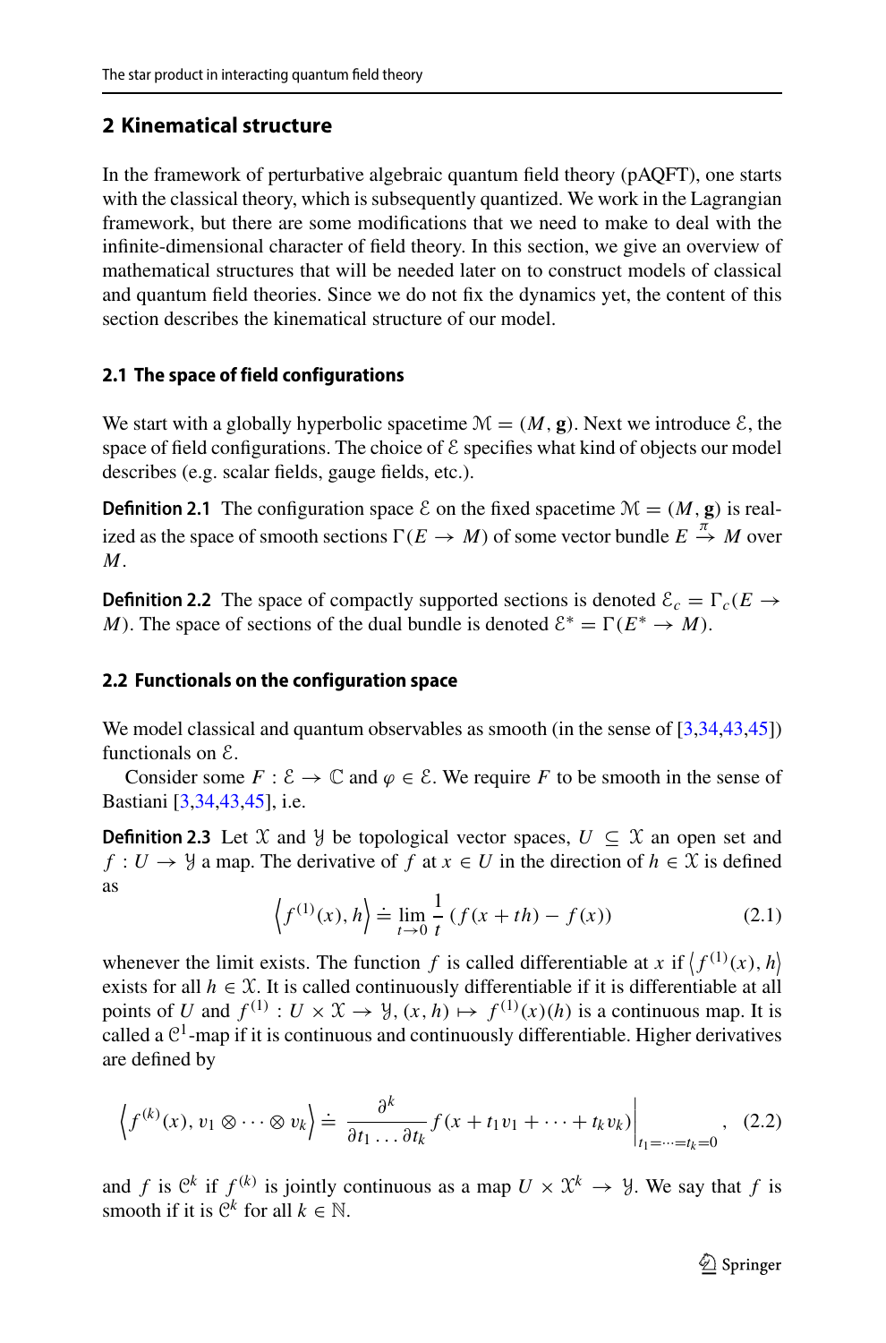## 2 Kinematical structure

In the framework of perturbative algebraic quantum field theory (pAQFT), one starts with the classical theory, which is subsequently quantized. We work in the Lagrangian framework, but there are some modifications that we need to make to deal with the infinite-dimensional character of field theory. In this section, we give an overview of mathematical structures that will be needed later on to construct models of classical and quantum field theories. Since we do not fix the dynamics yet, the content of this section describes the kinematical structure of our model.

### 2.1 The space of field configurations

We start with a globally hyperbolic spacetime $\mathcal{M} = (M, \mathbf{g})$. Next we introduce $\mathcal{E}$, the space of field configurations. The choice of $\mathcal{E}$ specifies what kind of objects our model describes (e.g. scalar fields, gauge fields, etc.).

**Definition 2.1** The configuration space $\mathcal{E}$ on the fixed spacetime $\mathcal{M} = (M, \mathbf{g})$ is realized as the space of smooth sections $\Gamma(E \to M)$ of some vector bundle $E \xrightarrow{\pi} M$ over $M$.

**Definition 2.2** The space of compactly supported sections is denoted $\mathcal{E}_c = \Gamma_c(E \to M)$. The space of sections of the dual bundle is denoted $\mathcal{E}^* = \Gamma(E^* \to M)$.

### 2.2 Functionals on the configuration space

We model classical and quantum observables as smooth (in the sense of [3,34,43,45]) functionals on $\mathcal{E}$.

Consider some $F : \mathcal{E} \to \mathbb{C}$ and $\varphi \in \mathcal{E}$. We require $F$ to be smooth in the sense of Bastiani [3,34,43,45], i.e.

**Definition 2.3** Let $\mathcal{X}$ and $\mathcal{Y}$ be topological vector spaces, $U \subseteq \mathcal{X}$ an open set and $f : U \to \mathcal{Y}$ a map. The derivative of $f$ at $x \in U$ in the direction of $h \in \mathcal{X}$ is defined as

$$\left\langle f^{(1)}(x), h \right\rangle \doteq \lim_{t \to 0} \frac{1}{t} \left( f(x + th) - f(x) \right) \tag{2.1}$$

whenever the limit exists. The function $f$ is called differentiable at $x$ if $\left\langle f^{(1)}(x), h \right\rangle$ exists for all $h \in \mathcal{X}$. It is called continuously differentiable if it is differentiable at all points of $U$ and $f^{(1)} : U \times \mathcal{X} \to \mathcal{Y}, (x, h) \mapsto f^{(1)}(x)(h)$ is a continuous map. It is called a $\mathcal{C}^1$-map if it is continuous and continuously differentiable. Higher derivatives are defined by

$$\left\langle f^{(k)}(x), v_1 \otimes \cdots \otimes v_k \right\rangle \doteq \left. \frac{\partial^k}{\partial t_1 \ldots \partial t_k} f(x + t_1 v_1 + \cdots + t_k v_k) \right|_{t_1 = \cdots = t_k = 0}, \tag{2.2}$$

and $f$ is $\mathcal{C}^k$ if $f^{(k)}$ is jointly continuous as a map $U \times \mathcal{X}^k \to \mathcal{Y}$. We say that $f$ is smooth if it is $\mathcal{C}^k$ for all $k \in \mathbb{N}$.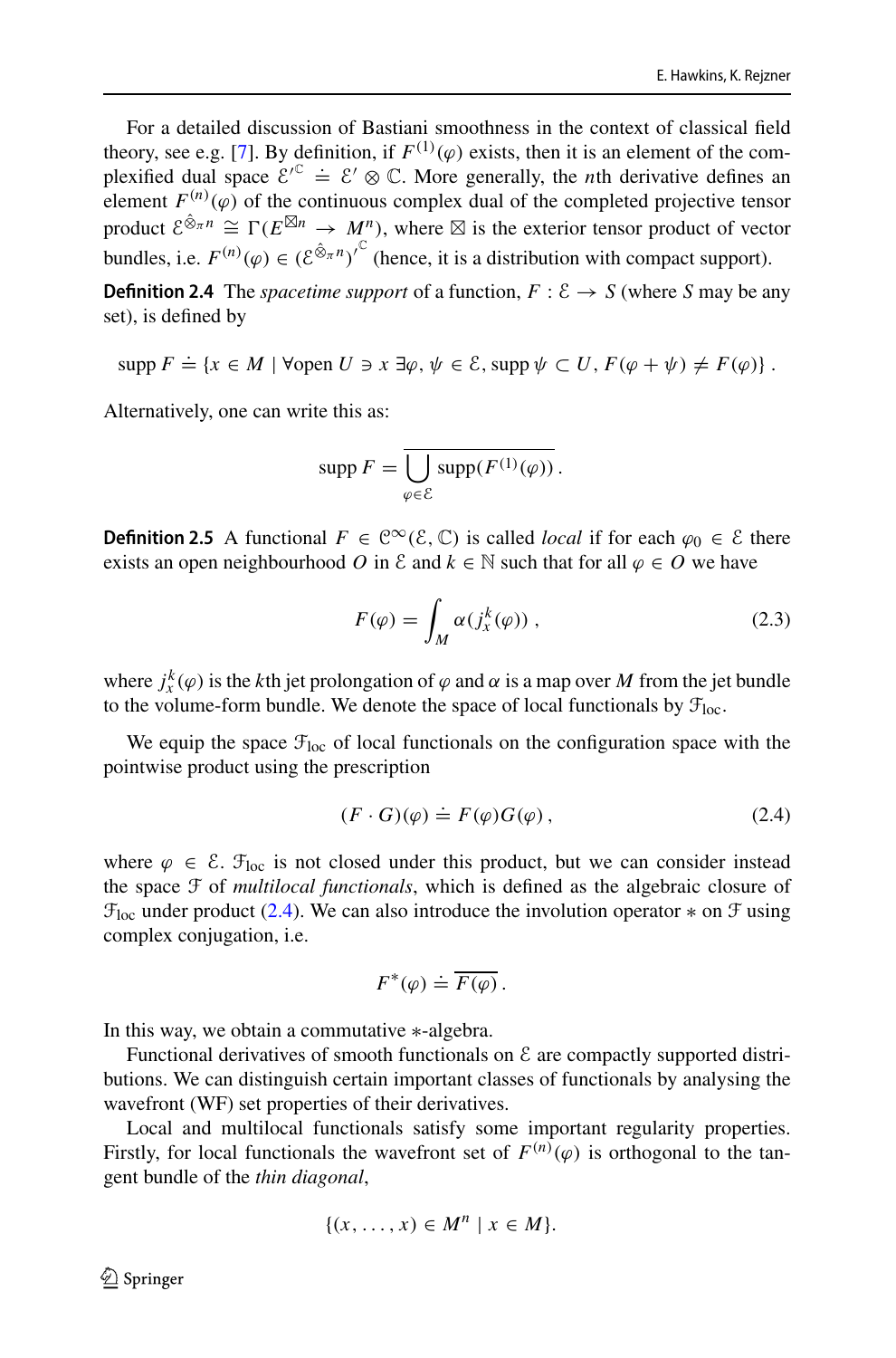For a detailed discussion of Bastiani smoothness in the context of classical field theory, see e.g. [7]. By definition, if $F^{(1)}(\varphi)$ exists, then it is an element of the complexified dual space $\mathcal{E}'^{\mathbb{C}} \doteq \mathcal{E}' \otimes \mathbb{C}$. More generally, the $n$th derivative defines an element $F^{(n)}(\varphi)$ of the continuous complex dual of the completed projective tensor product $\mathcal{E}^{\hat{\otimes}_\pi n} \cong \Gamma(E^{\boxtimes n} \to M^n)$, where $\boxtimes$ is the exterior tensor product of vector bundles, i.e. $F^{(n)}(\varphi) \in (\mathcal{E}^{\hat{\otimes}_\pi n})'^{\mathbb{C}}$ (hence, it is a distribution with compact support).

**Definition 2.4** The *spacetime support* of a function, $F : \mathcal{E} \to S$ (where $S$ may be any set), is defined by

$$\operatorname{supp} F \doteq \{x \in M \mid \forall \text{open } U \ni x \ \exists \varphi, \psi \in \mathcal{E}, \operatorname{supp} \psi \subset U, F(\varphi + \psi) \neq F(\varphi)\} .$$

Alternatively, one can write this as:

$$\operatorname{supp} F = \overline{\bigcup_{\varphi \in \mathcal{E}} \operatorname{supp}(F^{(1)}(\varphi))} .$$

**Definition 2.5** A functional $F \in \mathcal{C}^\infty(\mathcal{E}, \mathbb{C})$ is called *local* if for each $\varphi_0 \in \mathcal{E}$ there exists an open neighbourhood $O$ in $\mathcal{E}$ and $k \in \mathbb{N}$ such that for all $\varphi \in O$ we have

$$F(\varphi) = \int_M \alpha(j^k_x(\varphi)) , \tag{2.3}$$

where $j^k_x(\varphi)$ is the $k$th jet prolongation of $\varphi$ and $\alpha$ is a map over $M$ from the jet bundle to the volume-form bundle. We denote the space of local functionals by $\mathcal{F}_{\text{loc}}$.

We equip the space $\mathcal{F}_{\text{loc}}$ of local functionals on the configuration space with the pointwise product using the prescription

$$(F \cdot G)(\varphi) \doteq F(\varphi) G(\varphi) , \tag{2.4}$$

where $\varphi \in \mathcal{E}$. $\mathcal{F}_{\text{loc}}$ is not closed under this product, but we can consider instead the space $\mathcal{F}$ of *multilocal functionals*, which is defined as the algebraic closure of $\mathcal{F}_{\text{loc}}$ under product (2.4). We can also introduce the involution operator $*$ on $\mathcal{F}$ using complex conjugation, i.e.

$$F^*(\varphi) \doteq \overline{F(\varphi)} .$$

In this way, we obtain a commutative $*$-algebra.

Functional derivatives of smooth functionals on $\mathcal{E}$ are compactly supported distributions. We can distinguish certain important classes of functionals by analysing the wavefront (WF) set properties of their derivatives.

Local and multilocal functionals satisfy some important regularity properties. Firstly, for local functionals the wavefront set of $F^{(n)}(\varphi)$ is orthogonal to the tangent bundle of the *thin diagonal*,

$$\{(x, \ldots, x) \in M^n \mid x \in M\}.$$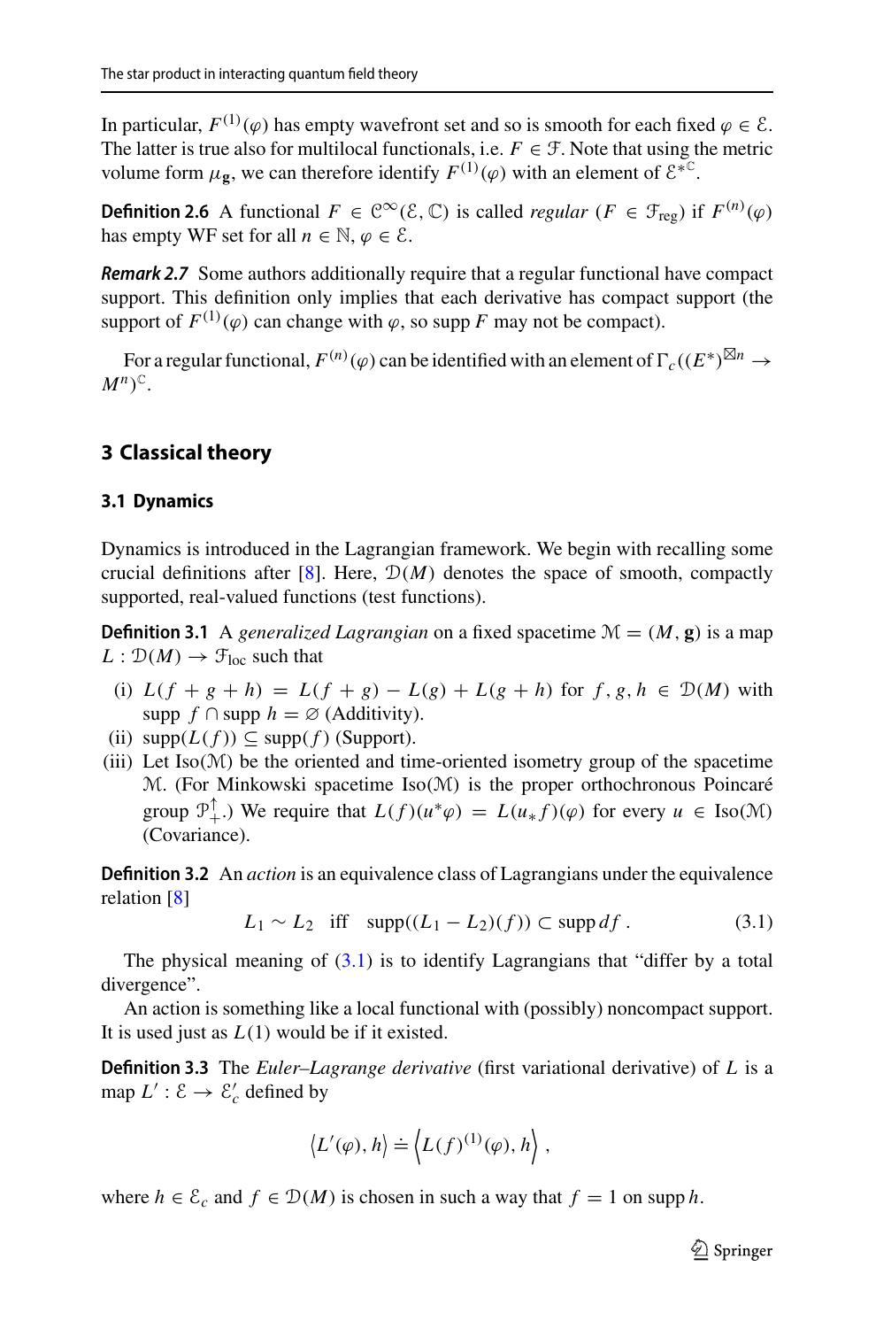In particular, $F^{(1)}(\varphi)$ has empty wavefront set and so is smooth for each fixed $\varphi \in \mathcal{E}$. The latter is true also for multilocal functionals, i.e. $F \in \mathcal{F}$. Note that using the metric volume form $\mu_{\mathbf{g}}$, we can therefore identify $F^{(1)}(\varphi)$ with an element of $\mathcal{E}^{*\mathbb{C}}$.

**Definition 2.6** A functional $F \in \mathcal{C}^\infty(\mathcal{E}, \mathbb{C})$ is called *regular* ($F \in \mathcal{F}_{\text{reg}}$) if $F^{(n)}(\varphi)$ has empty WF set for all $n \in \mathbb{N}$, $\varphi \in \mathcal{E}$.

***Remark 2.7*** Some authors additionally require that a regular functional have compact support. This definition only implies that each derivative has compact support (the support of $F^{(1)}(\varphi)$ can change with $\varphi$, so supp $F$ may not be compact).

For a regular functional, $F^{(n)}(\varphi)$ can be identified with an element of $\Gamma_c((E^*)^{\boxtimes n} \to M^n)^{\mathbb{C}}$.

## 3 Classical theory

### 3.1 Dynamics

Dynamics is introduced in the Lagrangian framework. We begin with recalling some crucial definitions after [8]. Here, $\mathcal{D}(M)$ denotes the space of smooth, compactly supported, real-valued functions (test functions).

**Definition 3.1** A *generalized Lagrangian* on a fixed spacetime $\mathcal{M} = (M, \mathbf{g})$ is a map $L : \mathcal{D}(M) \to \mathcal{F}_{\text{loc}}$ such that

- (i) $L(f + g + h) = L(f + g) - L(g) + L(g + h)$ for $f, g, h \in \mathcal{D}(M)$ with $\operatorname{supp} f \cap \operatorname{supp} h = \varnothing$ (Additivity).
- (ii) $\operatorname{supp}(L(f)) \subseteq \operatorname{supp}(f)$ (Support).
- (iii) Let $\operatorname{Iso}(\mathcal{M})$ be the oriented and time-oriented isometry group of the spacetime $\mathcal{M}$. (For Minkowski spacetime $\operatorname{Iso}(\mathcal{M})$ is the proper orthochronous Poincaré group $\mathcal{P}_+^\uparrow$.) We require that $L(f)(u^*\varphi) = L(u_* f)(\varphi)$ for every $u \in \operatorname{Iso}(\mathcal{M})$ (Covariance).

**Definition 3.2** An *action* is an equivalence class of Lagrangians under the equivalence relation [8]

$$L_1 \sim L_2 \quad \text{iff} \quad \operatorname{supp}((L_1 - L_2)(f)) \subset \operatorname{supp} df \,. \tag{3.1}$$

The physical meaning of (3.1) is to identify Lagrangians that "differ by a total divergence".

An action is something like a local functional with (possibly) noncompact support. It is used just as $L(1)$ would be if it existed.

**Definition 3.3** The *Euler–Lagrange derivative* (first variational derivative) of $L$ is a map $L' : \mathcal{E} \to \mathcal{E}'_c$ defined by

$$\left\langle L'(\varphi), h\right\rangle \doteq \left\langle L(f)^{(1)}(\varphi), h\right\rangle,$$

where $h \in \mathcal{E}_c$ and $f \in \mathcal{D}(M)$ is chosen in such a way that $f = 1$ on $\operatorname{supp} h$.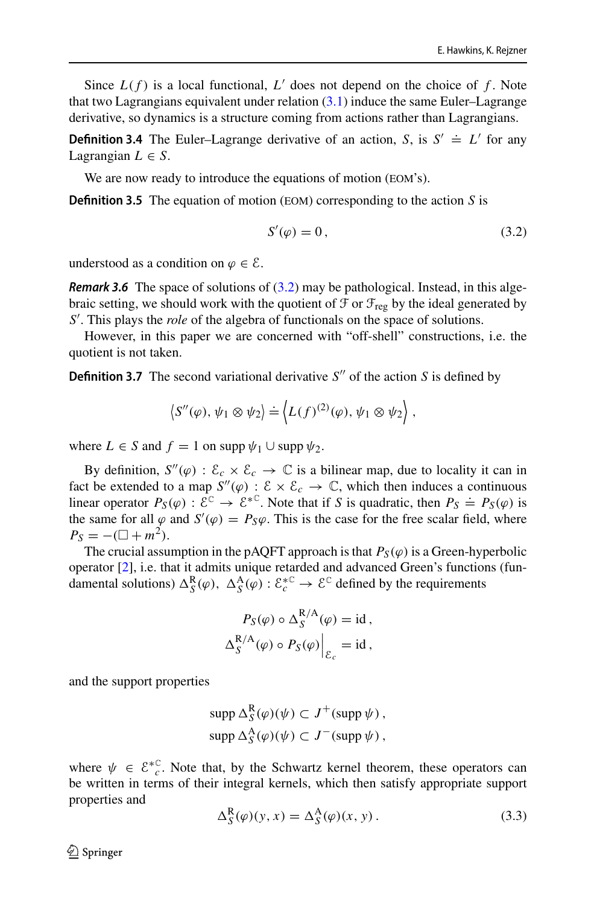Since $L(f)$ is a local functional, $L'$ does not depend on the choice of $f$. Note that two Lagrangians equivalent under relation (3.1) induce the same Euler–Lagrange derivative, so dynamics is a structure coming from actions rather than Lagrangians.

**Definition 3.4** The Euler–Lagrange derivative of an action, $S$, is $S' \doteq L'$ for any Lagrangian $L \in S$.

We are now ready to introduce the equations of motion (EOM's).

**Definition 3.5** The equation of motion (EOM) corresponding to the action $S$ is

$$S'(\varphi) = 0\,, \tag{3.2}$$

understood as a condition on $\varphi \in \mathcal{E}$.

***Remark 3.6*** The space of solutions of (3.2) may be pathological. Instead, in this algebraic setting, we should work with the quotient of $\mathcal{F}$ or $\mathcal{F}_{\text{reg}}$ by the ideal generated by $S'$. This plays the *role* of the algebra of functionals on the space of solutions.

However, in this paper we are concerned with "off-shell" constructions, i.e. the quotient is not taken.

**Definition 3.7** The second variational derivative $S''$ of the action $S$ is defined by

$$\left\langle S''(\varphi), \psi_1 \otimes \psi_2 \right\rangle \doteq \left\langle L(f)^{(2)}(\varphi), \psi_1 \otimes \psi_2 \right\rangle,$$

where $L \in S$ and $f = 1$ on $\operatorname{supp}\psi_1 \cup \operatorname{supp}\psi_2$.

By definition, $S''(\varphi) : \mathcal{E}_c \times \mathcal{E}_c \to \mathbb{C}$ is a bilinear map, due to locality it can in fact be extended to a map $S''(\varphi) : \mathcal{E} \times \mathcal{E}_c \to \mathbb{C}$, which then induces a continuous linear operator $P_S(\varphi) : \mathcal{E}^{\mathbb{C}} \to \mathcal{E}^{*\mathbb{C}}$. Note that if $S$ is quadratic, then $P_S \doteq P_S(\varphi)$ is the same for all $\varphi$ and $S'(\varphi) = P_S\varphi$. This is the case for the free scalar field, where $P_S = -(\Box + m^2)$.

The crucial assumption in the pAQFT approach is that $P_S(\varphi)$ is a Green-hyperbolic operator [2], i.e. that it admits unique retarded and advanced Green's functions (fundamental solutions) $\Delta_S^{\mathrm{R}}(\varphi),\ \Delta_S^{\mathrm{A}}(\varphi) : \mathcal{E}_c^{*\mathbb{C}} \to \mathcal{E}^{\mathbb{C}}$ defined by the requirements

$$P_S(\varphi) \circ \Delta_S^{\mathrm{R/A}}(\varphi) = \mathrm{id}\,,$$
$$\Delta_S^{\mathrm{R/A}}(\varphi) \circ P_S(\varphi)\Big|_{\mathcal{E}_c} = \mathrm{id}\,,$$

and the support properties

$$\operatorname{supp}\Delta_S^{\mathrm{R}}(\varphi)(\psi) \subset J^+(\operatorname{supp}\psi)\,,$$
$$\operatorname{supp}\Delta_S^{\mathrm{A}}(\varphi)(\psi) \subset J^-(\operatorname{supp}\psi)\,,$$

where $\psi \in \mathcal{E}_c^{*\mathbb{C}}$. Note that, by the Schwartz kernel theorem, these operators can be written in terms of their integral kernels, which then satisfy appropriate support properties and

$$\Delta_S^{\mathrm{R}}(\varphi)(y, x) = \Delta_S^{\mathrm{A}}(\varphi)(x, y)\,. \tag{3.3}$$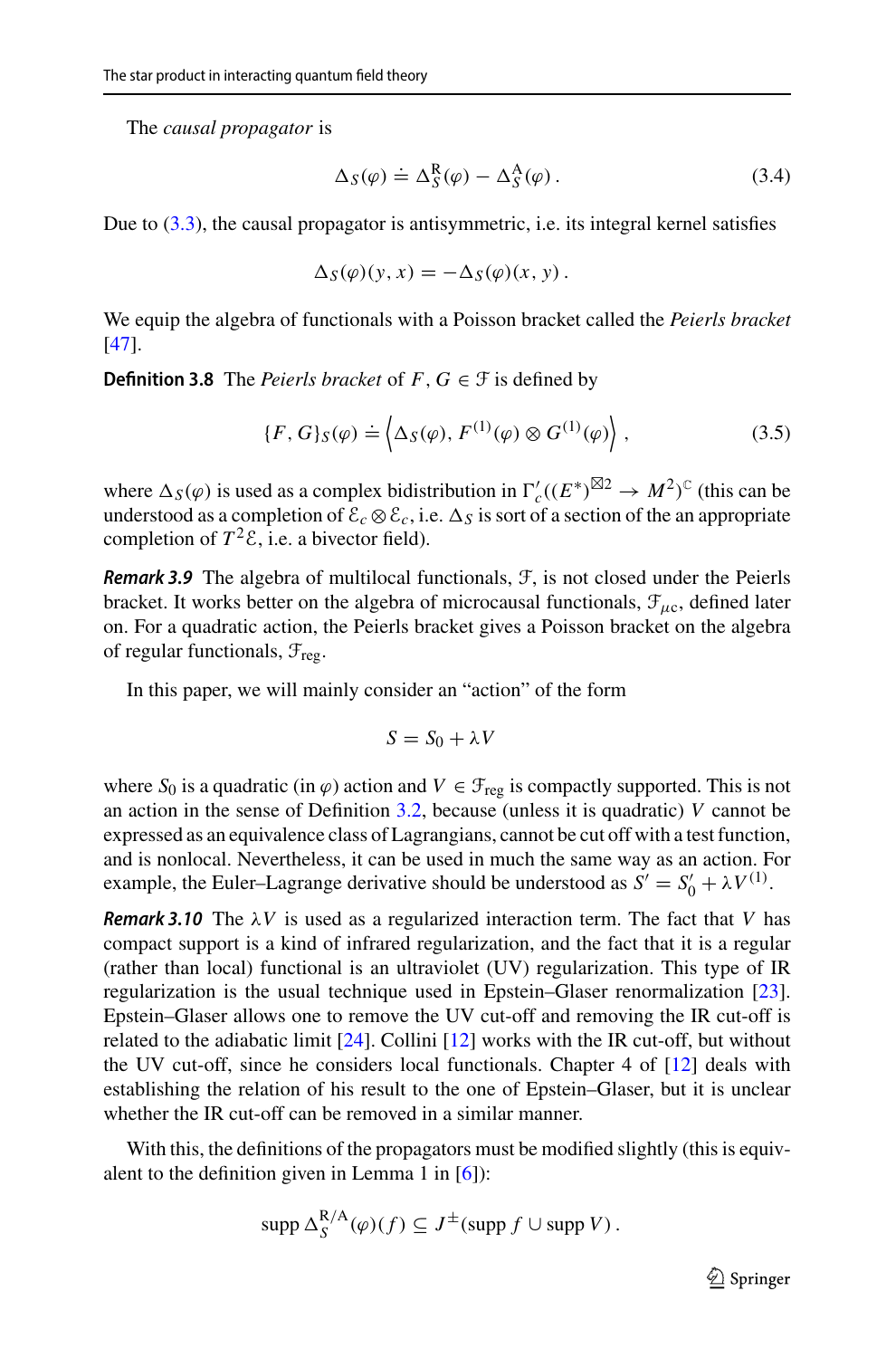The *causal propagator* is

$$\Delta_S(\varphi) \doteq \Delta_S^{\mathrm{R}}(\varphi) - \Delta_S^{\mathrm{A}}(\varphi)\,. \tag{3.4}$$

Due to (3.3), the causal propagator is antisymmetric, i.e. its integral kernel satisfies

$$\Delta_S(\varphi)(y,x) = -\Delta_S(\varphi)(x,y)\,.$$

We equip the algebra of functionals with a Poisson bracket called the *Peierls bracket* [47].

**Definition 3.8** The *Peierls bracket* of $F, G \in \mathcal{F}$ is defined by

$$\{F, G\}_S(\varphi) \doteq \left\langle \Delta_S(\varphi), F^{(1)}(\varphi) \otimes G^{(1)}(\varphi) \right\rangle, \tag{3.5}$$

where $\Delta_S(\varphi)$ is used as a complex bidistribution in $\Gamma_c'((E^*)^{\boxtimes 2} \to M^2)^{\mathbb{C}}$ (this can be understood as a completion of $\mathcal{E}_c \otimes \mathcal{E}_c$, i.e. $\Delta_S$ is sort of a section of the an appropriate completion of $T^2\mathcal{E}$, i.e. a bivector field).

***Remark 3.9*** The algebra of multilocal functionals, $\mathcal{F}$, is not closed under the Peierls bracket. It works better on the algebra of microcausal functionals, $\mathcal{F}_{\mu c}$, defined later on. For a quadratic action, the Peierls bracket gives a Poisson bracket on the algebra of regular functionals, $\mathcal{F}_{\mathrm{reg}}$.

In this paper, we will mainly consider an "action" of the form

$$S = S_0 + \lambda V$$

where $S_0$ is a quadratic (in $\varphi$) action and $V \in \mathcal{F}_{\mathrm{reg}}$ is compactly supported. This is not an action in the sense of Definition 3.2, because (unless it is quadratic) $V$ cannot be expressed as an equivalence class of Lagrangians, cannot be cut off with a test function, and is nonlocal. Nevertheless, it can be used in much the same way as an action. For example, the Euler–Lagrange derivative should be understood as $S' = S_0' + \lambda V^{(1)}$.

***Remark 3.10*** The $\lambda V$ is used as a regularized interaction term. The fact that $V$ has compact support is a kind of infrared regularization, and the fact that it is a regular (rather than local) functional is an ultraviolet (UV) regularization. This type of IR regularization is the usual technique used in Epstein–Glaser renormalization [23]. Epstein–Glaser allows one to remove the UV cut-off and removing the IR cut-off is related to the adiabatic limit [24]. Collini [12] works with the IR cut-off, but without the UV cut-off, since he considers local functionals. Chapter 4 of [12] deals with establishing the relation of his result to the one of Epstein–Glaser, but it is unclear whether the IR cut-off can be removed in a similar manner.

With this, the definitions of the propagators must be modified slightly (this is equivalent to the definition given in Lemma 1 in [6]):

$$\operatorname{supp} \Delta_S^{\mathrm{R/A}}(\varphi)(f) \subseteq J^{\pm}(\operatorname{supp} f \cup \operatorname{supp} V)\,.$$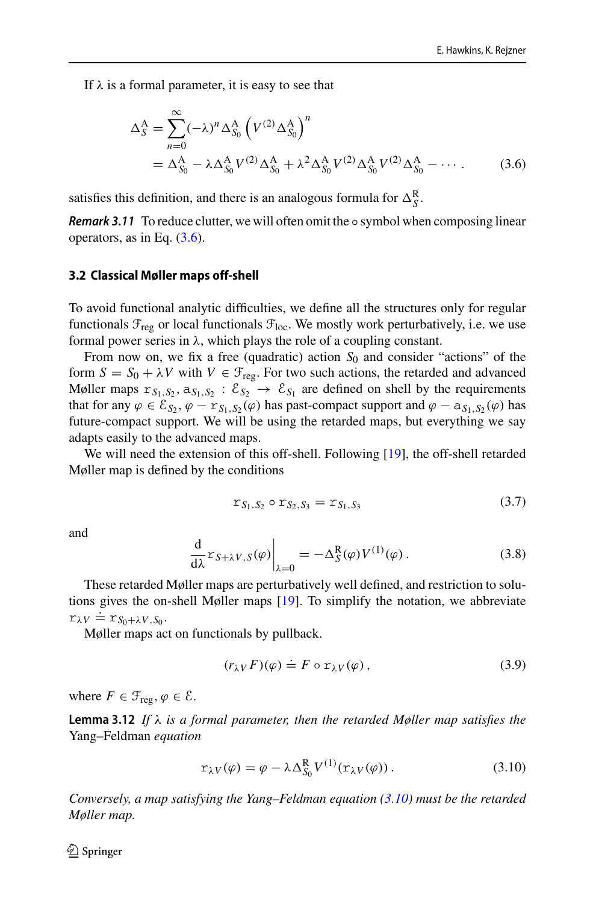If $\lambda$ is a formal parameter, it is easy to see that

$$
\begin{aligned}
\Delta_S^{\mathrm{A}} &= \sum_{n=0}^{\infty} (-\lambda)^n \Delta_{S_0}^{\mathrm{A}} \left( V^{(2)} \Delta_{S_0}^{\mathrm{A}} \right)^n \\
&= \Delta_{S_0}^{\mathrm{A}} - \lambda \Delta_{S_0}^{\mathrm{A}} V^{(2)} \Delta_{S_0}^{\mathrm{A}} + \lambda^2 \Delta_{S_0}^{\mathrm{A}} V^{(2)} \Delta_{S_0}^{\mathrm{A}} V^{(2)} \Delta_{S_0}^{\mathrm{A}} - \cdots .
\end{aligned}
\tag{3.6}
$$

satisfies this definition, and there is an analogous formula for $\Delta_S^{\mathrm{R}}$.

***Remark 3.11*** To reduce clutter, we will often omit the $\circ$ symbol when composing linear operators, as in Eq. (3.6).

### 3.2 Classical Møller maps off-shell

To avoid functional analytic difficulties, we define all the structures only for regular functionals $\mathcal{F}_{\mathrm{reg}}$ or local functionals $\mathcal{F}_{\mathrm{loc}}$. We mostly work perturbatively, i.e. we use formal power series in $\lambda$, which plays the role of a coupling constant.

From now on, we fix a free (quadratic) action $S_0$ and consider "actions" of the form $S = S_0 + \lambda V$ with $V \in \mathcal{F}_{\mathrm{reg}}$. For two such actions, the retarded and advanced Møller maps $\mathtt{r}_{S_1,S_2}, \mathtt{a}_{S_1,S_2} : \mathcal{E}_{S_2} \to \mathcal{E}_{S_1}$ are defined on shell by the requirements that for any $\varphi \in \mathcal{E}_{S_2}$, $\varphi - \mathtt{r}_{S_1,S_2}(\varphi)$ has past-compact support and $\varphi - \mathtt{a}_{S_1,S_2}(\varphi)$ has future-compact support. We will be using the retarded maps, but everything we say adapts easily to the advanced maps.

We will need the extension of this off-shell. Following [19], the off-shell retarded Møller map is defined by the conditions

$$
\mathtt{r}_{S_1,S_2} \circ \mathtt{r}_{S_2,S_3} = \mathtt{r}_{S_1,S_3}
\tag{3.7}
$$

and

$$
\left. \frac{\mathrm{d}}{\mathrm{d}\lambda} \mathtt{r}_{S+\lambda V,S}(\varphi) \right|_{\lambda=0} = -\Delta_S^{\mathrm{R}}(\varphi) V^{(1)}(\varphi) .
\tag{3.8}
$$

These retarded Møller maps are perturbatively well defined, and restriction to solutions gives the on-shell Møller maps [19]. To simplify the notation, we abbreviate $\mathtt{r}_{\lambda V} \doteq \mathtt{r}_{S_0+\lambda V,S_0}$.

Møller maps act on functionals by pullback.

$$
(r_{\lambda V} F)(\varphi) \doteq F \circ \mathtt{r}_{\lambda V}(\varphi) ,
\tag{3.9}
$$

where $F \in \mathcal{F}_{\mathrm{reg}}$, $\varphi \in \mathcal{E}$.

**Lemma 3.12** *If $\lambda$ is a formal parameter, then the retarded Møller map satisfies the* Yang–Feldman *equation*

$$
\mathtt{r}_{\lambda V}(\varphi) = \varphi - \lambda \Delta_{S_0}^{\mathrm{R}} V^{(1)}(\mathtt{r}_{\lambda V}(\varphi)) .
\tag{3.10}
$$

*Conversely, a map satisfying the Yang–Feldman equation (3.10) must be the retarded Møller map.*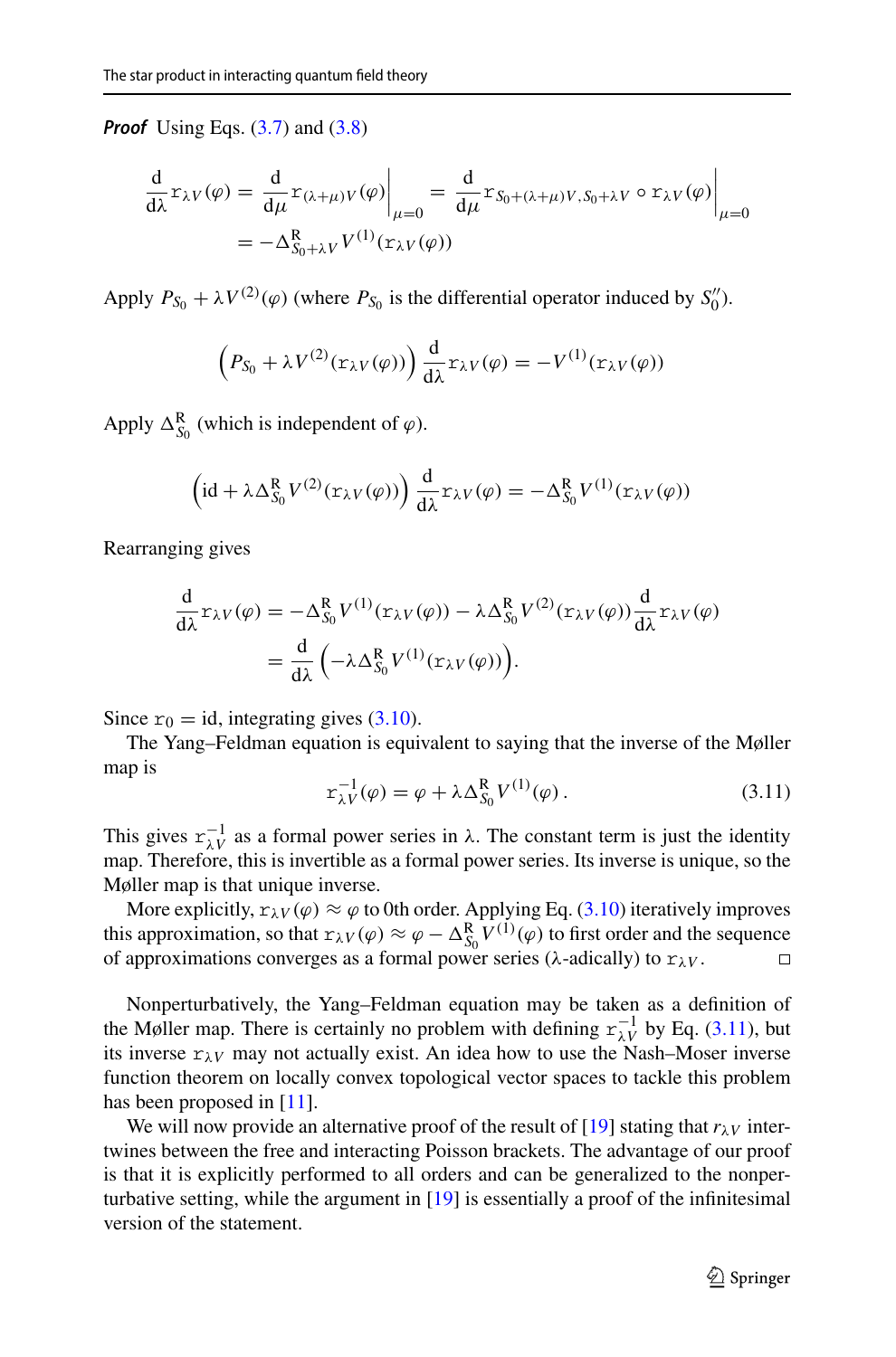***Proof*** Using Eqs. (3.7) and (3.8)

$$\frac{\mathrm{d}}{\mathrm{d}\lambda}\mathfrak{r}_{\lambda V}(\varphi) = \frac{\mathrm{d}}{\mathrm{d}\mu}\mathfrak{r}_{(\lambda+\mu)V}(\varphi)\bigg|_{\mu=0} = \frac{\mathrm{d}}{\mathrm{d}\mu}\mathfrak{r}_{S_0+(\lambda+\mu)V,S_0+\lambda V}\circ\mathfrak{r}_{\lambda V}(\varphi)\bigg|_{\mu=0}$$
$$= -\Delta^{\mathrm{R}}_{S_0+\lambda V}V^{(1)}(\mathfrak{r}_{\lambda V}(\varphi))$$

Apply $P_{S_0} + \lambda V^{(2)}(\varphi)$ (where $P_{S_0}$ is the differential operator induced by $S_0''$).

$$\left(P_{S_0} + \lambda V^{(2)}(\mathfrak{r}_{\lambda V}(\varphi))\right)\frac{\mathrm{d}}{\mathrm{d}\lambda}\mathfrak{r}_{\lambda V}(\varphi) = -V^{(1)}(\mathfrak{r}_{\lambda V}(\varphi))$$

Apply $\Delta^{\mathrm{R}}_{S_0}$ (which is independent of $\varphi$).

$$\left(\mathrm{id} + \lambda\Delta^{\mathrm{R}}_{S_0}V^{(2)}(\mathfrak{r}_{\lambda V}(\varphi))\right)\frac{\mathrm{d}}{\mathrm{d}\lambda}\mathfrak{r}_{\lambda V}(\varphi) = -\Delta^{\mathrm{R}}_{S_0}V^{(1)}(\mathfrak{r}_{\lambda V}(\varphi))$$

Rearranging gives

$$\frac{\mathrm{d}}{\mathrm{d}\lambda}\mathfrak{r}_{\lambda V}(\varphi) = -\Delta^{\mathrm{R}}_{S_0}V^{(1)}(\mathfrak{r}_{\lambda V}(\varphi)) - \lambda\Delta^{\mathrm{R}}_{S_0}V^{(2)}(\mathfrak{r}_{\lambda V}(\varphi))\frac{\mathrm{d}}{\mathrm{d}\lambda}\mathfrak{r}_{\lambda V}(\varphi)$$
$$= \frac{\mathrm{d}}{\mathrm{d}\lambda}\left(-\lambda\Delta^{\mathrm{R}}_{S_0}V^{(1)}(\mathfrak{r}_{\lambda V}(\varphi))\right).$$

Since $\mathfrak{r}_0 = \mathrm{id}$, integrating gives (3.10).

The Yang–Feldman equation is equivalent to saying that the inverse of the Møller map is

$$\mathfrak{r}^{-1}_{\lambda V}(\varphi) = \varphi + \lambda\Delta^{\mathrm{R}}_{S_0}V^{(1)}(\varphi)\,. \tag{3.11}$$

This gives $\mathfrak{r}^{-1}_{\lambda V}$ as a formal power series in $\lambda$. The constant term is just the identity map. Therefore, this is invertible as a formal power series. Its inverse is unique, so the Møller map is that unique inverse.

More explicitly, $\mathfrak{r}_{\lambda V}(\varphi) \approx \varphi$ to 0th order. Applying Eq. (3.10) iteratively improves this approximation, so that $\mathfrak{r}_{\lambda V}(\varphi) \approx \varphi - \Delta^{\mathrm{R}}_{S_0}V^{(1)}(\varphi)$ to first order and the sequence of approximations converges as a formal power series ($\lambda$-adically) to $\mathfrak{r}_{\lambda V}$. □

Nonperturbatively, the Yang–Feldman equation may be taken as a definition of the Møller map. There is certainly no problem with defining $\mathfrak{r}^{-1}_{\lambda V}$ by Eq. (3.11), but its inverse $\mathfrak{r}_{\lambda V}$ may not actually exist. An idea how to use the Nash–Moser inverse function theorem on locally convex topological vector spaces to tackle this problem has been proposed in [11].

We will now provide an alternative proof of the result of [19] stating that $r_{\lambda V}$ intertwines between the free and interacting Poisson brackets. The advantage of our proof is that it is explicitly performed to all orders and can be generalized to the nonperturbative setting, while the argument in [19] is essentially a proof of the infinitesimal version of the statement.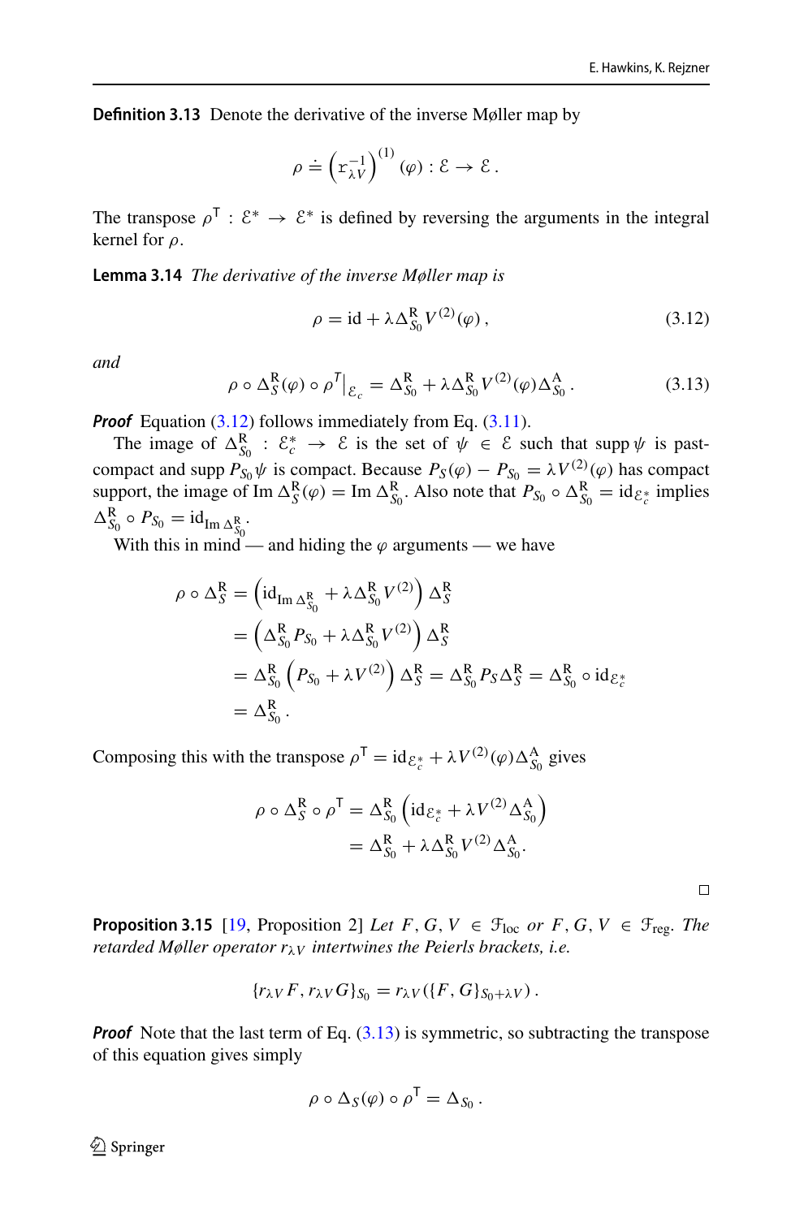**Definition 3.13** Denote the derivative of the inverse Møller map by

$$\rho \doteq \left(\mathtt{r}_{\lambda V}^{-1}\right)^{(1)}(\varphi) : \mathcal{E} \to \mathcal{E}\,.$$

The transpose $\rho^{\mathsf{T}} : \mathcal{E}^* \to \mathcal{E}^*$ is defined by reversing the arguments in the integral kernel for $\rho$.

**Lemma 3.14** *The derivative of the inverse Møller map is*

$$\rho = \mathrm{id} + \lambda \Delta^{\mathrm{R}}_{S_0} V^{(2)}(\varphi)\,, \tag{3.12}$$

*and*

$$\rho \circ \Delta^{\mathrm{R}}_{S}(\varphi) \circ \rho^{T}\big|_{\mathcal{E}_c} = \Delta^{\mathrm{R}}_{S_0} + \lambda \Delta^{\mathrm{R}}_{S_0} V^{(2)}(\varphi) \Delta^{\mathrm{A}}_{S_0}\,. \tag{3.13}$$

***Proof*** Equation (3.12) follows immediately from Eq. (3.11).

The image of $\Delta^{\mathrm{R}}_{S_0} : \mathcal{E}^*_c \to \mathcal{E}$ is the set of $\psi \in \mathcal{E}$ such that $\operatorname{supp}\psi$ is past-compact and $\operatorname{supp} P_{S_0}\psi$ is compact. Because $P_S(\varphi) - P_{S_0} = \lambda V^{(2)}(\varphi)$ has compact support, the image of $\operatorname{Im} \Delta^{\mathrm{R}}_S(\varphi) = \operatorname{Im} \Delta^{\mathrm{R}}_{S_0}$. Also note that $P_{S_0} \circ \Delta^{\mathrm{R}}_{S_0} = \mathrm{id}_{\mathcal{E}^*_c}$ implies $\Delta^{\mathrm{R}}_{S_0} \circ P_{S_0} = \mathrm{id}_{\operatorname{Im} \Delta^{\mathrm{R}}_{S_0}}$.

With this in mind — and hiding the $\varphi$ arguments — we have

$$\begin{aligned}
\rho \circ \Delta^{\mathrm{R}}_S &= \left(\mathrm{id}_{\operatorname{Im} \Delta^{\mathrm{R}}_{S_0}} + \lambda \Delta^{\mathrm{R}}_{S_0} V^{(2)}\right) \Delta^{\mathrm{R}}_S \\
&= \left(\Delta^{\mathrm{R}}_{S_0} P_{S_0} + \lambda \Delta^{\mathrm{R}}_{S_0} V^{(2)}\right) \Delta^{\mathrm{R}}_S \\
&= \Delta^{\mathrm{R}}_{S_0} \left(P_{S_0} + \lambda V^{(2)}\right) \Delta^{\mathrm{R}}_S = \Delta^{\mathrm{R}}_{S_0} P_S \Delta^{\mathrm{R}}_S = \Delta^{\mathrm{R}}_{S_0} \circ \mathrm{id}_{\mathcal{E}^*_c} \\
&= \Delta^{\mathrm{R}}_{S_0}\,.
\end{aligned}$$

Composing this with the transpose $\rho^{\mathsf{T}} = \mathrm{id}_{\mathcal{E}^*_c} + \lambda V^{(2)}(\varphi) \Delta^{\mathrm{A}}_{S_0}$ gives

$$\begin{aligned}
\rho \circ \Delta^{\mathrm{R}}_S \circ \rho^{\mathsf{T}} &= \Delta^{\mathrm{R}}_{S_0} \left(\mathrm{id}_{\mathcal{E}^*_c} + \lambda V^{(2)} \Delta^{\mathrm{A}}_{S_0}\right) \\
&= \Delta^{\mathrm{R}}_{S_0} + \lambda \Delta^{\mathrm{R}}_{S_0} V^{(2)} \Delta^{\mathrm{A}}_{S_0}.
\end{aligned}$$

□

**Proposition 3.15** [19, Proposition 2] *Let $F, G, V \in \mathcal{F}_{\mathrm{loc}}$ or $F, G, V \in \mathcal{F}_{\mathrm{reg}}$. The retarded Møller operator $r_{\lambda V}$ intertwines the Peierls brackets, i.e.*

$$\{r_{\lambda V} F, r_{\lambda V} G\}_{S_0} = r_{\lambda V}(\{F, G\}_{S_0 + \lambda V})\,.$$

***Proof*** Note that the last term of Eq. (3.13) is symmetric, so subtracting the transpose of this equation gives simply

$$\rho \circ \Delta_S(\varphi) \circ \rho^{\mathsf{T}} = \Delta_{S_0}\,.$$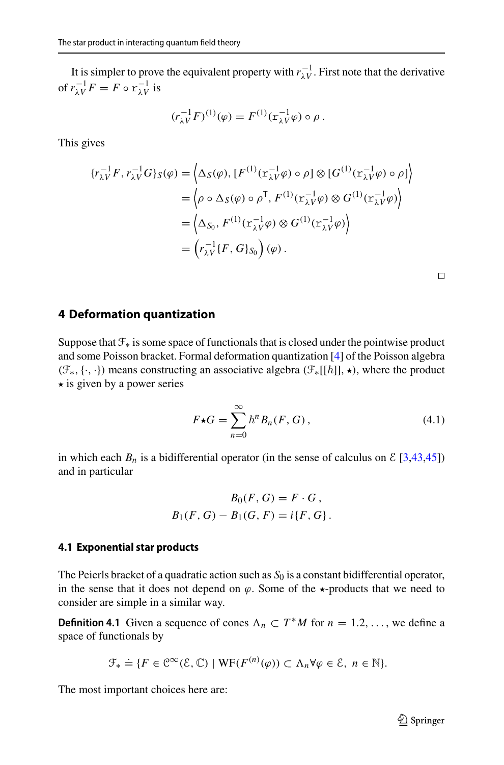It is simpler to prove the equivalent property with $r_{\lambda V}^{-1}$. First note that the derivative of $r_{\lambda V}^{-1} F = F \circ \mathfrak{r}_{\lambda V}^{-1}$ is

$$(r_{\lambda V}^{-1} F)^{(1)}(\varphi) = F^{(1)}(\mathfrak{r}_{\lambda V}^{-1}\varphi) \circ \rho\,.$$

This gives

$$\begin{aligned}
\{r_{\lambda V}^{-1} F, r_{\lambda V}^{-1} G\}_S(\varphi) &= \left\langle \Delta_S(\varphi), [F^{(1)}(\mathfrak{r}_{\lambda V}^{-1}\varphi) \circ \rho] \otimes [G^{(1)}(\mathfrak{r}_{\lambda V}^{-1}\varphi) \circ \rho] \right\rangle \\
&= \left\langle \rho \circ \Delta_S(\varphi) \circ \rho^{\mathsf{T}}, F^{(1)}(\mathfrak{r}_{\lambda V}^{-1}\varphi) \otimes G^{(1)}(\mathfrak{r}_{\lambda V}^{-1}\varphi) \right\rangle \\
&= \left\langle \Delta_{S_0}, F^{(1)}(\mathfrak{r}_{\lambda V}^{-1}\varphi) \otimes G^{(1)}(\mathfrak{r}_{\lambda V}^{-1}\varphi) \right\rangle \\
&= \left( r_{\lambda V}^{-1} \{F, G\}_{S_0} \right)(\varphi)\,.
\end{aligned}$$

□

## 4 Deformation quantization

Suppose that $\mathcal{F}_*$ is some space of functionals that is closed under the pointwise product and some Poisson bracket. Formal deformation quantization [4] of the Poisson algebra $(\mathcal{F}_*, \{\cdot,\cdot\})$ means constructing an associative algebra $(\mathcal{F}_*[[\hbar]], \star)$, where the product $\star$ is given by a power series

$$F \star G = \sum_{n=0}^{\infty} \hbar^n B_n(F, G)\,, \tag{4.1}$$

in which each $B_n$ is a bidifferential operator (in the sense of calculus on $\mathcal{E}$ [3,43,45]) and in particular

$$\begin{aligned}
B_0(F, G) &= F \cdot G\,, \\
B_1(F, G) - B_1(G, F) &= i\{F, G\}\,.
\end{aligned}$$

### 4.1 Exponential star products

The Peierls bracket of a quadratic action such as $S_0$ is a constant bidifferential operator, in the sense that it does not depend on $\varphi$. Some of the $\star$-products that we need to consider are simple in a similar way.

**Definition 4.1** Given a sequence of cones $\Lambda_n \subset T^*M$ for $n = 1.2, \ldots$, we define a space of functionals by

$$\mathcal{F}_* \doteq \{F \in \mathcal{C}^\infty(\mathcal{E}, \mathbb{C}) \mid \mathrm{WF}(F^{(n)}(\varphi)) \subset \Lambda_n \forall \varphi \in \mathcal{E},\ n \in \mathbb{N}\}.$$

The most important choices here are: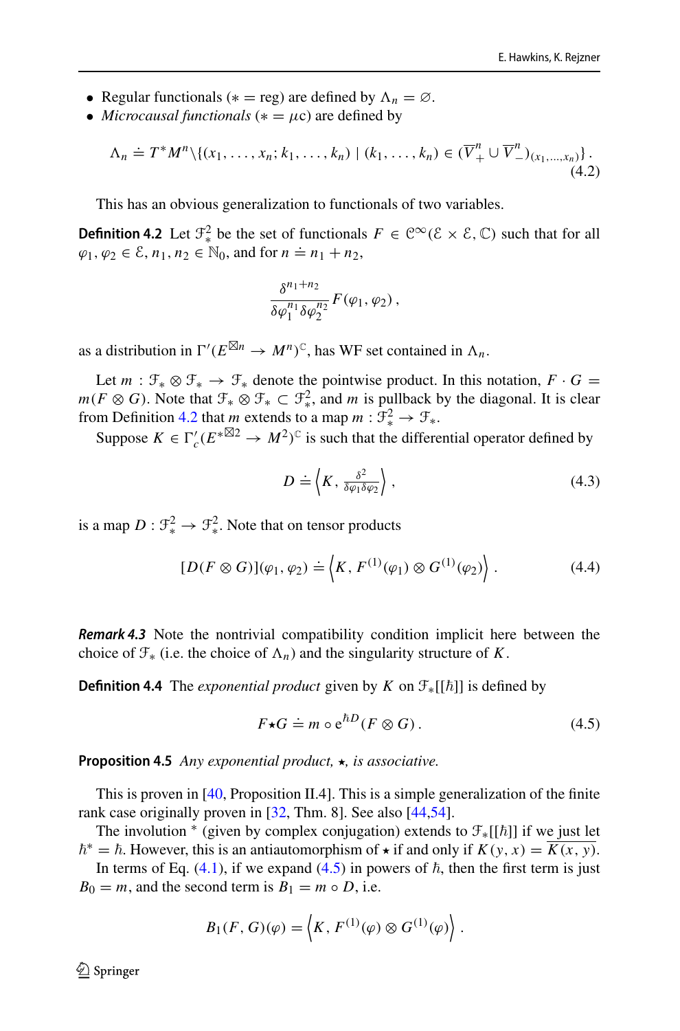- Regular functionals ($*=\text{reg}$) are defined by $\Lambda_n = \varnothing$.
- *Microcausal functionals* ($* = \mu\text{c}$) are defined by

$$\Lambda_n \doteq T^*M^n \backslash \{(x_1,\ldots,x_n;k_1,\ldots,k_n) \mid (k_1,\ldots,k_n) \in (\overline{V}^n_+ \cup \overline{V}^n_-)_{(x_1,\ldots,x_n)}\}\,. \tag{4.2}$$

This has an obvious generalization to functionals of two variables.

**Definition 4.2** Let $\mathcal{F}^2_*$ be the set of functionals $F \in \mathcal{C}^\infty(\mathcal{E}\times\mathcal{E},\mathbb{C})$ such that for all $\varphi_1,\varphi_2 \in \mathcal{E}$, $n_1,n_2\in\mathbb{N}_0$, and for $n \doteq n_1+n_2$,

$$\frac{\delta^{n_1+n_2}}{\delta\varphi_1^{n_1}\delta\varphi_2^{n_2}}F(\varphi_1,\varphi_2)\,,$$

as a distribution in $\Gamma'(E^{\boxtimes n}\to M^n)^{\mathbb{C}}$, has WF set contained in $\Lambda_n$.

Let $m : \mathcal{F}_*\otimes\mathcal{F}_*\to\mathcal{F}_*$ denote the pointwise product. In this notation, $F\cdot G = m(F\otimes G)$. Note that $\mathcal{F}_*\otimes\mathcal{F}_*\subset\mathcal{F}^2_*$, and $m$ is pullback by the diagonal. It is clear from Definition 4.2 that $m$ extends to a map $m:\mathcal{F}^2_*\to\mathcal{F}_*$.

Suppose $K\in\Gamma'_c(E^{*\boxtimes 2}\to M^2)^{\mathbb{C}}$ is such that the differential operator defined by

$$D \doteq \left\langle K, \tfrac{\delta^2}{\delta\varphi_1\delta\varphi_2}\right\rangle, \tag{4.3}$$

is a map $D:\mathcal{F}^2_*\to\mathcal{F}^2_*$. Note that on tensor products

$$[D(F\otimes G)](\varphi_1,\varphi_2) \doteq \left\langle K, F^{(1)}(\varphi_1)\otimes G^{(1)}(\varphi_2)\right\rangle. \tag{4.4}$$

***Remark 4.3*** Note the nontrivial compatibility condition implicit here between the choice of $\mathcal{F}_*$ (i.e. the choice of $\Lambda_n$) and the singularity structure of $K$.

**Definition 4.4** The *exponential product* given by $K$ on $\mathcal{F}_*[[\hbar]]$ is defined by

$$F\star G \doteq m\circ e^{\hbar D}(F\otimes G)\,. \tag{4.5}$$

**Proposition 4.5** *Any exponential product, $\star$, is associative.*

This is proven in [40, Proposition II.4]. This is a simple generalization of the finite rank case originally proven in [32, Thm. 8]. See also [44,54].

The involution $^*$ (given by complex conjugation) extends to $\mathcal{F}_*[[\hbar]]$ if we just let $\hbar^*=\hbar$. However, this is an antiautomorphism of $\star$ if and only if $K(y,x)=\overline{K(x,y)}$.

In terms of Eq. (4.1), if we expand (4.5) in powers of $\hbar$, then the first term is just $B_0=m$, and the second term is $B_1 = m\circ D$, i.e.

$$B_1(F,G)(\varphi) = \left\langle K, F^{(1)}(\varphi)\otimes G^{(1)}(\varphi)\right\rangle.$$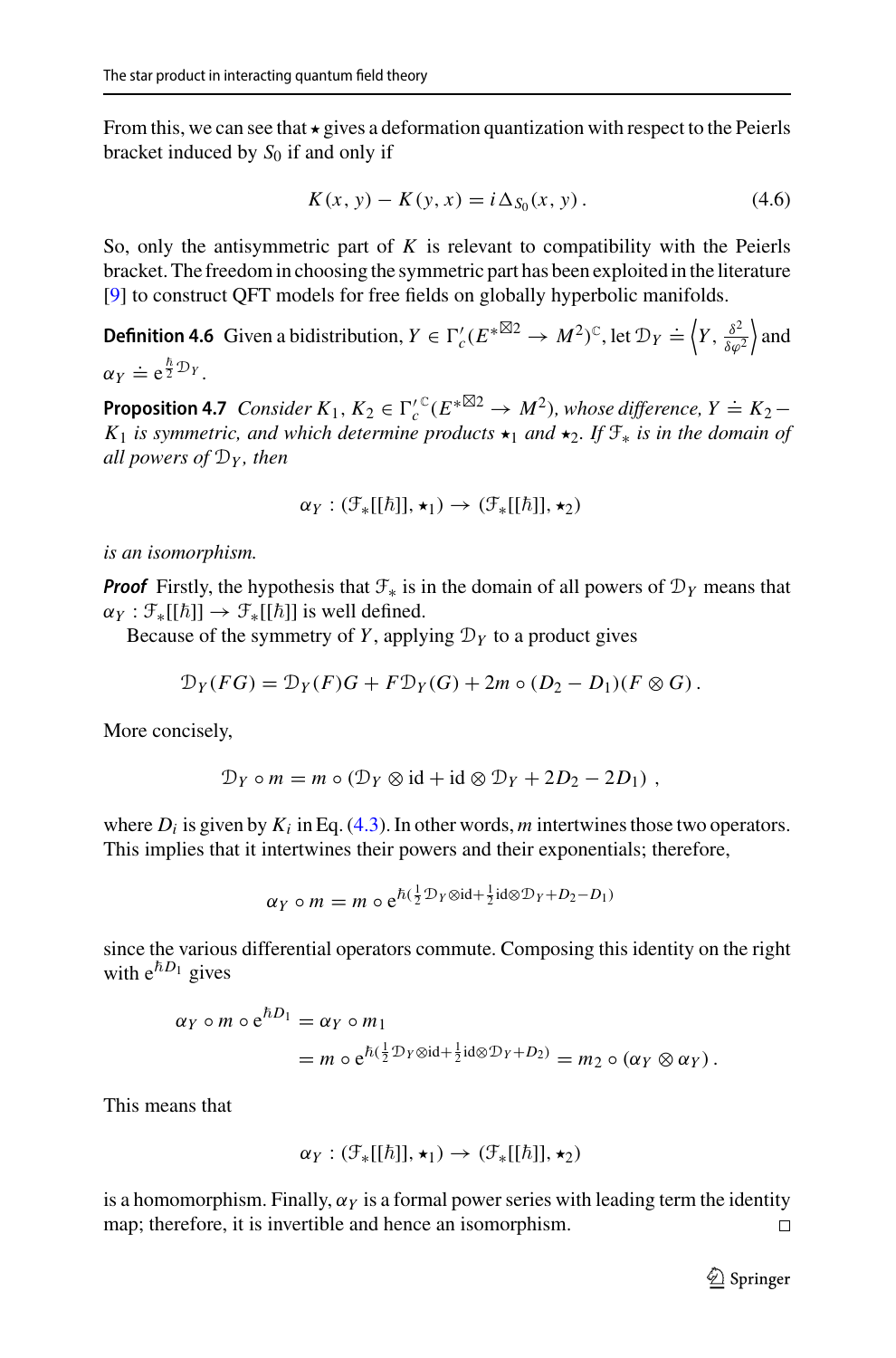From this, we can see that $\star$ gives a deformation quantization with respect to the Peierls bracket induced by $S_0$ if and only if

$$K(x, y) - K(y, x) = i\Delta_{S_0}(x, y)\,. \tag{4.6}$$

So, only the antisymmetric part of $K$ is relevant to compatibility with the Peierls bracket. The freedom in choosing the symmetric part has been exploited in the literature [9] to construct QFT models for free fields on globally hyperbolic manifolds.

**Definition 4.6** Given a bidistribution, $Y \in \Gamma_c'(E^{*\boxtimes 2} \to M^2)^{\mathbb{C}}$, let $\mathcal{D}_Y \doteq \left\langle Y, \frac{\delta^2}{\delta\varphi^2}\right\rangle$ and $\alpha_Y \doteq \mathrm{e}^{\frac{\hbar}{2}\mathcal{D}_Y}$.

**Proposition 4.7** *Consider $K_1, K_2 \in \Gamma_c'^{\mathbb{C}}(E^{*\boxtimes 2} \to M^2)$, whose difference, $Y \doteq K_2 - K_1$ is symmetric, and which determine products $\star_1$ and $\star_2$. If $\mathcal{F}_*$ is in the domain of all powers of $\mathcal{D}_Y$, then*

$$\alpha_Y : (\mathcal{F}_*[[\hbar]], \star_1) \to (\mathcal{F}_*[[\hbar]], \star_2)$$

*is an isomorphism.*

***Proof*** Firstly, the hypothesis that $\mathcal{F}_*$ is in the domain of all powers of $\mathcal{D}_Y$ means that $\alpha_Y : \mathcal{F}_*[[\hbar]] \to \mathcal{F}_*[[\hbar]]$ is well defined.

Because of the symmetry of $Y$, applying $\mathcal{D}_Y$ to a product gives

$$\mathcal{D}_Y(FG) = \mathcal{D}_Y(F)G + F\mathcal{D}_Y(G) + 2m \circ (D_2 - D_1)(F \otimes G)\,.$$

More concisely,

$$\mathcal{D}_Y \circ m = m \circ (\mathcal{D}_Y \otimes \mathrm{id} + \mathrm{id} \otimes \mathcal{D}_Y + 2D_2 - 2D_1)\ ,$$

where $D_i$ is given by $K_i$ in Eq. (4.3). In other words, $m$ intertwines those two operators. This implies that it intertwines their powers and their exponentials; therefore,

$$\alpha_Y \circ m = m \circ \mathrm{e}^{\hbar(\frac{1}{2}\mathcal{D}_Y \otimes \mathrm{id} + \frac{1}{2}\mathrm{id} \otimes \mathcal{D}_Y + D_2 - D_1)}$$

since the various differential operators commute. Composing this identity on the right with $\mathrm{e}^{\hbar D_1}$ gives

$$\begin{aligned}
\alpha_Y \circ m \circ \mathrm{e}^{\hbar D_1} &= \alpha_Y \circ m_1 \\
&= m \circ \mathrm{e}^{\hbar(\frac{1}{2}\mathcal{D}_Y \otimes \mathrm{id} + \frac{1}{2}\mathrm{id} \otimes \mathcal{D}_Y + D_2)} = m_2 \circ (\alpha_Y \otimes \alpha_Y)\,.
\end{aligned}$$

This means that

$$\alpha_Y : (\mathcal{F}_*[[\hbar]], \star_1) \to (\mathcal{F}_*[[\hbar]], \star_2)$$

is a homomorphism. Finally, $\alpha_Y$ is a formal power series with leading term the identity map; therefore, it is invertible and hence an isomorphism. $\square$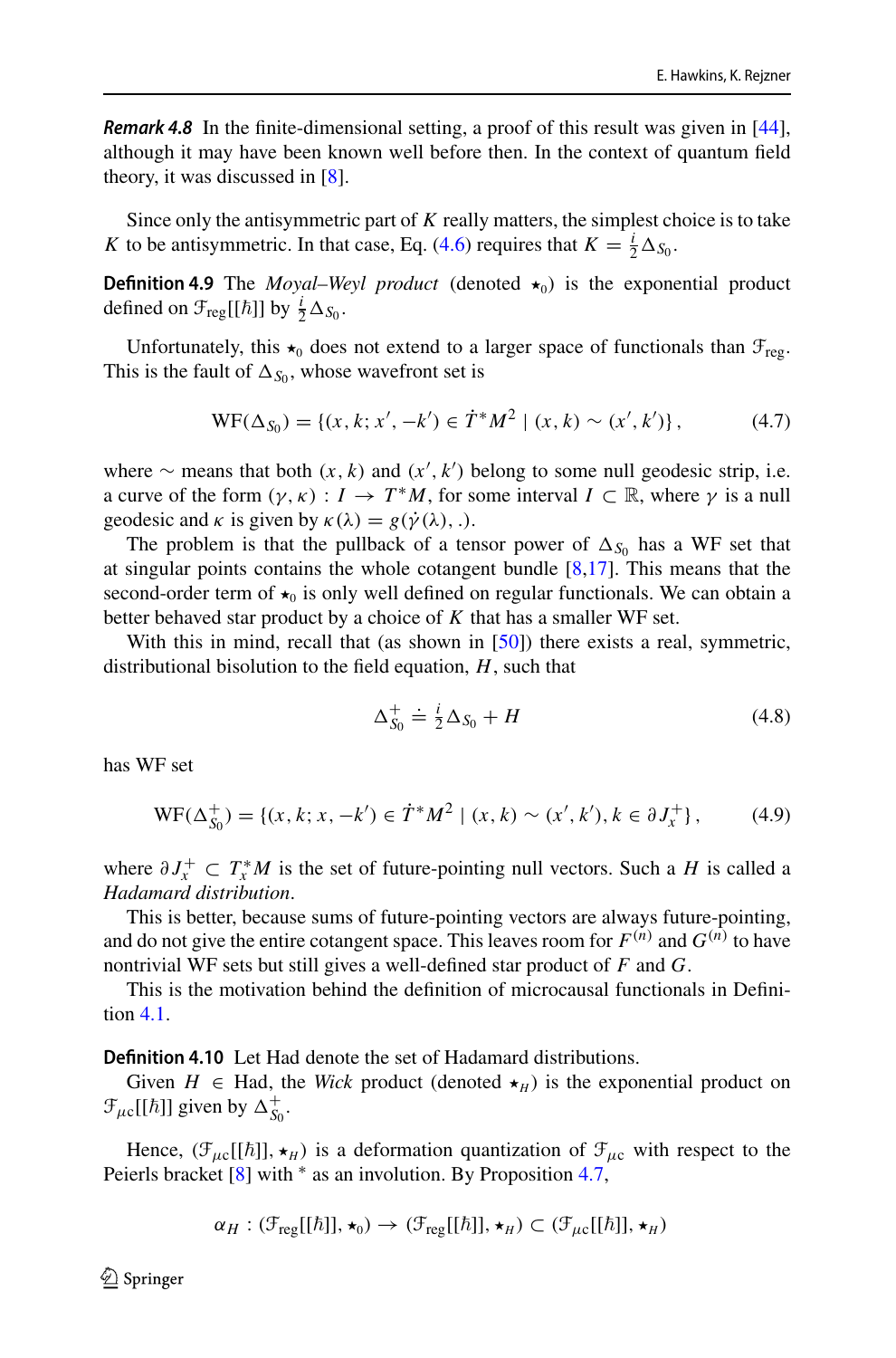***Remark 4.8*** In the finite-dimensional setting, a proof of this result was given in [44], although it may have been known well before then. In the context of quantum field theory, it was discussed in [8].

Since only the antisymmetric part of $K$ really matters, the simplest choice is to take $K$ to be antisymmetric. In that case, Eq. (4.6) requires that $K = \frac{i}{2}\Delta_{S_0}$.

**Definition 4.9** The *Moyal–Weyl product* (denoted $\star_0$) is the exponential product defined on $\mathcal{F}_{\mathrm{reg}}[[\hbar]]$ by $\frac{i}{2}\Delta_{S_0}$.

Unfortunately, this $\star_0$ does not extend to a larger space of functionals than $\mathcal{F}_{\mathrm{reg}}$. This is the fault of $\Delta_{S_0}$, whose wavefront set is

$$\mathrm{WF}(\Delta_{S_0}) = \{(x, k; x', -k') \in \dot{T}^*M^2 \mid (x, k) \sim (x', k')\}, \tag{4.7}$$

where $\sim$ means that both $(x, k)$ and $(x', k')$ belong to some null geodesic strip, i.e. a curve of the form $(\gamma, \kappa) : I \to T^*M$, for some interval $I \subset \mathbb{R}$, where $\gamma$ is a null geodesic and $\kappa$ is given by $\kappa(\lambda) = g(\dot{\gamma}(\lambda), .)$.

The problem is that the pullback of a tensor power of $\Delta_{S_0}$ has a WF set that at singular points contains the whole cotangent bundle [8,17]. This means that the second-order term of $\star_0$ is only well defined on regular functionals. We can obtain a better behaved star product by a choice of $K$ that has a smaller WF set.

With this in mind, recall that (as shown in [50]) there exists a real, symmetric, distributional bisolution to the field equation, $H$, such that

$$\Delta^+_{S_0} \doteq \tfrac{i}{2}\Delta_{S_0} + H \tag{4.8}$$

has WF set

$$\mathrm{WF}(\Delta^+_{S_0}) = \{(x, k; x, -k') \in \dot{T}^*M^2 \mid (x, k) \sim (x', k'), k \in \partial J^+_x\}, \tag{4.9}$$

where $\partial J^+_x \subset T^*_x M$ is the set of future-pointing null vectors. Such a $H$ is called a *Hadamard distribution*.

This is better, because sums of future-pointing vectors are always future-pointing, and do not give the entire cotangent space. This leaves room for $F^{(n)}$ and $G^{(n)}$ to have nontrivial WF sets but still gives a well-defined star product of $F$ and $G$.

This is the motivation behind the definition of microcausal functionals in Definition 4.1.

**Definition 4.10** Let Had denote the set of Hadamard distributions.

Given $H \in \mathrm{Had}$, the *Wick* product (denoted $\star_H$) is the exponential product on $\mathcal{F}_{\mu c}[[\hbar]]$ given by $\Delta^+_{S_0}$.

Hence, $(\mathcal{F}_{\mu c}[[\hbar]], \star_H)$ is a deformation quantization of $\mathcal{F}_{\mu c}$ with respect to the Peierls bracket [8] with $^*$ as an involution. By Proposition 4.7,

$$\alpha_H : (\mathcal{F}_{\mathrm{reg}}[[\hbar]], \star_0) \to (\mathcal{F}_{\mathrm{reg}}[[\hbar]], \star_H) \subset (\mathcal{F}_{\mu c}[[\hbar]], \star_H)$$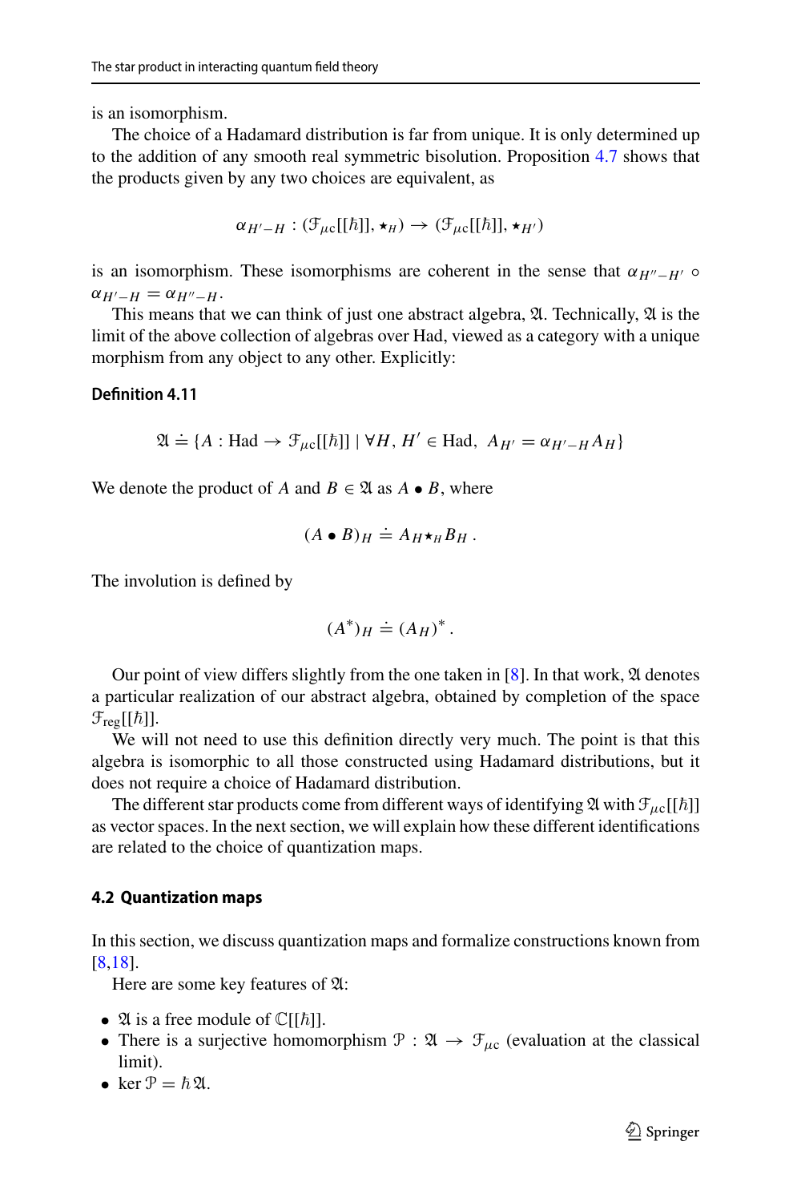is an isomorphism.

The choice of a Hadamard distribution is far from unique. It is only determined up to the addition of any smooth real symmetric bisolution. Proposition 4.7 shows that the products given by any two choices are equivalent, as

$$\alpha_{H'-H} : (\mathcal{F}_{\mu c}[[\hbar]], \star_H) \to (\mathcal{F}_{\mu c}[[\hbar]], \star_{H'})$$

is an isomorphism. These isomorphisms are coherent in the sense that $\alpha_{H''-H'} \circ \alpha_{H'-H} = \alpha_{H''-H}$.

This means that we can think of just one abstract algebra, $\mathfrak{A}$. Technically, $\mathfrak{A}$ is the limit of the above collection of algebras over Had, viewed as a category with a unique morphism from any object to any other. Explicitly:

**Definition 4.11**

$$\mathfrak{A} \doteq \{A : \text{Had} \to \mathcal{F}_{\mu c}[[\hbar]] \mid \forall H, H' \in \text{Had},\ A_{H'} = \alpha_{H'-H} A_H\}$$

We denote the product of $A$ and $B \in \mathfrak{A}$ as $A \bullet B$, where

$$(A \bullet B)_H \doteq A_H \star_H B_H\ .$$

The involution is defined by

$$(A^*)_H \doteq (A_H)^*\ .$$

Our point of view differs slightly from the one taken in [8]. In that work, $\mathfrak{A}$ denotes a particular realization of our abstract algebra, obtained by completion of the space $\mathcal{F}_{\text{reg}}[[\hbar]]$.

We will not need to use this definition directly very much. The point is that this algebra is isomorphic to all those constructed using Hadamard distributions, but it does not require a choice of Hadamard distribution.

The different star products come from different ways of identifying $\mathfrak{A}$ with $\mathcal{F}_{\mu c}[[\hbar]]$ as vector spaces. In the next section, we will explain how these different identifications are related to the choice of quantization maps.

### 4.2 Quantization maps

In this section, we discuss quantization maps and formalize constructions known from [8,18].

Here are some key features of $\mathfrak{A}$:

- $\mathfrak{A}$ is a free module of $\mathbb{C}[[\hbar]]$.
- There is a surjective homomorphism $\mathcal{P} : \mathfrak{A} \to \mathcal{F}_{\mu c}$ (evaluation at the classical limit).
- $\ker \mathcal{P} = \hbar\mathfrak{A}$.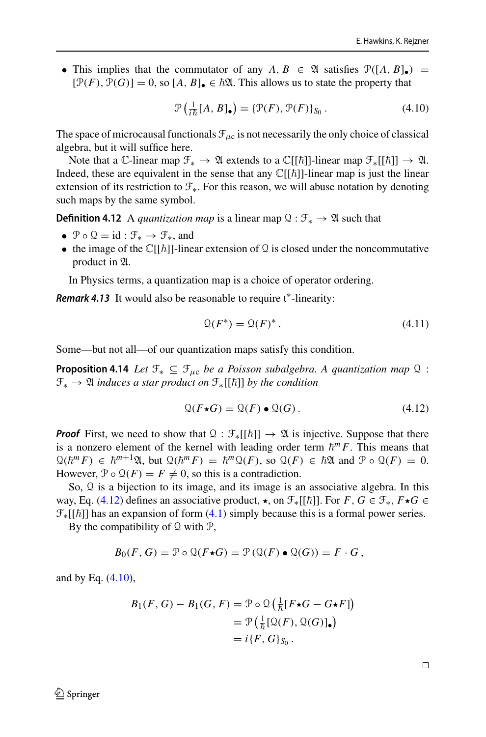- This implies that the commutator of any $A, B \in \mathfrak{A}$ satisfies $\mathcal{P}([A, B]_\bullet) = [\mathcal{P}(F), \mathcal{P}(G)] = 0$, so $[A, B]_\bullet \in \hbar\mathfrak{A}$. This allows us to state the property that

$$\mathcal{P}\left(\tfrac{1}{i\hbar}[A, B]_\bullet\right) = \{\mathcal{P}(F), \mathcal{P}(F)\}_{S_0}\,. \tag{4.10}$$

The space of microcausal functionals $\mathcal{F}_{\mu c}$ is not necessarily the only choice of classical algebra, but it will suffice here.

Note that a $\mathbb{C}$-linear map $\mathcal{F}_* \to \mathfrak{A}$ extends to a $\mathbb{C}[[\hbar]]$-linear map $\mathcal{F}_*[[\hbar]] \to \mathfrak{A}$. Indeed, these are equivalent in the sense that any $\mathbb{C}[[\hbar]]$-linear map is just the linear extension of its restriction to $\mathcal{F}_*$. For this reason, we will abuse notation by denoting such maps by the same symbol.

**Definition 4.12** A *quantization map* is a linear map $\mathcal{Q} : \mathcal{F}_* \to \mathfrak{A}$ such that

- $\mathcal{P} \circ \mathcal{Q} = \mathrm{id} : \mathcal{F}_* \to \mathcal{F}_*$, and
- the image of the $\mathbb{C}[[\hbar]]$-linear extension of $\mathcal{Q}$ is closed under the noncommutative product in $\mathfrak{A}$.

In Physics terms, a quantization map is a choice of operator ordering.

***Remark 4.13*** It would also be reasonable to require t$^*$-linearity:

$$\mathcal{Q}(F^*) = \mathcal{Q}(F)^*\,. \tag{4.11}$$

Some—but not all—of our quantization maps satisfy this condition.

**Proposition 4.14** *Let $\mathcal{F}_* \subseteq \mathcal{F}_{\mu c}$ be a Poisson subalgebra. A quantization map $\mathcal{Q} : \mathcal{F}_* \to \mathfrak{A}$ induces a star product on $\mathcal{F}_*[[\hbar]]$ by the condition*

$$\mathcal{Q}(F\star G) = \mathcal{Q}(F) \bullet \mathcal{Q}(G)\,. \tag{4.12}$$

***Proof*** First, we need to show that $\mathcal{Q} : \mathcal{F}_*[[\hbar]] \to \mathfrak{A}$ is injective. Suppose that there is a nonzero element of the kernel with leading order term $\hbar^m F$. This means that $\mathcal{Q}(\hbar^m F) \in \hbar^{m+1}\mathfrak{A}$, but $\mathcal{Q}(\hbar^m F) = \hbar^m \mathcal{Q}(F)$, so $\mathcal{Q}(F) \in \hbar\mathfrak{A}$ and $\mathcal{P} \circ \mathcal{Q}(F) = 0$. However, $\mathcal{P} \circ \mathcal{Q}(F) = F \neq 0$, so this is a contradiction.

So, $\mathcal{Q}$ is a bijection to its image, and its image is an associative algebra. In this way, Eq. (4.12) defines an associative product, $\star$, on $\mathcal{F}_*[[\hbar]]$. For $F, G \in \mathcal{F}_*$, $F\star G \in \mathcal{F}_*[[\hbar]]$ has an expansion of form (4.1) simply because this is a formal power series.

By the compatibility of $\mathcal{Q}$ with $\mathcal{P}$,

$$B_0(F, G) = \mathcal{P} \circ \mathcal{Q}(F\star G) = \mathcal{P}\left(\mathcal{Q}(F) \bullet \mathcal{Q}(G)\right) = F \cdot G\,,$$

and by Eq. (4.10),

$$\begin{aligned}
B_1(F, G) - B_1(G, F) &= \mathcal{P} \circ \mathcal{Q}\left(\tfrac{1}{\hbar}[F\star G - G\star F]\right) \\
&= \mathcal{P}\left(\tfrac{1}{\hbar}[\mathcal{Q}(F), \mathcal{Q}(G)]_\bullet\right) \\
&= i\{F, G\}_{S_0}\,.
\end{aligned}$$

□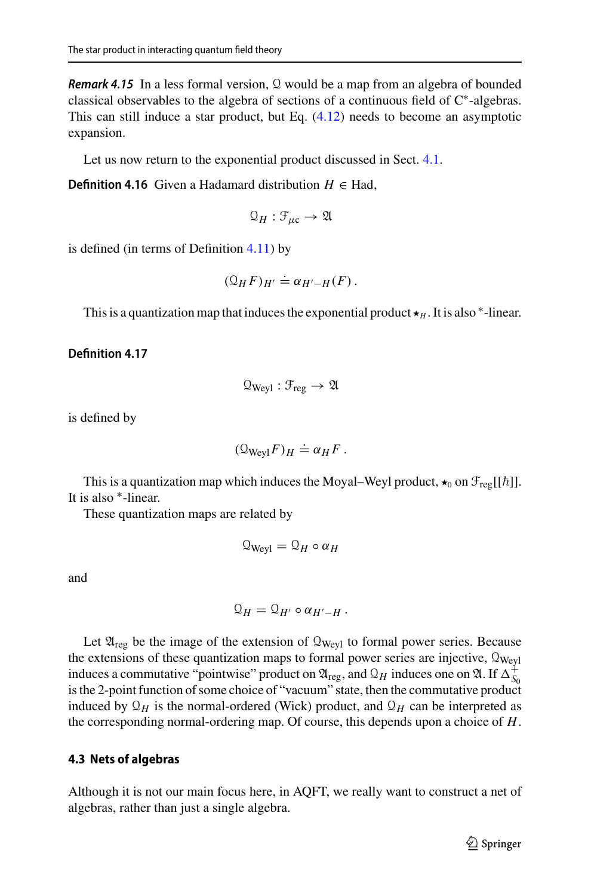***Remark 4.15*** In a less formal version, $\mathcal{Q}$ would be a map from an algebra of bounded classical observables to the algebra of sections of a continuous field of C*-algebras. This can still induce a star product, but Eq. (4.12) needs to become an asymptotic expansion.

Let us now return to the exponential product discussed in Sect. 4.1.

**Definition 4.16** Given a Hadamard distribution $H \in \text{Had}$,

$$\mathcal{Q}_H : \mathcal{F}_{\mu c} \to \mathfrak{A}$$

is defined (in terms of Definition 4.11) by

$$(\mathcal{Q}_H F)_{H'} \doteq \alpha_{H'-H}(F)\,.$$

This is a quantization map that induces the exponential product $\star_H$. It is also *-linear.

**Definition 4.17**

$$\mathcal{Q}_{\text{Weyl}} : \mathcal{F}_{\text{reg}} \to \mathfrak{A}$$

is defined by

$$(\mathcal{Q}_{\text{Weyl}} F)_H \doteq \alpha_H F\,.$$

This is a quantization map which induces the Moyal–Weyl product, $\star_0$ on $\mathcal{F}_{\text{reg}}[[\hbar]]$. It is also *-linear.

These quantization maps are related by

$$\mathcal{Q}_{\text{Weyl}} = \mathcal{Q}_H \circ \alpha_H$$

and

$$\mathcal{Q}_H = \mathcal{Q}_{H'} \circ \alpha_{H'-H}\,.$$

Let $\mathfrak{A}_{\text{reg}}$ be the image of the extension of $\mathcal{Q}_{\text{Weyl}}$ to formal power series. Because the extensions of these quantization maps to formal power series are injective, $\mathcal{Q}_{\text{Weyl}}$ induces a commutative "pointwise" product on $\mathfrak{A}_{\text{reg}}$, and $\mathcal{Q}_H$ induces one on $\mathfrak{A}$. If $\Delta^+_{S_0}$ is the 2-point function of some choice of "vacuum" state, then the commutative product induced by $\mathcal{Q}_H$ is the normal-ordered (Wick) product, and $\mathcal{Q}_H$ can be interpreted as the corresponding normal-ordering map. Of course, this depends upon a choice of $H$.

### 4.3 Nets of algebras

Although it is not our main focus here, in AQFT, we really want to construct a net of algebras, rather than just a single algebra.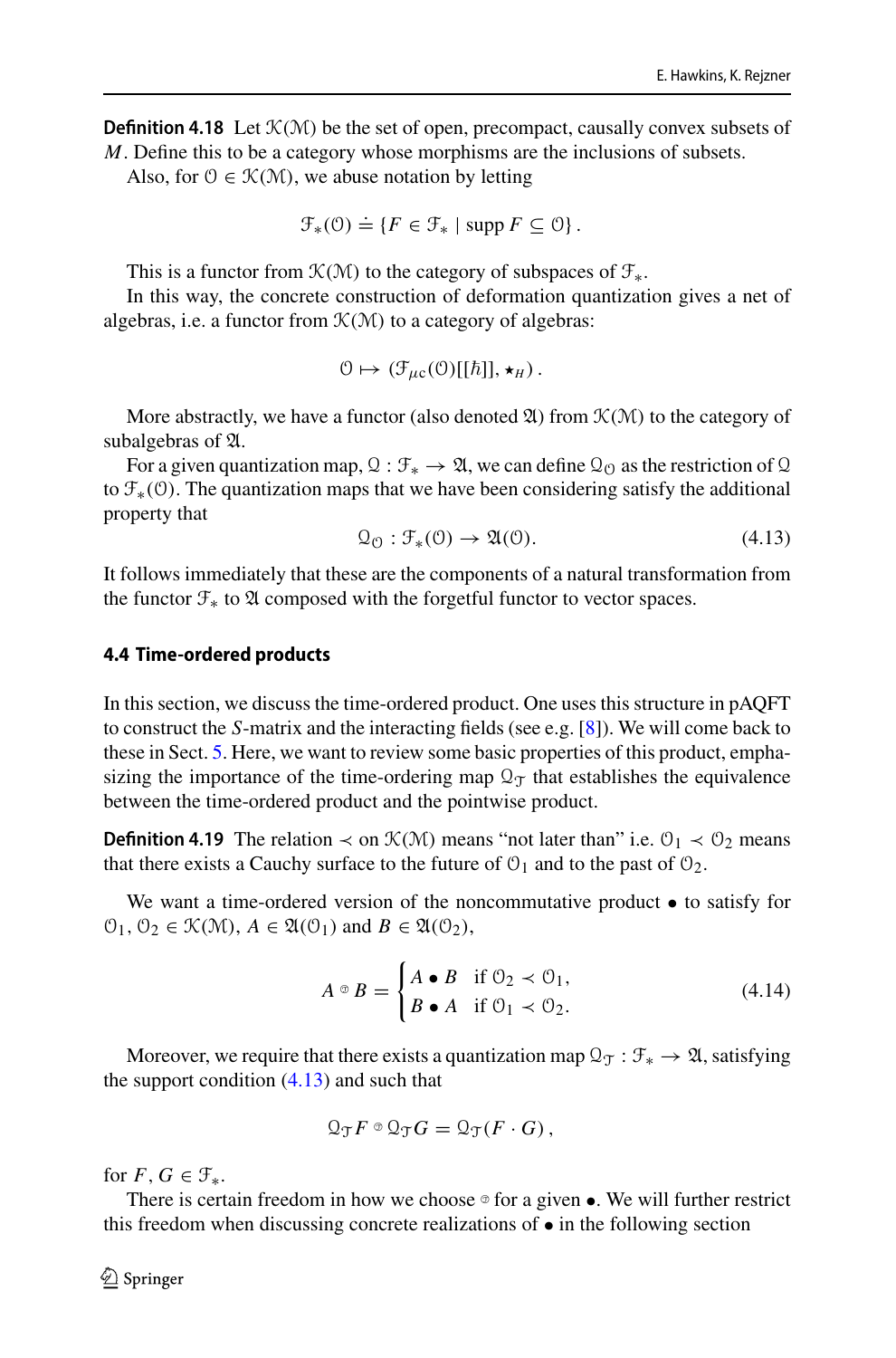**Definition 4.18** Let $\mathcal{K}(\mathcal{M})$ be the set of open, precompact, causally convex subsets of $M$. Define this to be a category whose morphisms are the inclusions of subsets.

Also, for $\mathcal{O} \in \mathcal{K}(\mathcal{M})$, we abuse notation by letting

$$\mathcal{F}_*(\mathcal{O}) \doteq \{F \in \mathcal{F}_* \mid \operatorname{supp} F \subseteq \mathcal{O}\}.$$

This is a functor from $\mathcal{K}(\mathcal{M})$ to the category of subspaces of $\mathcal{F}_*$.

In this way, the concrete construction of deformation quantization gives a net of algebras, i.e. a functor from $\mathcal{K}(\mathcal{M})$ to a category of algebras:

$$\mathcal{O} \mapsto (\mathcal{F}_{\mu c}(\mathcal{O})[[\hbar]], \star_H).$$

More abstractly, we have a functor (also denoted $\mathfrak{A}$) from $\mathcal{K}(\mathcal{M})$ to the category of subalgebras of $\mathfrak{A}$.

For a given quantization map, $\mathcal{Q} : \mathcal{F}_* \to \mathfrak{A}$, we can define $\mathcal{Q}_{\mathcal{O}}$ as the restriction of $\mathcal{Q}$ to $\mathcal{F}_*(\mathcal{O})$. The quantization maps that we have been considering satisfy the additional property that

$$\mathcal{Q}_{\mathcal{O}} : \mathcal{F}_*(\mathcal{O}) \to \mathfrak{A}(\mathcal{O}). \tag{4.13}$$

It follows immediately that these are the components of a natural transformation from the functor $\mathcal{F}_*$ to $\mathfrak{A}$ composed with the forgetful functor to vector spaces.

### 4.4 Time-ordered products

In this section, we discuss the time-ordered product. One uses this structure in pAQFT to construct the $S$-matrix and the interacting fields (see e.g. [8]). We will come back to these in Sect. 5. Here, we want to review some basic properties of this product, emphasizing the importance of the time-ordering map $\mathcal{Q}_{\mathcal{T}}$ that establishes the equivalence between the time-ordered product and the pointwise product.

**Definition 4.19** The relation $\prec$ on $\mathcal{K}(\mathcal{M})$ means "not later than" i.e. $\mathcal{O}_1 \prec \mathcal{O}_2$ means that there exists a Cauchy surface to the future of $\mathcal{O}_1$ and to the past of $\mathcal{O}_2$.

We want a time-ordered version of the noncommutative product $\bullet$ to satisfy for $\mathcal{O}_1, \mathcal{O}_2 \in \mathcal{K}(\mathcal{M})$, $A \in \mathfrak{A}(\mathcal{O}_1)$ and $B \in \mathfrak{A}(\mathcal{O}_2)$,

$$A \circledast B = \begin{cases} A \bullet B & \text{if } \mathcal{O}_2 \prec \mathcal{O}_1, \\ B \bullet A & \text{if } \mathcal{O}_1 \prec \mathcal{O}_2. \end{cases} \tag{4.14}$$

Moreover, we require that there exists a quantization map $\mathcal{Q}_{\mathcal{T}} : \mathcal{F}_* \to \mathfrak{A}$, satisfying the support condition (4.13) and such that

$$\mathcal{Q}_{\mathcal{T}} F \circledast \mathcal{Q}_{\mathcal{T}} G = \mathcal{Q}_{\mathcal{T}}(F \cdot G),$$

for $F, G \in \mathcal{F}_*$.

There is certain freedom in how we choose $\circledast$ for a given $\bullet$. We will further restrict this freedom when discussing concrete realizations of $\bullet$ in the following section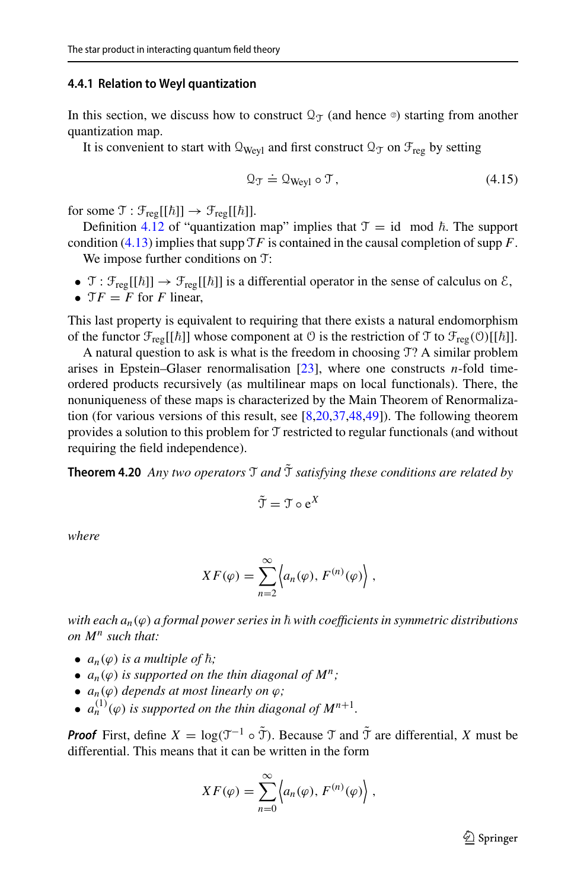#### 4.4.1 Relation to Weyl quantization

In this section, we discuss how to construct $\mathcal{Q}_{\mathcal{T}}$ (and hence $\star$) starting from another quantization map.

It is convenient to start with $\mathcal{Q}_{\text{Weyl}}$ and first construct $\mathcal{Q}_{\mathcal{T}}$ on $\mathcal{F}_{\text{reg}}$ by setting

$$\mathcal{Q}_{\mathcal{T}} \doteq \mathcal{Q}_{\text{Weyl}} \circ \mathcal{T}\,, \tag{4.15}$$

for some $\mathcal{T} : \mathcal{F}_{\text{reg}}[[\hbar]] \to \mathcal{F}_{\text{reg}}[[\hbar]]$.

Definition 4.12 of "quantization map" implies that $\mathcal{T} = \text{id} \mod \hbar$. The support condition (4.13) implies that $\operatorname{supp} \mathcal{T}F$ is contained in the causal completion of $\operatorname{supp} F$.

We impose further conditions on $\mathcal{T}$:

- $\mathcal{T} : \mathcal{F}_{\text{reg}}[[\hbar]] \to \mathcal{F}_{\text{reg}}[[\hbar]]$ is a differential operator in the sense of calculus on $\mathcal{E}$,
- $\mathcal{T}F = F$ for $F$ linear,

This last property is equivalent to requiring that there exists a natural endomorphism of the functor $\mathcal{F}_{\text{reg}}[[\hbar]]$ whose component at $\mathcal{O}$ is the restriction of $\mathcal{T}$ to $\mathcal{F}_{\text{reg}}(\mathcal{O})[[\hbar]]$.

A natural question to ask is what is the freedom in choosing $\mathcal{T}$? A similar problem arises in Epstein–Glaser renormalisation [23], where one constructs $n$-fold time-ordered products recursively (as multilinear maps on local functionals). There, the nonuniqueness of these maps is characterized by the Main Theorem of Renormalization (for various versions of this result, see [8,20,37,48,49]). The following theorem provides a solution to this problem for $\mathcal{T}$ restricted to regular functionals (and without requiring the field independence).

**Theorem 4.20** *Any two operators $\mathcal{T}$ and $\tilde{\mathcal{T}}$ satisfying these conditions are related by*

$$\tilde{\mathcal{T}} = \mathcal{T} \circ \mathrm{e}^{X}$$

*where*

$$XF(\varphi) = \sum_{n=2}^{\infty} \left\langle a_n(\varphi), F^{(n)}(\varphi) \right\rangle,$$

*with each $a_n(\varphi)$ a formal power series in $\hbar$ with coefficients in symmetric distributions on $M^n$ such that:*

- *$a_n(\varphi)$ is a multiple of $\hbar$;*
- *$a_n(\varphi)$ is supported on the thin diagonal of $M^n$;*
- *$a_n(\varphi)$ depends at most linearly on $\varphi$;*
- *$a_n^{(1)}(\varphi)$ is supported on the thin diagonal of $M^{n+1}$.*

***Proof*** First, define $X = \log(\mathcal{T}^{-1} \circ \tilde{\mathcal{T}})$. Because $\mathcal{T}$ and $\tilde{\mathcal{T}}$ are differential, $X$ must be differential. This means that it can be written in the form

$$XF(\varphi) = \sum_{n=0}^{\infty} \left\langle a_n(\varphi), F^{(n)}(\varphi) \right\rangle,$$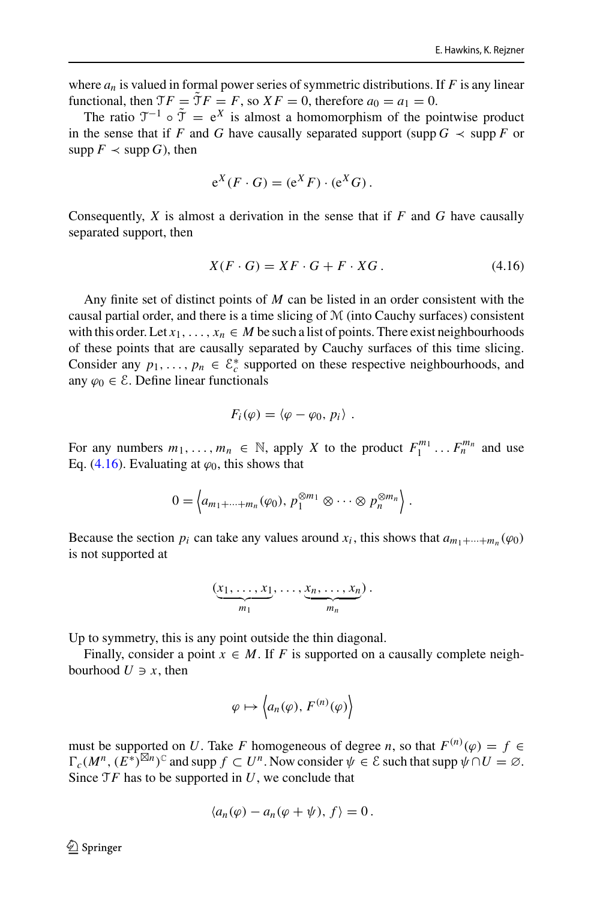where $a_n$ is valued in formal power series of symmetric distributions. If $F$ is any linear functional, then $\mathcal{T}F = \tilde{\mathcal{T}}F = F$, so $XF = 0$, therefore $a_0 = a_1 = 0$.

The ratio $\mathcal{T}^{-1} \circ \tilde{\mathcal{T}} = \mathrm{e}^X$ is almost a homomorphism of the pointwise product in the sense that if $F$ and $G$ have causally separated support ($\operatorname{supp} G \prec \operatorname{supp} F$ or $\operatorname{supp} F \prec \operatorname{supp} G$), then

$$\mathrm{e}^X(F \cdot G) = (\mathrm{e}^X F) \cdot (\mathrm{e}^X G)\,.$$

Consequently, $X$ is almost a derivation in the sense that if $F$ and $G$ have causally separated support, then

$$X(F \cdot G) = XF \cdot G + F \cdot XG\,. \tag{4.16}$$

Any finite set of distinct points of $M$ can be listed in an order consistent with the causal partial order, and there is a time slicing of $\mathcal{M}$ (into Cauchy surfaces) consistent with this order. Let $x_1, \ldots, x_n \in M$ be such a list of points. There exist neighbourhoods of these points that are causally separated by Cauchy surfaces of this time slicing. Consider any $p_1, \ldots, p_n \in \mathcal{E}_c^*$ supported on these respective neighbourhoods, and any $\varphi_0 \in \mathcal{E}$. Define linear functionals

$$F_i(\varphi) = \langle \varphi - \varphi_0, p_i \rangle\ .$$

For any numbers $m_1, \ldots, m_n \in \mathbb{N}$, apply $X$ to the product $F_1^{m_1} \ldots F_n^{m_n}$ and use Eq. (4.16). Evaluating at $\varphi_0$, this shows that

$$0 = \left\langle a_{m_1+\cdots+m_n}(\varphi_0),\, p_1^{\otimes m_1} \otimes \cdots \otimes p_n^{\otimes m_n} \right\rangle.$$

Because the section $p_i$ can take any values around $x_i$, this shows that $a_{m_1+\cdots+m_n}(\varphi_0)$ is not supported at

$$(\underbrace{x_1, \ldots, x_1}_{m_1}, \ldots, \underbrace{x_n, \ldots, x_n}_{m_n})\,.$$

Up to symmetry, this is any point outside the thin diagonal.

Finally, consider a point $x \in M$. If $F$ is supported on a causally complete neighbourhood $U \ni x$, then

$$\varphi \mapsto \left\langle a_n(\varphi),\, F^{(n)}(\varphi) \right\rangle$$

must be supported on $U$. Take $F$ homogeneous of degree $n$, so that $F^{(n)}(\varphi) = f \in \Gamma_c(M^n, (E^*)^{\boxtimes n})^{\mathbb{C}}$ and $\operatorname{supp} f \subset U^n$. Now consider $\psi \in \mathcal{E}$ such that $\operatorname{supp} \psi \cap U = \varnothing$. Since $\mathcal{T}F$ has to be supported in $U$, we conclude that

$$\langle a_n(\varphi) - a_n(\varphi + \psi),\, f \rangle = 0\,.$$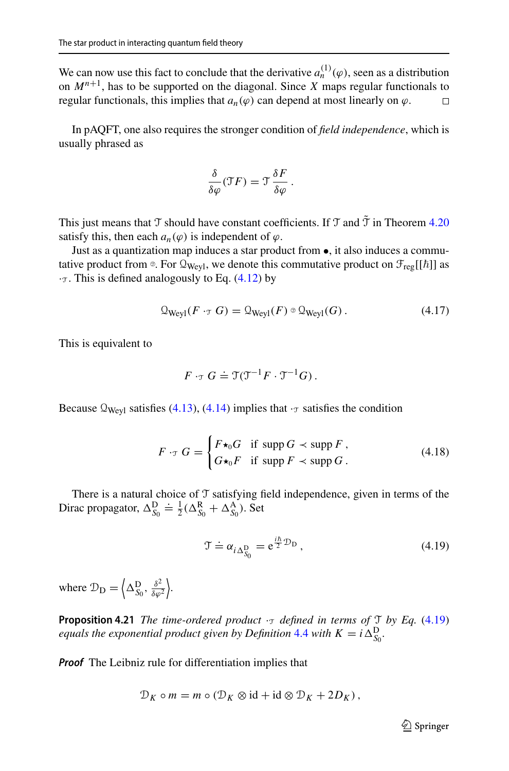We can now use this fact to conclude that the derivative $a_n^{(1)}(\varphi)$, seen as a distribution on $M^{n+1}$, has to be supported on the diagonal. Since $X$ maps regular functionals to regular functionals, this implies that $a_n(\varphi)$ can depend at most linearly on $\varphi$. □

In pAQFT, one also requires the stronger condition of *field independence*, which is usually phrased as

$$\frac{\delta}{\delta\varphi}(\mathcal{T}F) = \mathcal{T}\,\frac{\delta F}{\delta\varphi}\,.$$

This just means that $\mathcal{T}$ should have constant coefficients. If $\mathcal{T}$ and $\tilde{\mathcal{T}}$ in Theorem 4.20 satisfy this, then each $a_n(\varphi)$ is independent of $\varphi$.

Just as a quantization map induces a star product from $\bullet$, it also induces a commutative product from $\circledcirc$. For $\mathcal{Q}_{\text{Weyl}}$, we denote this commutative product on $\mathcal{F}_{\text{reg}}[[\hbar]]$ as $\cdot_{\mathcal{T}}$. This is defined analogously to Eq. (4.12) by

$$\mathcal{Q}_{\text{Weyl}}(F \cdot_{\mathcal{T}} G) = \mathcal{Q}_{\text{Weyl}}(F) \circledcirc \mathcal{Q}_{\text{Weyl}}(G)\,. \tag{4.17}$$

This is equivalent to

$$F \cdot_{\mathcal{T}} G \doteq \mathcal{T}(\mathcal{T}^{-1}F \cdot \mathcal{T}^{-1}G)\,.$$

Because $\mathcal{Q}_{\text{Weyl}}$ satisfies (4.13), (4.14) implies that $\cdot_{\mathcal{T}}$ satisfies the condition

$$F \cdot_{\mathcal{T}} G = \begin{cases} F \star_0 G & \text{if } \operatorname{supp} G \prec \operatorname{supp} F\,, \\ G \star_0 F & \text{if } \operatorname{supp} F \prec \operatorname{supp} G\,. \end{cases} \tag{4.18}$$

There is a natural choice of $\mathcal{T}$ satisfying field independence, given in terms of the Dirac propagator, $\Delta^{\text{D}}_{S_0} \doteq \frac{1}{2}(\Delta^{\text{R}}_{S_0} + \Delta^{\text{A}}_{S_0})$. Set

$$\mathcal{T} \doteq \alpha_{i\Delta^{\text{D}}_{S_0}} = \mathrm{e}^{\frac{i\hbar}{2}\mathcal{D}_{\text{D}}}\,, \tag{4.19}$$

where $\mathcal{D}_{\text{D}} = \left\langle \Delta^{\text{D}}_{S_0}, \frac{\delta^2}{\delta\varphi^2} \right\rangle$.

**Proposition 4.21** *The time-ordered product $\cdot_{\mathcal{T}}$ defined in terms of $\mathcal{T}$ by Eq. (4.19) equals the exponential product given by Definition 4.4 with $K = i\Delta^{\text{D}}_{S_0}$.*

***Proof*** The Leibniz rule for differentiation implies that

$$\mathcal{D}_K \circ m = m \circ (\mathcal{D}_K \otimes \mathrm{id} + \mathrm{id} \otimes \mathcal{D}_K + 2D_K)\,,$$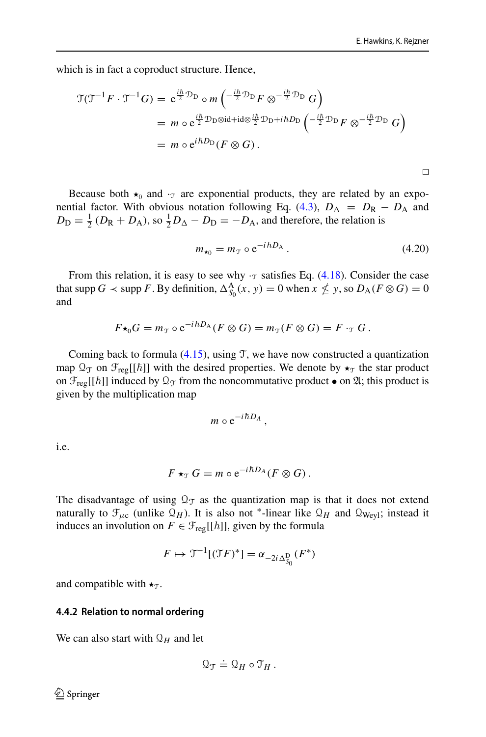which is in fact a coproduct structure. Hence,

$$
\begin{aligned}
\mathcal{T}(\mathcal{T}^{-1}F\cdot\mathcal{T}^{-1}G) &= \mathrm{e}^{\frac{i\hbar}{2}\mathcal{D}_{\mathrm{D}}}\circ m\left(^{-\frac{i\hbar}{2}\mathcal{D}_{\mathrm{D}}}F\otimes{}^{-\frac{i\hbar}{2}\mathcal{D}_{\mathrm{D}}}G\right)\\
&= m\circ\mathrm{e}^{\frac{i\hbar}{2}\mathcal{D}_{\mathrm{D}}\otimes\mathrm{id}+\mathrm{id}\otimes\frac{i\hbar}{2}\mathcal{D}_{\mathrm{D}}+i\hbar D_{\mathrm{D}}}\left(^{-\frac{i\hbar}{2}\mathcal{D}_{\mathrm{D}}}F\otimes{}^{-\frac{i\hbar}{2}\mathcal{D}_{\mathrm{D}}}G\right)\\
&= m\circ\mathrm{e}^{i\hbar D_{\mathrm{D}}}(F\otimes G)\,.
\end{aligned}
$$

□

Because both $\star_0$ and $\cdot_{\mathcal{T}}$ are exponential products, they are related by an exponential factor. With obvious notation following Eq. (4.3), $D_\Delta = D_{\mathrm{R}} - D_{\mathrm{A}}$ and $D_{\mathrm{D}} = \frac{1}{2}(D_{\mathrm{R}} + D_{\mathrm{A}})$, so $\frac{1}{2}D_\Delta - D_{\mathrm{D}} = -D_{\mathrm{A}}$, and therefore, the relation is

$$
m_{\star_0} = m_{\mathcal{T}}\circ\mathrm{e}^{-i\hbar D_{\mathrm{A}}}\,. \tag{4.20}
$$

From this relation, it is easy to see why $\cdot_{\mathcal{T}}$ satisfies Eq. (4.18). Consider the case that $\operatorname{supp} G \prec \operatorname{supp} F$. By definition, $\Delta^{\mathrm{A}}_{S_0}(x,y) = 0$ when $x \not\lesssim y$, so $D_{\mathrm{A}}(F\otimes G) = 0$ and

$$
F\star_0 G = m_{\mathcal{T}}\circ\mathrm{e}^{-i\hbar D_{\mathrm{A}}}(F\otimes G) = m_{\mathcal{T}}(F\otimes G) = F\cdot_{\mathcal{T}} G\,.
$$

Coming back to formula (4.15), using $\mathcal{T}$, we have now constructed a quantization map $\mathcal{Q}_{\mathcal{T}}$ on $\mathcal{F}_{\mathrm{reg}}[[\hbar]]$ with the desired properties. We denote by $\star_{\mathcal{T}}$ the star product on $\mathcal{F}_{\mathrm{reg}}[[\hbar]]$ induced by $\mathcal{Q}_{\mathcal{T}}$ from the noncommutative product $\bullet$ on $\mathfrak{A}$; this product is given by the multiplication map

$$
m\circ\mathrm{e}^{-i\hbar D_A}\,,
$$

i.e.

$$
F\star_{\mathcal{T}} G = m\circ\mathrm{e}^{-i\hbar D_A}(F\otimes G)\,.
$$

The disadvantage of using $\mathcal{Q}_{\mathcal{T}}$ as the quantization map is that it does not extend naturally to $\mathcal{F}_{\mu c}$ (unlike $\mathcal{Q}_H$). It is also not $^*$-linear like $\mathcal{Q}_H$ and $\mathcal{Q}_{\mathrm{Weyl}}$; instead it induces an involution on $F\in\mathcal{F}_{\mathrm{reg}}[[\hbar]]$, given by the formula

$$
F\mapsto\mathcal{T}^{-1}[(\mathcal{T}F)^*] = \alpha_{-2i\Delta^{\mathrm{D}}_{S_0}}(F^*)
$$

and compatible with $\star_{\mathcal{T}}$.

### 4.4.2 Relation to normal ordering

We can also start with $\mathcal{Q}_H$ and let

$$
\mathcal{Q}_{\mathcal{T}} \doteq \mathcal{Q}_H\circ\mathcal{T}_H\,.
$$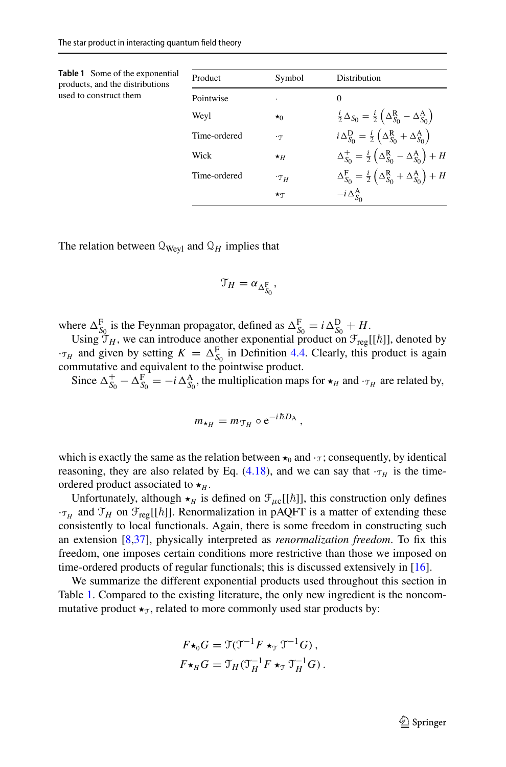**Table 1** Some of the exponential products, and the distributions used to construct them

| Product | Symbol | Distribution |
|---|---|---|
| Pointwise | $\cdot$ | $0$ |
| Weyl | $\star_0$ | $\frac{i}{2}\Delta_{S_0} = \frac{i}{2}\left(\Delta^{\mathrm{R}}_{S_0} - \Delta^{\mathrm{A}}_{S_0}\right)$ |
| Time-ordered | $\cdot_{\mathcal{T}}$ | $i\Delta^{\mathrm{D}}_{S_0} = \frac{i}{2}\left(\Delta^{\mathrm{R}}_{S_0} + \Delta^{\mathrm{A}}_{S_0}\right)$ |
| Wick | $\star_H$ | $\Delta^{+}_{S_0} = \frac{i}{2}\left(\Delta^{\mathrm{R}}_{S_0} - \Delta^{\mathrm{A}}_{S_0}\right) + H$ |
| Time-ordered | $\cdot_{\mathcal{T}_H}$ | $\Delta^{\mathrm{F}}_{S_0} = \frac{i}{2}\left(\Delta^{\mathrm{R}}_{S_0} + \Delta^{\mathrm{A}}_{S_0}\right) + H$ |
| | $\star_{\mathcal{T}}$ | $-i\Delta^{\mathrm{A}}_{S_0}$ |

The relation between $\mathcal{Q}_{\mathrm{Weyl}}$ and $\mathcal{Q}_H$ implies that

$$\mathcal{T}_H = \alpha_{\Delta^{\mathrm{F}}_{S_0}},$$

where $\Delta^{\mathrm{F}}_{S_0}$ is the Feynman propagator, defined as $\Delta^{\mathrm{F}}_{S_0} = i\Delta^{\mathrm{D}}_{S_0} + H$.

Using $\mathcal{T}_H$, we can introduce another exponential product on $\mathcal{F}_{\mathrm{reg}}[[\hbar]]$, denoted by $\cdot_{\mathcal{T}_H}$ and given by setting $K = \Delta^{\mathrm{F}}_{S_0}$ in Definition 4.4. Clearly, this product is again commutative and equivalent to the pointwise product.

Since $\Delta^{+}_{S_0} - \Delta^{\mathrm{F}}_{S_0} = -i\Delta^{\mathrm{A}}_{S_0}$, the multiplication maps for $\star_H$ and $\cdot_{\mathcal{T}_H}$ are related by,

$$m_{\star_H} = m_{\mathcal{T}_H} \circ \mathrm{e}^{-i\hbar D_{\mathrm{A}}},$$

which is exactly the same as the relation between $\star_0$ and $\cdot_{\mathcal{T}}$; consequently, by identical reasoning, they are also related by Eq. (4.18), and we can say that $\cdot_{\mathcal{T}_H}$ is the time-ordered product associated to $\star_H$.

Unfortunately, although $\star_H$ is defined on $\mathcal{F}_{\mu c}[[\hbar]]$, this construction only defines $\cdot_{\mathcal{T}_H}$ and $\mathcal{T}_H$ on $\mathcal{F}_{\mathrm{reg}}[[\hbar]]$. Renormalization in pAQFT is a matter of extending these consistently to local functionals. Again, there is some freedom in constructing such an extension [8,37], physically interpreted as *renormalization freedom*. To fix this freedom, one imposes certain conditions more restrictive than those we imposed on time-ordered products of regular functionals; this is discussed extensively in [16].

We summarize the different exponential products used throughout this section in Table 1. Compared to the existing literature, the only new ingredient is the noncommutative product $\star_{\mathcal{T}}$, related to more commonly used star products by:

$$F \star_0 G = \mathcal{T}(\mathcal{T}^{-1}F \star_{\mathcal{T}} \mathcal{T}^{-1}G),$$
$$F \star_H G = \mathcal{T}_H(\mathcal{T}_H^{-1}F \star_{\mathcal{T}} \mathcal{T}_H^{-1}G).$$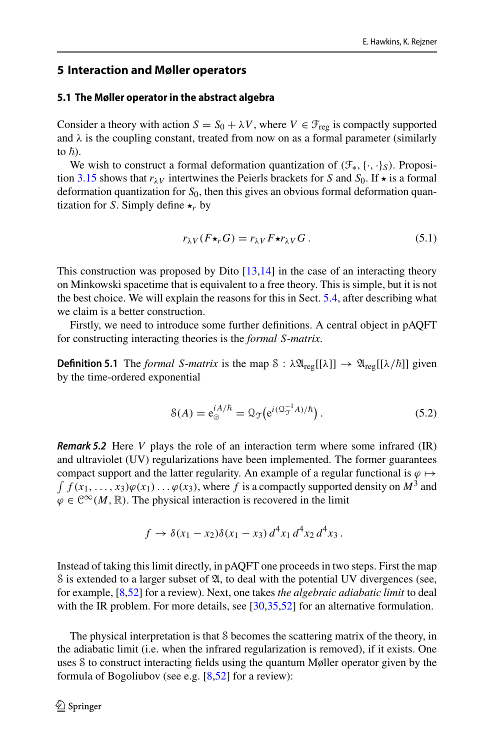## 5 Interaction and Møller operators

### 5.1 The Møller operator in the abstract algebra

Consider a theory with action $S = S_0 + \lambda V$, where $V \in \mathcal{F}_{\text{reg}}$ is compactly supported and $\lambda$ is the coupling constant, treated from now on as a formal parameter (similarly to $\hbar$).

We wish to construct a formal deformation quantization of $(\mathcal{F}_*, \{\cdot,\cdot\}_S)$. Proposition 3.15 shows that $r_{\lambda V}$ intertwines the Peierls brackets for $S$ and $S_0$. If $\star$ is a formal deformation quantization for $S_0$, then this gives an obvious formal deformation quantization for $S$. Simply define $\star_r$ by

$$r_{\lambda V}(F \star_r G) = r_{\lambda V} F \star r_{\lambda V} G\,. \tag{5.1}$$

This construction was proposed by Dito [13,14] in the case of an interacting theory on Minkowski spacetime that is equivalent to a free theory. This is simple, but it is not the best choice. We will explain the reasons for this in Sect. 5.4, after describing what we claim is a better construction.

Firstly, we need to introduce some further definitions. A central object in pAQFT for constructing interacting theories is the *formal S-matrix*.

**Definition 5.1** The *formal S-matrix* is the map $\mathcal{S} : \lambda\mathfrak{A}_{\text{reg}}[[\lambda]] \to \mathfrak{A}_{\text{reg}}[[\lambda/\hbar]]$ given by the time-ordered exponential

$$\mathcal{S}(A) = e_{\circledcirc}^{iA/\hbar} = \mathcal{Q}_{\mathcal{T}}\big(e^{i(\mathcal{Q}_{\mathcal{T}}^{-1}A)/\hbar}\big)\,. \tag{5.2}$$

***Remark 5.2*** Here $V$ plays the role of an interaction term where some infrared (IR) and ultraviolet (UV) regularizations have been implemented. The former guarantees compact support and the latter regularity. An example of a regular functional is $\varphi \mapsto \int f(x_1,\ldots,x_3)\varphi(x_1)\ldots\varphi(x_3)$, where $f$ is a compactly supported density on $M^3$ and $\varphi \in \mathcal{C}^\infty(M,\mathbb{R})$. The physical interaction is recovered in the limit

$$f \to \delta(x_1 - x_2)\delta(x_1 - x_3)\, d^4x_1\, d^4x_2\, d^4x_3\,.$$

Instead of taking this limit directly, in pAQFT one proceeds in two steps. First the map $\mathcal{S}$ is extended to a larger subset of $\mathfrak{A}$, to deal with the potential UV divergences (see, for example, [8,52] for a review). Next, one takes *the algebraic adiabatic limit* to deal with the IR problem. For more details, see [30,35,52] for an alternative formulation.

The physical interpretation is that $\mathcal{S}$ becomes the scattering matrix of the theory, in the adiabatic limit (i.e. when the infrared regularization is removed), if it exists. One uses $\mathcal{S}$ to construct interacting fields using the quantum Møller operator given by the formula of Bogoliubov (see e.g. [8,52] for a review):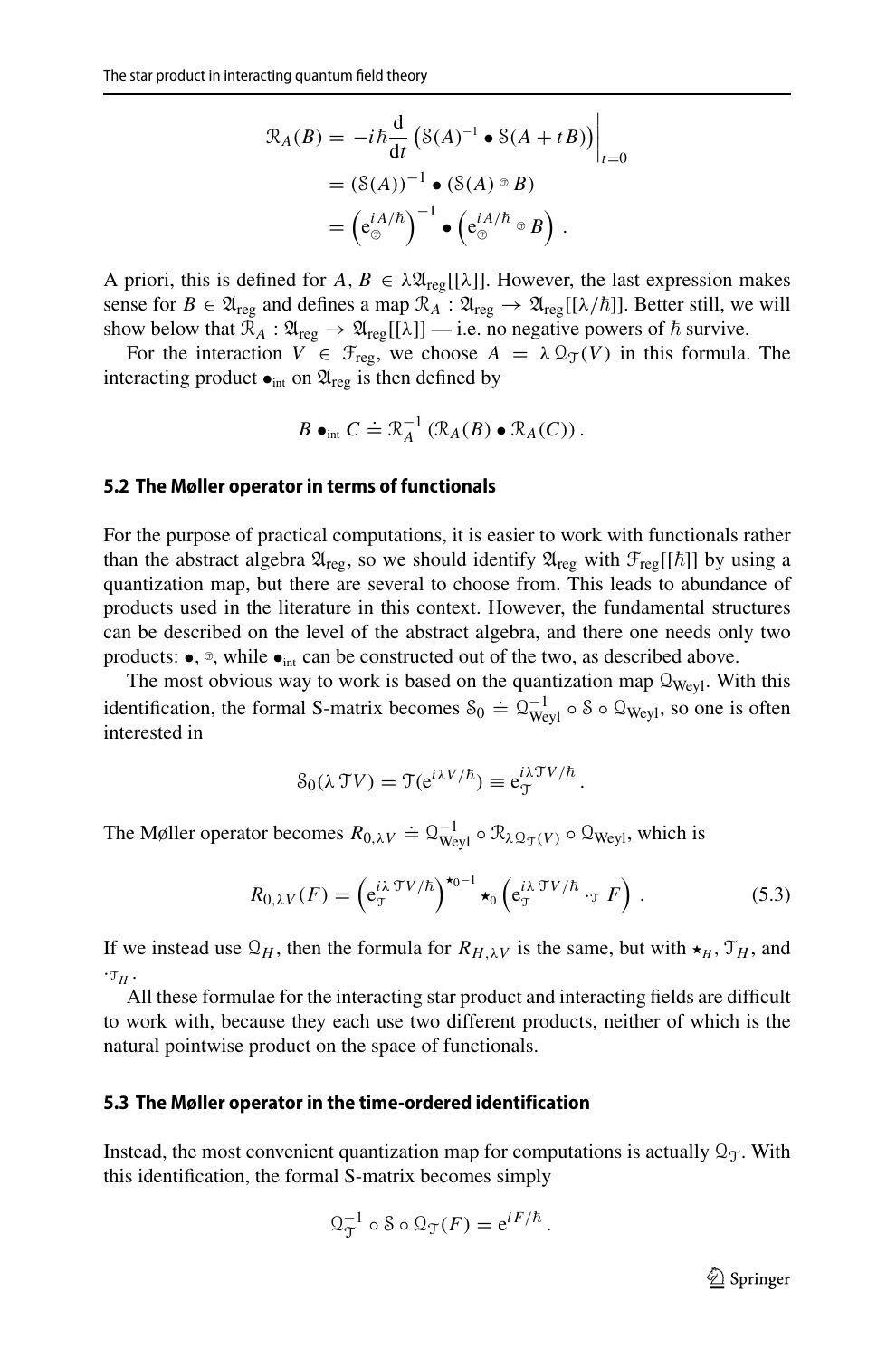$$
\begin{aligned}
\mathcal{R}_A(B) &= -i\hbar \frac{\mathrm{d}}{\mathrm{d}t} \left( \mathcal{S}(A)^{-1} \bullet \mathcal{S}(A + tB) \right) \Big|_{t=0} \\
&= (\mathcal{S}(A))^{-1} \bullet (\mathcal{S}(A) \circledast B) \\
&= \left( \mathrm{e}_{\circledast}^{iA/\hbar} \right)^{-1} \bullet \left( \mathrm{e}_{\circledast}^{iA/\hbar} \circledast B \right) .
\end{aligned}
$$

A priori, this is defined for $A, B \in \lambda \mathfrak{A}_{\text{reg}}[[\lambda]]$. However, the last expression makes sense for $B \in \mathfrak{A}_{\text{reg}}$ and defines a map $\mathcal{R}_A : \mathfrak{A}_{\text{reg}} \to \mathfrak{A}_{\text{reg}}[[\lambda/\hbar]]$. Better still, we will show below that $\mathcal{R}_A : \mathfrak{A}_{\text{reg}} \to \mathfrak{A}_{\text{reg}}[[\lambda]]$ — i.e. no negative powers of $\hbar$ survive.

For the interaction $V \in \mathcal{F}_{\text{reg}}$, we choose $A = \lambda\, \mathcal{Q}_{\mathcal{T}}(V)$ in this formula. The interacting product $\bullet_{\text{int}}$ on $\mathfrak{A}_{\text{reg}}$ is then defined by

$$
B \bullet_{\text{int}} C \doteq \mathcal{R}_A^{-1} \left( \mathcal{R}_A(B) \bullet \mathcal{R}_A(C) \right) .
$$

### 5.2 The Møller operator in terms of functionals

For the purpose of practical computations, it is easier to work with functionals rather than the abstract algebra $\mathfrak{A}_{\text{reg}}$, so we should identify $\mathfrak{A}_{\text{reg}}$ with $\mathcal{F}_{\text{reg}}[[\hbar]]$ by using a quantization map, but there are several to choose from. This leads to abundance of products used in the literature in this context. However, the fundamental structures can be described on the level of the abstract algebra, and there one needs only two products: $\bullet$, $\circledast$, while $\bullet_{\text{int}}$ can be constructed out of the two, as described above.

The most obvious way to work is based on the quantization map $\mathcal{Q}_{\text{Weyl}}$. With this identification, the formal S-matrix becomes $\mathcal{S}_0 \doteq \mathcal{Q}_{\text{Weyl}}^{-1} \circ \mathcal{S} \circ \mathcal{Q}_{\text{Weyl}}$, so one is often interested in

$$
\mathcal{S}_0(\lambda\, \mathcal{T}V) = \mathcal{T}(\mathrm{e}^{i\lambda V/\hbar}) \equiv \mathrm{e}_{\mathcal{T}}^{i\lambda \mathcal{T}V/\hbar} .
$$

The Møller operator becomes $R_{0,\lambda V} \doteq \mathcal{Q}_{\text{Weyl}}^{-1} \circ \mathcal{R}_{\lambda \mathcal{Q}_{\mathcal{T}}(V)} \circ \mathcal{Q}_{\text{Weyl}}$, which is

$$
R_{0,\lambda V}(F) = \left( \mathrm{e}_{\mathcal{T}}^{i\lambda\, \mathcal{T}V/\hbar} \right)^{\star_0{}^{-1}} \star_0 \left( \mathrm{e}_{\mathcal{T}}^{i\lambda\, \mathcal{T}V/\hbar} \cdot_{\mathcal{T}} F \right) . \tag{5.3}
$$

If we instead use $\mathcal{Q}_H$, then the formula for $R_{H,\lambda V}$ is the same, but with $\star_H$, $\mathcal{T}_H$, and $\cdot_{\mathcal{T}_H}$.

All these formulae for the interacting star product and interacting fields are difficult to work with, because they each use two different products, neither of which is the natural pointwise product on the space of functionals.

### 5.3 The Møller operator in the time-ordered identification

Instead, the most convenient quantization map for computations is actually $\mathcal{Q}_{\mathcal{T}}$. With this identification, the formal S-matrix becomes simply

$$
\mathcal{Q}_{\mathcal{T}}^{-1} \circ \mathcal{S} \circ \mathcal{Q}_{\mathcal{T}}(F) = \mathrm{e}^{iF/\hbar} .
$$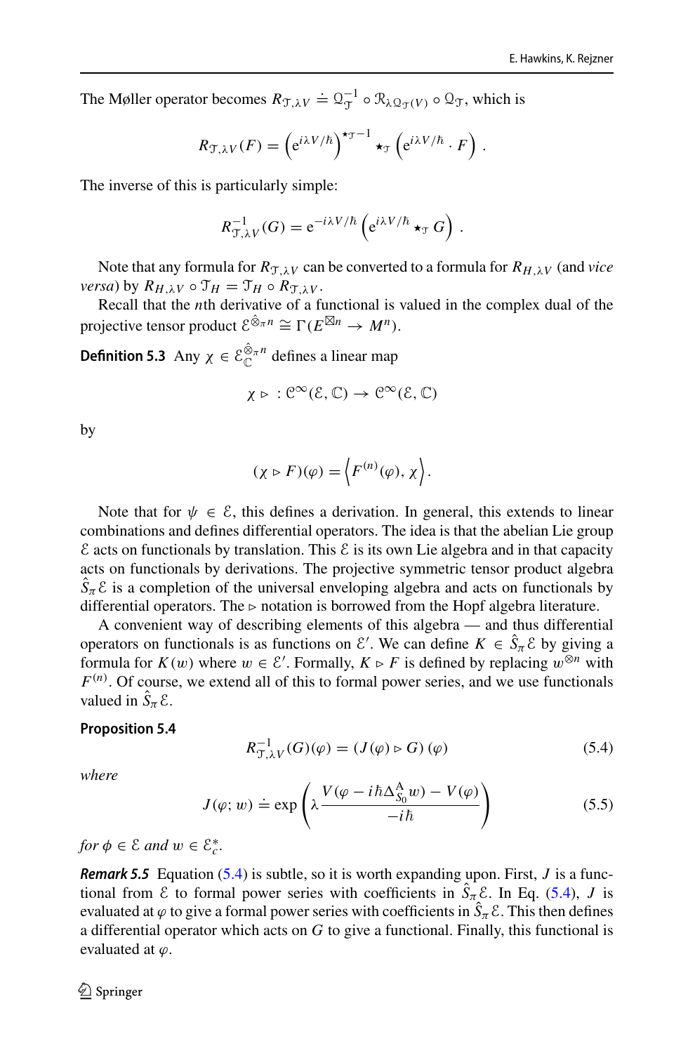The Møller operator becomes $R_{\mathcal{T},\lambda V} \doteq \mathcal{Q}_{\mathcal{T}}^{-1} \circ \mathcal{R}_{\lambda \mathcal{Q}_{\mathcal{T}}(V)} \circ \mathcal{Q}_{\mathcal{T}}$, which is

$$R_{\mathcal{T},\lambda V}(F) = \left(\mathrm{e}^{i\lambda V/\hbar}\right)^{\star_{\mathcal{T}}-1} \star_{\mathcal{T}} \left(\mathrm{e}^{i\lambda V/\hbar} \cdot F\right) .$$

The inverse of this is particularly simple:

$$R_{\mathcal{T},\lambda V}^{-1}(G) = \mathrm{e}^{-i\lambda V/\hbar} \left(\mathrm{e}^{i\lambda V/\hbar} \star_{\mathcal{T}} G\right) .$$

Note that any formula for $R_{\mathcal{T},\lambda V}$ can be converted to a formula for $R_{H,\lambda V}$ (and *vice versa*) by $R_{H,\lambda V} \circ \mathcal{T}_H = \mathcal{T}_H \circ R_{\mathcal{T},\lambda V}$.

Recall that the $n$th derivative of a functional is valued in the complex dual of the projective tensor product $\mathcal{E}^{\hat{\otimes}_\pi n} \cong \Gamma(E^{\boxtimes n} \to M^n)$.

**Definition 5.3** Any $\chi \in \mathcal{E}_{\mathbb{C}}^{\hat{\otimes}_\pi n}$ defines a linear map

$$\chi \triangleright : \mathcal{C}^\infty(\mathcal{E}, \mathbb{C}) \to \mathcal{C}^\infty(\mathcal{E}, \mathbb{C})$$

by

$$(\chi \triangleright F)(\varphi) = \left\langle F^{(n)}(\varphi), \chi \right\rangle .$$

Note that for $\psi \in \mathcal{E}$, this defines a derivation. In general, this extends to linear combinations and defines differential operators. The idea is that the abelian Lie group $\mathcal{E}$ acts on functionals by translation. This $\mathcal{E}$ is its own Lie algebra and in that capacity acts on functionals by derivations. The projective symmetric tensor product algebra $\hat{S}_\pi \mathcal{E}$ is a completion of the universal enveloping algebra and acts on functionals by differential operators. The $\triangleright$ notation is borrowed from the Hopf algebra literature.

A convenient way of describing elements of this algebra — and thus differential operators on functionals is as functions on $\mathcal{E}'$. We can define $K \in \hat{S}_\pi \mathcal{E}$ by giving a formula for $K(w)$ where $w \in \mathcal{E}'$. Formally, $K \triangleright F$ is defined by replacing $w^{\otimes n}$ with $F^{(n)}$. Of course, we extend all of this to formal power series, and we use functionals valued in $\hat{S}_\pi \mathcal{E}$.

**Proposition 5.4**

$$R_{\mathcal{T},\lambda V}^{-1}(G)(\varphi) = \left(J(\varphi) \triangleright G\right)(\varphi) \tag{5.4}$$

*where*

$$J(\varphi; w) \doteq \exp\left(\lambda \frac{V(\varphi - i\hbar \Delta_{S_0}^{\mathrm{A}} w) - V(\varphi)}{-i\hbar}\right) \tag{5.5}$$

*for $\phi \in \mathcal{E}$ and $w \in \mathcal{E}_c^*$.*

***Remark 5.5*** Equation (5.4) is subtle, so it is worth expanding upon. First, $J$ is a functional from $\mathcal{E}$ to formal power series with coefficients in $\hat{S}_\pi \mathcal{E}$. In Eq. (5.4), $J$ is evaluated at $\varphi$ to give a formal power series with coefficients in $\hat{S}_\pi \mathcal{E}$. This then defines a differential operator which acts on $G$ to give a functional. Finally, this functional is evaluated at $\varphi$.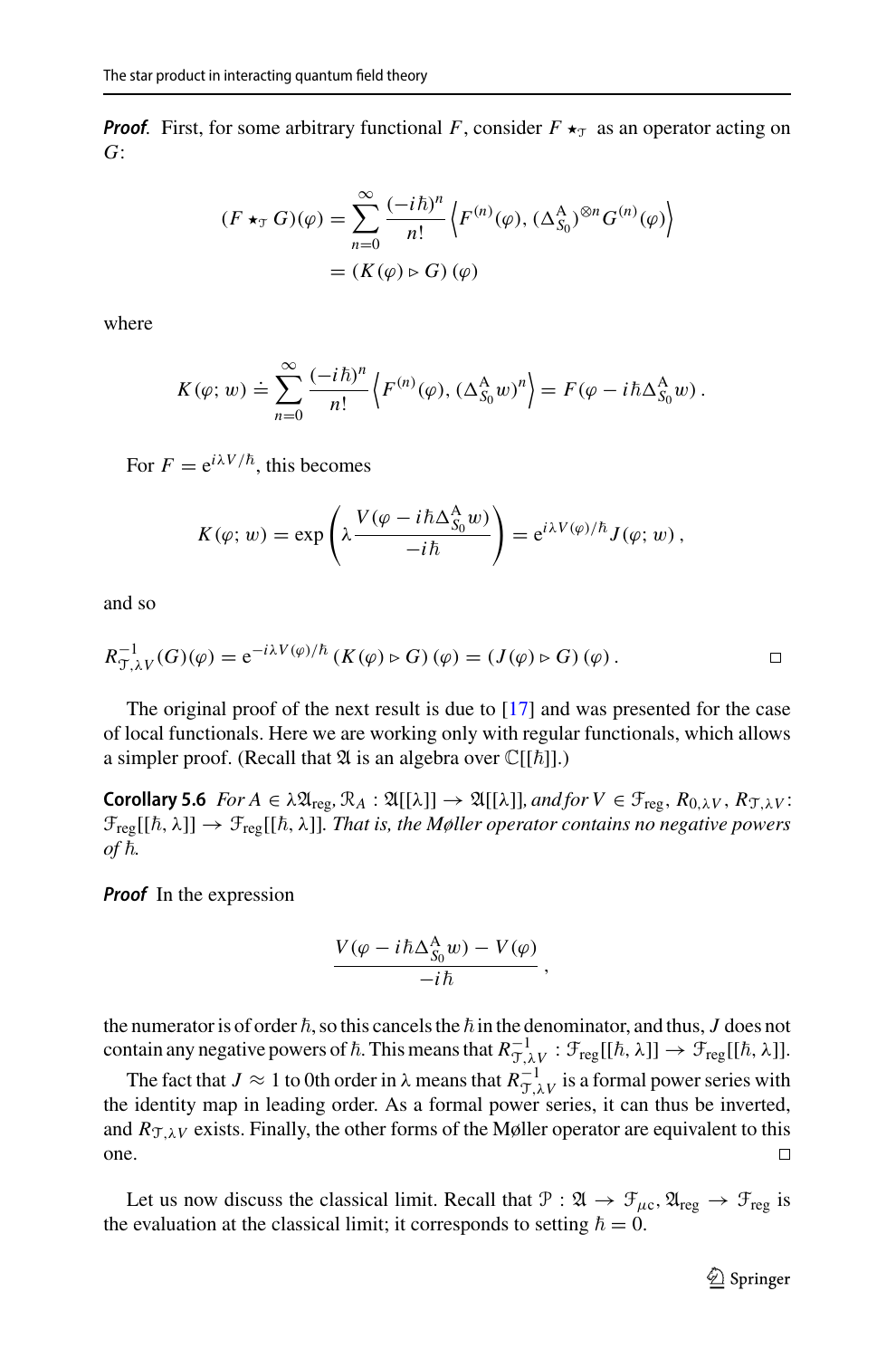***Proof*.** First, for some arbitrary functional $F$, consider $F \star_{\mathcal{T}}$ as an operator acting on $G$:

$$
\begin{aligned}
(F \star_{\mathcal{T}} G)(\varphi) &= \sum_{n=0}^{\infty} \frac{(-i\hbar)^n}{n!} \left\langle F^{(n)}(\varphi), (\Delta^{\mathrm{A}}_{S_0})^{\otimes n} G^{(n)}(\varphi) \right\rangle \\
&= \left( K(\varphi) \triangleright G \right)(\varphi)
\end{aligned}
$$

where

$$
K(\varphi; w) \doteq \sum_{n=0}^{\infty} \frac{(-i\hbar)^n}{n!} \left\langle F^{(n)}(\varphi), (\Delta^{\mathrm{A}}_{S_0} w)^n \right\rangle = F(\varphi - i\hbar \Delta^{\mathrm{A}}_{S_0} w)\,.
$$

For $F = \mathrm{e}^{i\lambda V/\hbar}$, this becomes

$$
K(\varphi; w) = \exp\left( \lambda \frac{V(\varphi - i\hbar \Delta^{\mathrm{A}}_{S_0} w)}{-i\hbar} \right) = \mathrm{e}^{i\lambda V(\varphi)/\hbar} J(\varphi; w)\,,
$$

and so

$$
R^{-1}_{\mathcal{T},\lambda V}(G)(\varphi) = \mathrm{e}^{-i\lambda V(\varphi)/\hbar} \left( K(\varphi) \triangleright G \right)(\varphi) = \left( J(\varphi) \triangleright G \right)(\varphi)\,. \qquad \square
$$

The original proof of the next result is due to [17] and was presented for the case of local functionals. Here we are working only with regular functionals, which allows a simpler proof. (Recall that $\mathfrak{A}$ is an algebra over $\mathbb{C}[[\hbar]]$.)

**Corollary 5.6** *For $A \in \lambda\mathfrak{A}_{\mathrm{reg}}$, $\mathcal{R}_A : \mathfrak{A}[[\lambda]] \to \mathfrak{A}[[\lambda]]$, and for $V \in \mathcal{F}_{\mathrm{reg}}$, $R_{0,\lambda V}$, $R_{\mathcal{T},\lambda V}$: $\mathcal{F}_{\mathrm{reg}}[[\hbar, \lambda]] \to \mathcal{F}_{\mathrm{reg}}[[\hbar, \lambda]]$. That is, the Møller operator contains no negative powers of $\hbar$.*

***Proof*** In the expression

$$
\frac{V(\varphi - i\hbar \Delta^{\mathrm{A}}_{S_0} w) - V(\varphi)}{-i\hbar}\,,
$$

the numerator is of order $\hbar$, so this cancels the $\hbar$ in the denominator, and thus, $J$ does not contain any negative powers of $\hbar$. This means that $R^{-1}_{\mathcal{T},\lambda V} : \mathcal{F}_{\mathrm{reg}}[[\hbar, \lambda]] \to \mathcal{F}_{\mathrm{reg}}[[\hbar, \lambda]]$.

The fact that $J \approx 1$ to 0th order in $\lambda$ means that $R^{-1}_{\mathcal{T},\lambda V}$ is a formal power series with the identity map in leading order. As a formal power series, it can thus be inverted, and $R_{\mathcal{T},\lambda V}$ exists. Finally, the other forms of the Møller operator are equivalent to this one. $\square$

Let us now discuss the classical limit. Recall that $\mathcal{P} : \mathfrak{A} \to \mathcal{F}_{\mu c}, \mathfrak{A}_{\mathrm{reg}} \to \mathcal{F}_{\mathrm{reg}}$ is the evaluation at the classical limit; it corresponds to setting $\hbar = 0$.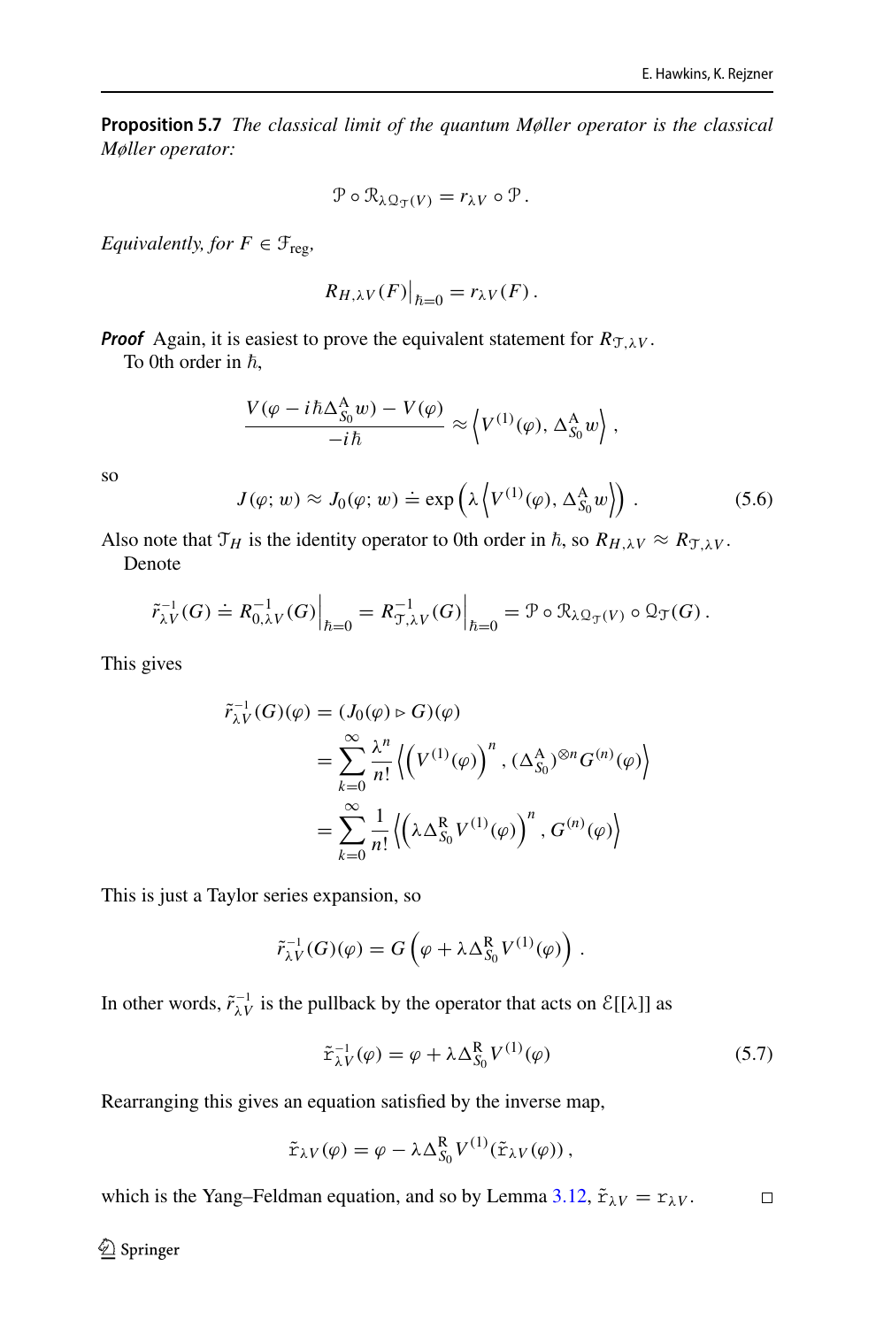**Proposition 5.7** *The classical limit of the quantum Møller operator is the classical Møller operator:*

$$\mathcal{P} \circ \mathcal{R}_{\lambda \mathcal{Q}_{\mathcal{T}}(V)} = r_{\lambda V} \circ \mathcal{P}\,.$$

*Equivalently, for $F \in \mathcal{F}_{\text{reg}}$,*

$$R_{H,\lambda V}(F)\big|_{\hbar=0} = r_{\lambda V}(F)\,.$$

***Proof*** Again, it is easiest to prove the equivalent statement for $R_{\mathcal{T},\lambda V}$.

To 0th order in $\hbar$,

$$\frac{V(\varphi - i\hbar \Delta^{\mathrm{A}}_{S_0} w) - V(\varphi)}{-i\hbar} \approx \left\langle V^{(1)}(\varphi),\, \Delta^{\mathrm{A}}_{S_0} w \right\rangle,$$

so

$$J(\varphi; w) \approx J_0(\varphi; w) \doteq \exp\left(\lambda \left\langle V^{(1)}(\varphi),\, \Delta^{\mathrm{A}}_{S_0} w \right\rangle\right)\,. \tag{5.6}$$

Also note that $\mathcal{T}_H$ is the identity operator to 0th order in $\hbar$, so $R_{H,\lambda V} \approx R_{\mathcal{T},\lambda V}$.

Denote

$$\tilde{r}^{-1}_{\lambda V}(G) \doteq R^{-1}_{0,\lambda V}(G)\Big|_{\hbar=0} = R^{-1}_{\mathcal{T},\lambda V}(G)\Big|_{\hbar=0} = \mathcal{P} \circ \mathcal{R}_{\lambda \mathcal{Q}_{\mathcal{T}}(V)} \circ \mathcal{Q}_{\mathcal{T}}(G)\,.$$

This gives

$$\begin{aligned}
\tilde{r}^{-1}_{\lambda V}(G)(\varphi) &= (J_0(\varphi) \triangleright G)(\varphi) \\
&= \sum_{k=0}^{\infty} \frac{\lambda^n}{n!} \left\langle \left(V^{(1)}(\varphi)\right)^n,\, (\Delta^{\mathrm{A}}_{S_0})^{\otimes n} G^{(n)}(\varphi) \right\rangle \\
&= \sum_{k=0}^{\infty} \frac{1}{n!} \left\langle \left(\lambda \Delta^{\mathrm{R}}_{S_0} V^{(1)}(\varphi)\right)^n,\, G^{(n)}(\varphi) \right\rangle
\end{aligned}$$

This is just a Taylor series expansion, so

$$\tilde{r}^{-1}_{\lambda V}(G)(\varphi) = G\left(\varphi + \lambda \Delta^{\mathrm{R}}_{S_0} V^{(1)}(\varphi)\right)\,.$$

In other words, $\tilde{r}^{-1}_{\lambda V}$ is the pullback by the operator that acts on $\mathcal{E}[[\lambda]]$ as

$$\tilde{\mathfrak{r}}^{-1}_{\lambda V}(\varphi) = \varphi + \lambda \Delta^{\mathrm{R}}_{S_0} V^{(1)}(\varphi) \tag{5.7}$$

Rearranging this gives an equation satisfied by the inverse map,

$$\tilde{\mathfrak{r}}_{\lambda V}(\varphi) = \varphi - \lambda \Delta^{\mathrm{R}}_{S_0} V^{(1)}(\tilde{\mathfrak{r}}_{\lambda V}(\varphi))\,,$$

which is the Yang–Feldman equation, and so by Lemma 3.12, $\tilde{\mathfrak{r}}_{\lambda V} = \mathfrak{r}_{\lambda V}$. $\square$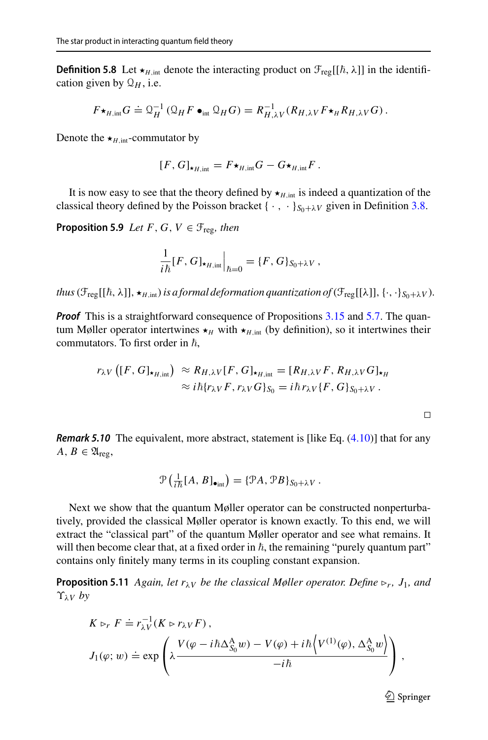**Definition 5.8** Let $\star_{H,\mathrm{int}}$ denote the interacting product on $\mathcal{F}_{\mathrm{reg}}[[\hbar, \lambda]]$ in the identification given by $\mathcal{Q}_H$, i.e.

$$F \star_{H,\mathrm{int}} G \doteq \mathcal{Q}_H^{-1} \left( \mathcal{Q}_H F \bullet_{\mathrm{int}} \mathcal{Q}_H G \right) = R_{H,\lambda V}^{-1} \left( R_{H,\lambda V} F \star_H R_{H,\lambda V} G \right).$$

Denote the $\star_{H,\mathrm{int}}$-commutator by

$$[F, G]_{\star_{H,\mathrm{int}}} = F \star_{H,\mathrm{int}} G - G \star_{H,\mathrm{int}} F .$$

It is now easy to see that the theory defined by $\star_{H,\mathrm{int}}$ is indeed a quantization of the classical theory defined by the Poisson bracket $\{\,\cdot\,,\,\cdot\,\}_{S_0+\lambda V}$ given in Definition 3.8.

**Proposition 5.9** *Let $F, G, V \in \mathcal{F}_{\mathrm{reg}}$, then*

$$\frac{1}{i\hbar} [F, G]_{\star_{H,\mathrm{int}}} \Big|_{\hbar=0} = \{F, G\}_{S_0+\lambda V} ,$$

*thus $(\mathcal{F}_{\mathrm{reg}}[[\hbar, \lambda]], \star_{H,\mathrm{int}})$ is a formal deformation quantization of $(\mathcal{F}_{\mathrm{reg}}[[\lambda]], \{\cdot, \cdot\}_{S_0+\lambda V})$.*

***Proof*** This is a straightforward consequence of Propositions 3.15 and 5.7. The quantum Møller operator intertwines $\star_H$ with $\star_{H,\mathrm{int}}$ (by definition), so it intertwines their commutators. To first order in $\hbar$,

$$\begin{aligned} r_{\lambda V} \left( [F, G]_{\star_{H,\mathrm{int}}} \right) &\approx R_{H,\lambda V} [F, G]_{\star_{H,\mathrm{int}}} = [R_{H,\lambda V} F, R_{H,\lambda V} G]_{\star_H} \\ &\approx i\hbar \{r_{\lambda V} F, r_{\lambda V} G\}_{S_0} = i\hbar\, r_{\lambda V} \{F, G\}_{S_0+\lambda V} . \end{aligned}$$

$\square$

***Remark 5.10*** The equivalent, more abstract, statement is [like Eq. (4.10)] that for any $A, B \in \mathfrak{A}_{\mathrm{reg}}$,

$$\mathcal{P}\left( \tfrac{1}{i\hbar} [A, B]_{\bullet_{\mathrm{int}}} \right) = \{\mathcal{P}A, \mathcal{P}B\}_{S_0+\lambda V} .$$

Next we show that the quantum Møller operator can be constructed nonperturbatively, provided the classical Møller operator is known exactly. To this end, we will extract the "classical part" of the quantum Møller operator and see what remains. It will then become clear that, at a fixed order in $\hbar$, the remaining "purely quantum part" contains only finitely many terms in its coupling constant expansion.

**Proposition 5.11** *Again, let $r_{\lambda V}$ be the classical Møller operator. Define $\triangleright_r$, $J_1$, and $\Upsilon_{\lambda V}$ by*

$$\begin{aligned} K \triangleright_r F &\doteq r_{\lambda V}^{-1} (K \triangleright r_{\lambda V} F) , \\ J_1(\varphi; w) &\doteq \exp\left( \lambda \frac{V(\varphi - i\hbar \Delta_{S_0}^{\mathrm{A}} w) - V(\varphi) + i\hbar \left\langle V^{(1)}(\varphi), \Delta_{S_0}^{\mathrm{A}} w \right\rangle}{-i\hbar} \right) , \end{aligned}$$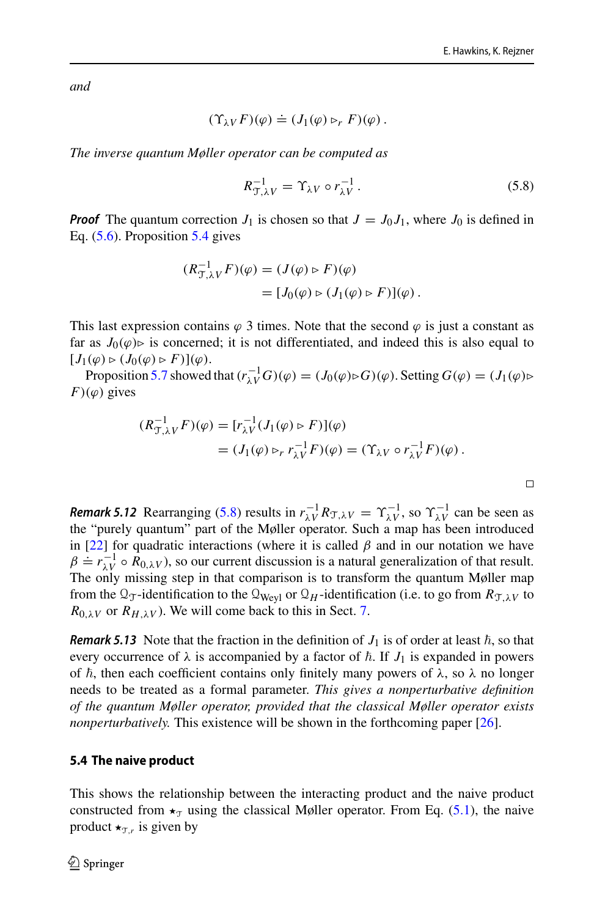*and*

$$(\Upsilon_{\lambda V} F)(\varphi) \doteq (J_1(\varphi) \triangleright_r F)(\varphi)\,.$$

*The inverse quantum Møller operator can be computed as*

$$R^{-1}_{\mathcal{T},\lambda V} = \Upsilon_{\lambda V} \circ r^{-1}_{\lambda V}\,. \tag{5.8}$$

***Proof*** The quantum correction $J_1$ is chosen so that $J = J_0 J_1$, where $J_0$ is defined in Eq. (5.6). Proposition 5.4 gives

$$\begin{aligned}(R^{-1}_{\mathcal{T},\lambda V} F)(\varphi) &= (J(\varphi) \triangleright F)(\varphi) \\ &= [J_0(\varphi) \triangleright (J_1(\varphi) \triangleright F)](\varphi)\,.\end{aligned}$$

This last expression contains $\varphi$ 3 times. Note that the second $\varphi$ is just a constant as far as $J_0(\varphi)\triangleright$ is concerned; it is not differentiated, and indeed this is also equal to $[J_1(\varphi) \triangleright (J_0(\varphi) \triangleright F)](\varphi)$.

Proposition 5.7 showed that $(r^{-1}_{\lambda V} G)(\varphi) = (J_0(\varphi)\triangleright G)(\varphi)$. Setting $G(\varphi) = (J_1(\varphi)\triangleright F)(\varphi)$ gives

$$\begin{aligned}(R^{-1}_{\mathcal{T},\lambda V} F)(\varphi) &= [r^{-1}_{\lambda V}(J_1(\varphi) \triangleright F)](\varphi) \\ &= (J_1(\varphi) \triangleright_r r^{-1}_{\lambda V} F)(\varphi) = (\Upsilon_{\lambda V} \circ r^{-1}_{\lambda V} F)(\varphi)\,.\end{aligned}$$

□

***Remark 5.12*** Rearranging (5.8) results in $r^{-1}_{\lambda V} R_{\mathcal{T},\lambda V} = \Upsilon^{-1}_{\lambda V}$, so $\Upsilon^{-1}_{\lambda V}$ can be seen as the "purely quantum" part of the Møller operator. Such a map has been introduced in [22] for quadratic interactions (where it is called $\beta$ and in our notation we have $\beta \doteq r^{-1}_{\lambda V} \circ R_{0,\lambda V}$), so our current discussion is a natural generalization of that result. The only missing step in that comparison is to transform the quantum Møller map from the $\mathfrak{Q}_{\mathcal{T}}$-identification to the $\mathfrak{Q}_{\text{Weyl}}$ or $\mathfrak{Q}_H$-identification (i.e. to go from $R_{\mathcal{T},\lambda V}$ to $R_{0,\lambda V}$ or $R_{H,\lambda V}$). We will come back to this in Sect. 7.

***Remark 5.13*** Note that the fraction in the definition of $J_1$ is of order at least $\hbar$, so that every occurrence of $\lambda$ is accompanied by a factor of $\hbar$. If $J_1$ is expanded in powers of $\hbar$, then each coefficient contains only finitely many powers of $\lambda$, so $\lambda$ no longer needs to be treated as a formal parameter. *This gives a nonperturbative definition of the quantum Møller operator, provided that the classical Møller operator exists nonperturbatively.* This existence will be shown in the forthcoming paper [26].

### 5.4 The naive product

This shows the relationship between the interacting product and the naive product constructed from $\star_{\mathcal{T}}$ using the classical Møller operator. From Eq. (5.1), the naive product $\star_{\mathcal{T},r}$ is given by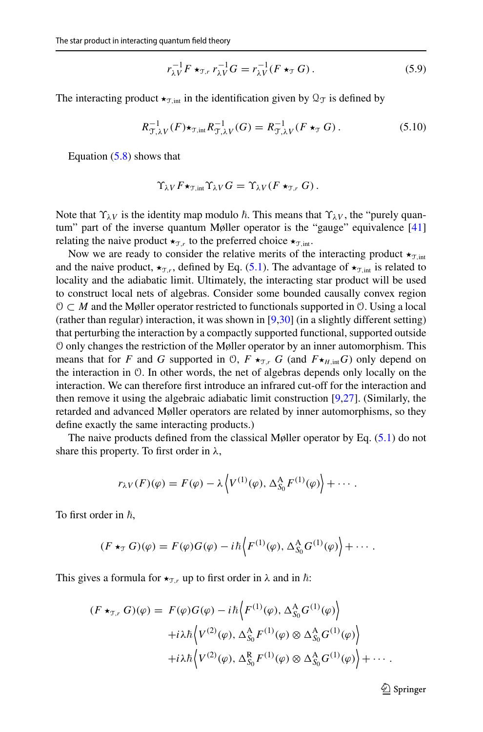$$r_{\lambda V}^{-1} F \star_{\mathcal{T},r} r_{\lambda V}^{-1} G = r_{\lambda V}^{-1}(F \star_{\mathcal{T}} G)\,. \tag{5.9}$$

The interacting product $\star_{\mathcal{T},\text{int}}$ in the identification given by $\mathcal{Q}_{\mathcal{T}}$ is defined by

$$R_{\mathcal{T},\lambda V}^{-1}(F) \star_{\mathcal{T},\text{int}} R_{\mathcal{T},\lambda V}^{-1}(G) = R_{\mathcal{T},\lambda V}^{-1}(F \star_{\mathcal{T}} G)\,. \tag{5.10}$$

Equation (5.8) shows that

$$\Upsilon_{\lambda V} F \star_{\mathcal{T},\text{int}} \Upsilon_{\lambda V} G = \Upsilon_{\lambda V}(F \star_{\mathcal{T},r} G)\,.$$

Note that $\Upsilon_{\lambda V}$ is the identity map modulo $\hbar$. This means that $\Upsilon_{\lambda V}$, the "purely quantum" part of the inverse quantum Møller operator is the "gauge" equivalence [41] relating the naive product $\star_{\mathcal{T},r}$ to the preferred choice $\star_{\mathcal{T},\text{int}}$.

Now we are ready to consider the relative merits of the interacting product $\star_{\mathcal{T},\text{int}}$ and the naive product, $\star_{\mathcal{T},r}$, defined by Eq. (5.1). The advantage of $\star_{\mathcal{T},\text{int}}$ is related to locality and the adiabatic limit. Ultimately, the interacting star product will be used to construct local nets of algebras. Consider some bounded causally convex region $\mathcal{O} \subset M$ and the Møller operator restricted to functionals supported in $\mathcal{O}$. Using a local (rather than regular) interaction, it was shown in [9,30] (in a slightly different setting) that perturbing the interaction by a compactly supported functional, supported outside $\mathcal{O}$ only changes the restriction of the Møller operator by an inner automorphism. This means that for $F$ and $G$ supported in $\mathcal{O}$, $F \star_{\mathcal{T},r} G$ (and $F \star_{H,\text{int}} G$) only depend on the interaction in $\mathcal{O}$. In other words, the net of algebras depends only locally on the interaction. We can therefore first introduce an infrared cut-off for the interaction and then remove it using the algebraic adiabatic limit construction [9,27]. (Similarly, the retarded and advanced Møller operators are related by inner automorphisms, so they define exactly the same interacting products.)

The naive products defined from the classical Møller operator by Eq. (5.1) do not share this property. To first order in $\lambda$,

$$r_{\lambda V}(F)(\varphi) = F(\varphi) - \lambda \left\langle V^{(1)}(\varphi), \Delta^{\text{A}}_{S_0} F^{(1)}(\varphi) \right\rangle + \cdots\,.$$

To first order in $\hbar$,

$$(F \star_{\mathcal{T}} G)(\varphi) = F(\varphi)G(\varphi) - i\hbar \left\langle F^{(1)}(\varphi), \Delta^{\text{A}}_{S_0} G^{(1)}(\varphi) \right\rangle + \cdots\,.$$

This gives a formula for $\star_{\mathcal{T},r}$ up to first order in $\lambda$ and in $\hbar$:

$$\begin{aligned}(F \star_{\mathcal{T},r} G)(\varphi) = \; & F(\varphi)G(\varphi) - i\hbar \left\langle F^{(1)}(\varphi), \Delta^{\text{A}}_{S_0} G^{(1)}(\varphi) \right\rangle \\ & + i\lambda\hbar \left\langle V^{(2)}(\varphi), \Delta^{\text{A}}_{S_0} F^{(1)}(\varphi) \otimes \Delta^{\text{A}}_{S_0} G^{(1)}(\varphi) \right\rangle \\ & + i\lambda\hbar \left\langle V^{(2)}(\varphi), \Delta^{\text{R}}_{S_0} F^{(1)}(\varphi) \otimes \Delta^{\text{A}}_{S_0} G^{(1)}(\varphi) \right\rangle + \cdots\,.\end{aligned}$$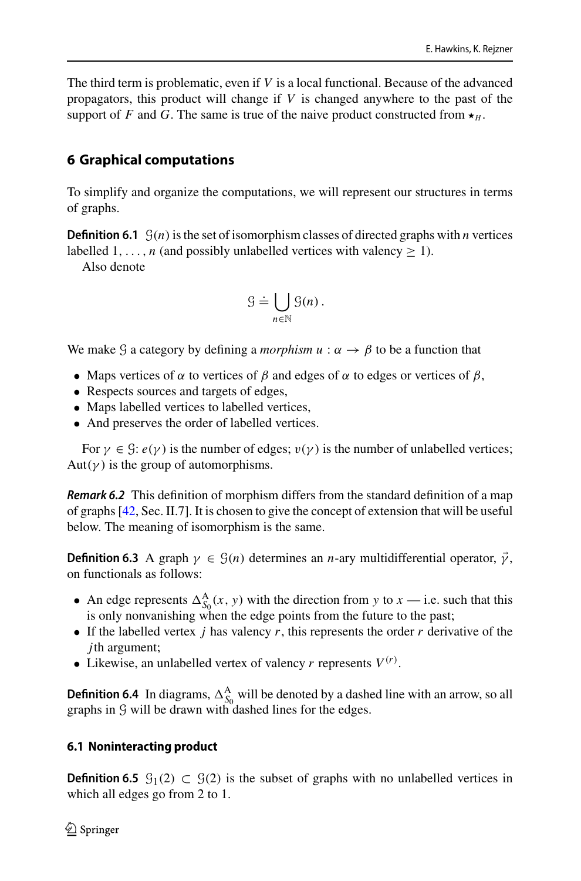The third term is problematic, even if $V$ is a local functional. Because of the advanced propagators, this product will change if $V$ is changed anywhere to the past of the support of $F$ and $G$. The same is true of the naive product constructed from $\star_H$.

## 6 Graphical computations

To simplify and organize the computations, we will represent our structures in terms of graphs.

**Definition 6.1** $\mathcal{G}(n)$ is the set of isomorphism classes of directed graphs with $n$ vertices labelled $1, \ldots, n$ (and possibly unlabelled vertices with valency $\geq 1$).

Also denote

$$\mathcal{G} \doteq \bigcup_{n \in \mathbb{N}} \mathcal{G}(n) \,.$$

We make $\mathcal{G}$ a category by defining a *morphism* $u : \alpha \to \beta$ to be a function that

- Maps vertices of $\alpha$ to vertices of $\beta$ and edges of $\alpha$ to edges or vertices of $\beta$,
- Respects sources and targets of edges,
- Maps labelled vertices to labelled vertices,
- And preserves the order of labelled vertices.

For $\gamma \in \mathcal{G}$: $e(\gamma)$ is the number of edges; $v(\gamma)$ is the number of unlabelled vertices; $\mathrm{Aut}(\gamma)$ is the group of automorphisms.

***Remark 6.2*** This definition of morphism differs from the standard definition of a map of graphs [42, Sec. II.7]. It is chosen to give the concept of extension that will be useful below. The meaning of isomorphism is the same.

**Definition 6.3** A graph $\gamma \in \mathcal{G}(n)$ determines an $n$-ary multidifferential operator, $\vec{\gamma}$, on functionals as follows:

- An edge represents $\Delta^{\mathrm{A}}_{S_0}(x, y)$ with the direction from $y$ to $x$ — i.e. such that this is only nonvanishing when the edge points from the future to the past;
- If the labelled vertex $j$ has valency $r$, this represents the order $r$ derivative of the $j$th argument;
- Likewise, an unlabelled vertex of valency $r$ represents $V^{(r)}$.

**Definition 6.4** In diagrams, $\Delta^{\mathrm{A}}_{S_0}$ will be denoted by a dashed line with an arrow, so all graphs in $\mathcal{G}$ will be drawn with dashed lines for the edges.

### 6.1 Noninteracting product

**Definition 6.5** $\mathcal{G}_1(2) \subset \mathcal{G}(2)$ is the subset of graphs with no unlabelled vertices in which all edges go from 2 to 1.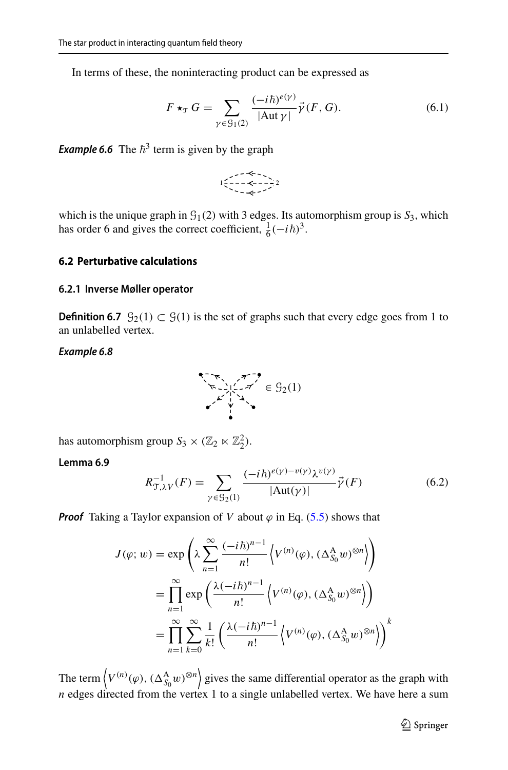In terms of these, the noninteracting product can be expressed as

$$F \star_{\mathcal{T}} G = \sum_{\gamma \in \mathcal{G}_1(2)} \frac{(-i\hbar)^{e(\gamma)}}{|\mathrm{Aut}\,\gamma|} \vec{\gamma}(F, G). \tag{6.1}$$

***Example 6.6*** The $\hbar^3$ term is given by the graph

which is the unique graph in $\mathcal{G}_1(2)$ with 3 edges. Its automorphism group is $S_3$, which has order 6 and gives the correct coefficient, $\frac{1}{6}(-i\hbar)^3$.

### 6.2 Perturbative calculations

#### 6.2.1 Inverse Møller operator

**Definition 6.7** $\mathcal{G}_2(1) \subset \mathcal{G}(1)$ is the set of graphs such that every edge goes from 1 to an unlabelled vertex.

***Example 6.8***

$$\in \mathcal{G}_2(1)$$

has automorphism group $S_3 \times (\mathbb{Z}_2 \ltimes \mathbb{Z}_2^2)$.

**Lemma 6.9**

$$R^{-1}_{\mathcal{T},\lambda V}(F) = \sum_{\gamma \in \mathcal{G}_2(1)} \frac{(-i\hbar)^{e(\gamma)-v(\gamma)} \lambda^{v(\gamma)}}{|\mathrm{Aut}(\gamma)|} \vec{\gamma}(F) \tag{6.2}$$

***Proof*** Taking a Taylor expansion of $V$ about $\varphi$ in Eq. (5.5) shows that

$$\begin{aligned}
J(\varphi; w) &= \exp\left(\lambda \sum_{n=1}^{\infty} \frac{(-i\hbar)^{n-1}}{n!} \left\langle V^{(n)}(\varphi), (\Delta^{\mathrm{A}}_{S_0} w)^{\otimes n} \right\rangle\right) \\
&= \prod_{n=1}^{\infty} \exp\left(\frac{\lambda(-i\hbar)^{n-1}}{n!} \left\langle V^{(n)}(\varphi), (\Delta^{\mathrm{A}}_{S_0} w)^{\otimes n} \right\rangle\right) \\
&= \prod_{n=1}^{\infty} \sum_{k=0}^{\infty} \frac{1}{k!} \left(\frac{\lambda(-i\hbar)^{n-1}}{n!} \left\langle V^{(n)}(\varphi), (\Delta^{\mathrm{A}}_{S_0} w)^{\otimes n} \right\rangle\right)^k
\end{aligned}$$

The term $\left\langle V^{(n)}(\varphi), (\Delta^{\mathrm{A}}_{S_0} w)^{\otimes n} \right\rangle$ gives the same differential operator as the graph with $n$ edges directed from the vertex 1 to a single unlabelled vertex. We have here a sum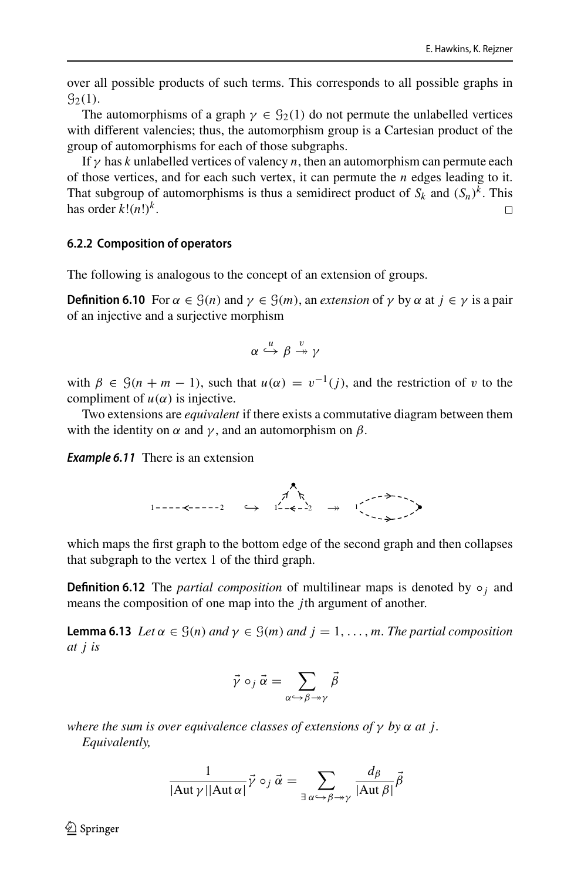over all possible products of such terms. This corresponds to all possible graphs in $\mathcal{G}_2(1)$.

The automorphisms of a graph $\gamma \in \mathcal{G}_2(1)$ do not permute the unlabelled vertices with different valencies; thus, the automorphism group is a Cartesian product of the group of automorphisms for each of those subgraphs.

If $\gamma$ has $k$ unlabelled vertices of valency $n$, then an automorphism can permute each of those vertices, and for each such vertex, it can permute the $n$ edges leading to it. That subgroup of automorphisms is thus a semidirect product of $S_k$ and $(S_n)^k$. This has order $k!(n!)^k$. □

#### 6.2.2 Composition of operators

The following is analogous to the concept of an extension of groups.

**Definition 6.10** For $\alpha \in \mathcal{G}(n)$ and $\gamma \in \mathcal{G}(m)$, an *extension* of $\gamma$ by $\alpha$ at $j \in \gamma$ is a pair of an injective and a surjective morphism

$$\alpha \overset{u}{\hookrightarrow} \beta \overset{v}{\twoheadrightarrow} \gamma$$

with $\beta \in \mathcal{G}(n+m-1)$, such that $u(\alpha) = v^{-1}(j)$, and the restriction of $v$ to the compliment of $u(\alpha)$ is injective.

Two extensions are *equivalent* if there exists a commutative diagram between them with the identity on $\alpha$ and $\gamma$, and an automorphism on $\beta$.

***Example 6.11*** There is an extension

which maps the first graph to the bottom edge of the second graph and then collapses that subgraph to the vertex 1 of the third graph.

**Definition 6.12** The *partial composition* of multilinear maps is denoted by $\circ_j$ and means the composition of one map into the $j$th argument of another.

**Lemma 6.13** *Let $\alpha \in \mathcal{G}(n)$ and $\gamma \in \mathcal{G}(m)$ and $j = 1, \dots, m$. The partial composition at $j$ is*

$$\vec{\gamma} \circ_j \vec{\alpha} = \sum_{\alpha \hookrightarrow \beta \twoheadrightarrow \gamma} \vec{\beta}$$

*where the sum is over equivalence classes of extensions of $\gamma$ by $\alpha$ at $j$.*

*Equivalently,*

$$\frac{1}{|\mathrm{Aut}\,\gamma||\mathrm{Aut}\,\alpha|} \vec{\gamma} \circ_j \vec{\alpha} = \sum_{\exists\, \alpha \hookrightarrow \beta \twoheadrightarrow \gamma} \frac{d_\beta}{|\mathrm{Aut}\,\beta|} \vec{\beta}$$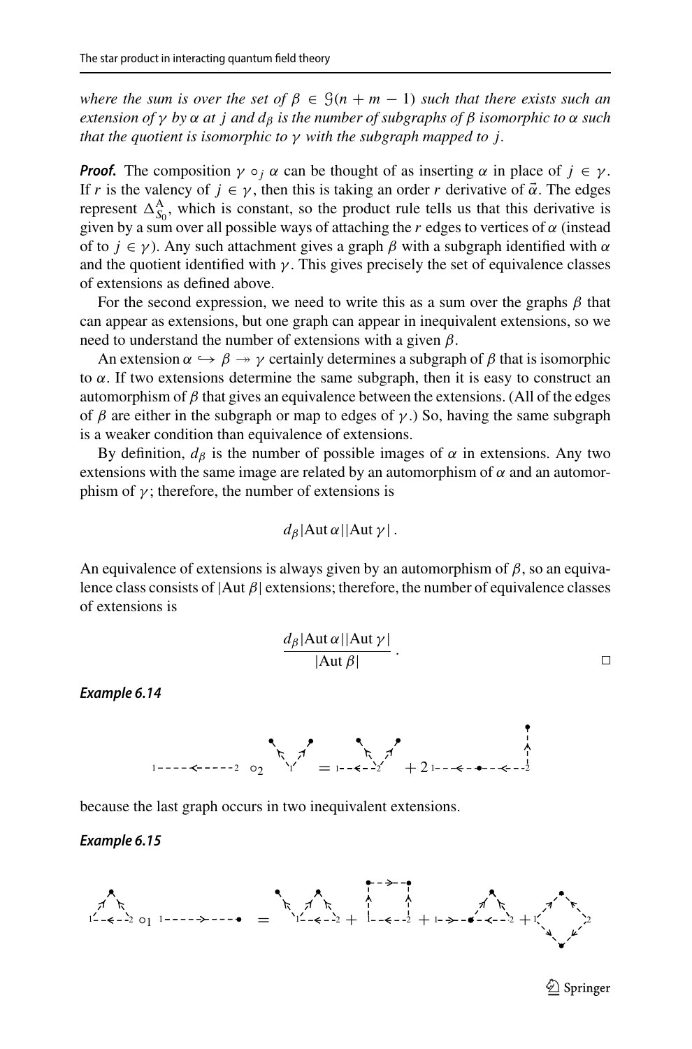*where the sum is over the set of $\beta \in \mathcal{G}(n+m-1)$ such that there exists such an extension of $\gamma$ by $\alpha$ at $j$ and $d_\beta$ is the number of subgraphs of $\beta$ isomorphic to $\alpha$ such that the quotient is isomorphic to $\gamma$ with the subgraph mapped to $j$.*

***Proof.*** The composition $\gamma \circ_j \alpha$ can be thought of as inserting $\alpha$ in place of $j \in \gamma$. If $r$ is the valency of $j \in \gamma$, then this is taking an order $r$ derivative of $\vec{\alpha}$. The edges represent $\Delta^{\mathrm{A}}_{S_0}$, which is constant, so the product rule tells us that this derivative is given by a sum over all possible ways of attaching the $r$ edges to vertices of $\alpha$ (instead of to $j \in \gamma$). Any such attachment gives a graph $\beta$ with a subgraph identified with $\alpha$ and the quotient identified with $\gamma$. This gives precisely the set of equivalence classes of extensions as defined above.

For the second expression, we need to write this as a sum over the graphs $\beta$ that can appear as extensions, but one graph can appear in inequivalent extensions, so we need to understand the number of extensions with a given $\beta$.

An extension $\alpha \hookrightarrow \beta \twoheadrightarrow \gamma$ certainly determines a subgraph of $\beta$ that is isomorphic to $\alpha$. If two extensions determine the same subgraph, then it is easy to construct an automorphism of $\beta$ that gives an equivalence between the extensions. (All of the edges of $\beta$ are either in the subgraph or map to edges of $\gamma$.) So, having the same subgraph is a weaker condition than equivalence of extensions.

By definition, $d_\beta$ is the number of possible images of $\alpha$ in extensions. Any two extensions with the same image are related by an automorphism of $\alpha$ and an automorphism of $\gamma$; therefore, the number of extensions is

$$d_\beta |\mathrm{Aut}\,\alpha||\mathrm{Aut}\,\gamma|\,.$$

An equivalence of extensions is always given by an automorphism of $\beta$, so an equivalence class consists of $|\mathrm{Aut}\,\beta|$ extensions; therefore, the number of equivalence classes of extensions is

$$\frac{d_\beta |\mathrm{Aut}\,\alpha||\mathrm{Aut}\,\gamma|}{|\mathrm{Aut}\,\beta|}\,.$$

□

***Example 6.14***

[diagram equation: (graph $1 \leftarrow 2$) $\circ_2$ (graph) $=$ (graph) $+\,2$ (graph)]

because the last graph occurs in two inequivalent extensions.

***Example 6.15***

[diagram equation: (triangle graph) $\circ_1$ (graph $1 \rightarrow \bullet$) $=$ (graph) $+$ (graph) $+$ (graph) $+$ (graph)]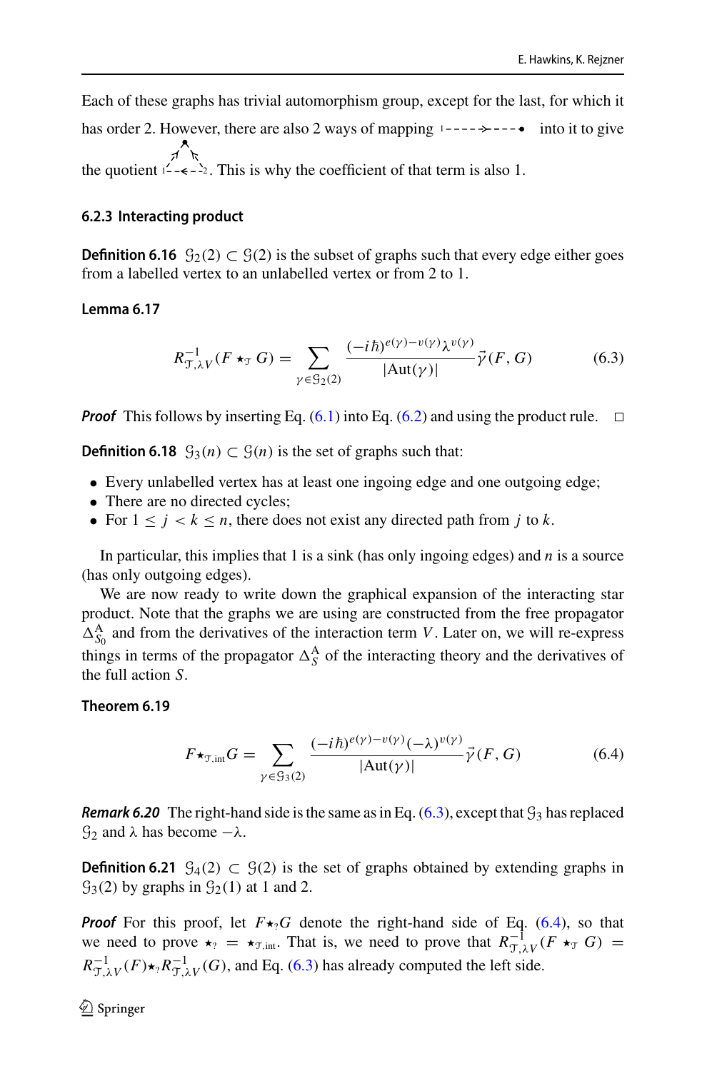Each of these graphs has trivial automorphism group, except for the last, for which it has order 2. However, there are also 2 ways of mapping $1 \dashrightarrow \bullet$ into it to give the quotient (graph with vertices 1, 2 and an unlabelled vertex). This is why the coefficient of that term is also 1.

### 6.2.3 Interacting product

**Definition 6.16** $\mathcal{G}_2(2) \subset \mathcal{G}(2)$ is the subset of graphs such that every edge either goes from a labelled vertex to an unlabelled vertex or from 2 to 1.

**Lemma 6.17**

$$R^{-1}_{\mathcal{T},\lambda V}(F \star_{\mathcal{T}} G) = \sum_{\gamma \in \mathcal{G}_2(2)} \frac{(-i\hbar)^{e(\gamma)-v(\gamma)}\lambda^{v(\gamma)}}{|\mathrm{Aut}(\gamma)|}\vec{\gamma}(F, G) \tag{6.3}$$

***Proof*** This follows by inserting Eq. (6.1) into Eq. (6.2) and using the product rule. □

**Definition 6.18** $\mathcal{G}_3(n) \subset \mathcal{G}(n)$ is the set of graphs such that:

- Every unlabelled vertex has at least one ingoing edge and one outgoing edge;
- There are no directed cycles;
- For $1 \leq j < k \leq n$, there does not exist any directed path from $j$ to $k$.

In particular, this implies that 1 is a sink (has only ingoing edges) and $n$ is a source (has only outgoing edges).

We are now ready to write down the graphical expansion of the interacting star product. Note that the graphs we are using are constructed from the free propagator $\Delta^{\mathrm{A}}_{S_0}$ and from the derivatives of the interaction term $V$. Later on, we will re-express things in terms of the propagator $\Delta^{\mathrm{A}}_{S}$ of the interacting theory and the derivatives of the full action $S$.

**Theorem 6.19**

$$F \star_{\mathcal{T},\mathrm{int}} G = \sum_{\gamma \in \mathcal{G}_3(2)} \frac{(-i\hbar)^{e(\gamma)-v(\gamma)}(-\lambda)^{v(\gamma)}}{|\mathrm{Aut}(\gamma)|}\vec{\gamma}(F, G) \tag{6.4}$$

***Remark 6.20*** The right-hand side is the same as in Eq. (6.3), except that $\mathcal{G}_3$ has replaced $\mathcal{G}_2$ and $\lambda$ has become $-\lambda$.

**Definition 6.21** $\mathcal{G}_4(2) \subset \mathcal{G}(2)$ is the set of graphs obtained by extending graphs in $\mathcal{G}_3(2)$ by graphs in $\mathcal{G}_2(1)$ at 1 and 2.

***Proof*** For this proof, let $F \star_? G$ denote the right-hand side of Eq. (6.4), so that we need to prove $\star_? = \star_{\mathcal{T},\mathrm{int}}$. That is, we need to prove that $R^{-1}_{\mathcal{T},\lambda V}(F \star_{\mathcal{T}} G) = R^{-1}_{\mathcal{T},\lambda V}(F) \star_? R^{-1}_{\mathcal{T},\lambda V}(G)$, and Eq. (6.3) has already computed the left side.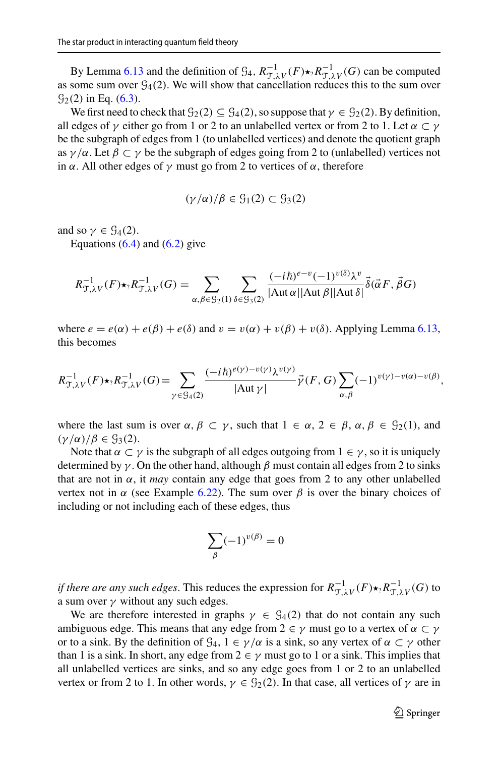By Lemma 6.13 and the definition of $\mathcal{G}_4$, $R^{-1}_{\mathcal{T},\lambda V}(F)\star_? R^{-1}_{\mathcal{T},\lambda V}(G)$ can be computed as some sum over $\mathcal{G}_4(2)$. We will show that cancellation reduces this to the sum over $\mathcal{G}_2(2)$ in Eq. (6.3).

We first need to check that $\mathcal{G}_2(2) \subseteq \mathcal{G}_4(2)$, so suppose that $\gamma \in \mathcal{G}_2(2)$. By definition, all edges of $\gamma$ either go from 1 or 2 to an unlabelled vertex or from 2 to 1. Let $\alpha \subset \gamma$ be the subgraph of edges from 1 (to unlabelled vertices) and denote the quotient graph as $\gamma/\alpha$. Let $\beta \subset \gamma$ be the subgraph of edges going from 2 to (unlabelled) vertices not in $\alpha$. All other edges of $\gamma$ must go from 2 to vertices of $\alpha$, therefore

$$(\gamma/\alpha)/\beta \in \mathcal{G}_1(2) \subset \mathcal{G}_3(2)$$

and so $\gamma \in \mathcal{G}_4(2)$.

Equations (6.4) and (6.2) give

$$R^{-1}_{\mathcal{T},\lambda V}(F)\star_? R^{-1}_{\mathcal{T},\lambda V}(G) = \sum_{\alpha,\beta\in\mathcal{G}_2(1)}\sum_{\delta\in\mathcal{G}_3(2)} \frac{(-i\hbar)^{e-v}(-1)^{v(\delta)}\lambda^v}{|\mathrm{Aut}\,\alpha||\mathrm{Aut}\,\beta||\mathrm{Aut}\,\delta|}\vec{\delta}(\vec{\alpha}F,\vec{\beta}G)$$

where $e = e(\alpha)+e(\beta)+e(\delta)$ and $v = v(\alpha)+v(\beta)+v(\delta)$. Applying Lemma 6.13, this becomes

$$R^{-1}_{\mathcal{T},\lambda V}(F)\star_? R^{-1}_{\mathcal{T},\lambda V}(G) = \sum_{\gamma\in\mathcal{G}_4(2)} \frac{(-i\hbar)^{e(\gamma)-v(\gamma)}\lambda^{v(\gamma)}}{|\mathrm{Aut}\,\gamma|}\vec{\gamma}(F,G)\sum_{\alpha,\beta}(-1)^{v(\gamma)-v(\alpha)-v(\beta)},$$

where the last sum is over $\alpha,\beta \subset \gamma$, such that $1\in\alpha$, $2\in\beta$, $\alpha,\beta\in\mathcal{G}_2(1)$, and $(\gamma/\alpha)/\beta \in \mathcal{G}_3(2)$.

Note that $\alpha \subset \gamma$ is the subgraph of all edges outgoing from $1 \in \gamma$, so it is uniquely determined by $\gamma$. On the other hand, although $\beta$ must contain all edges from 2 to sinks that are not in $\alpha$, it *may* contain any edge that goes from 2 to any other unlabelled vertex not in $\alpha$ (see Example 6.22). The sum over $\beta$ is over the binary choices of including or not including each of these edges, thus

$$\sum_\beta (-1)^{v(\beta)} = 0$$

*if there are any such edges*. This reduces the expression for $R^{-1}_{\mathcal{T},\lambda V}(F)\star_? R^{-1}_{\mathcal{T},\lambda V}(G)$ to a sum over $\gamma$ without any such edges.

We are therefore interested in graphs $\gamma \in \mathcal{G}_4(2)$ that do not contain any such ambiguous edge. This means that any edge from $2\in\gamma$ must go to a vertex of $\alpha\subset\gamma$ or to a sink. By the definition of $\mathcal{G}_4$, $1\in\gamma/\alpha$ is a sink, so any vertex of $\alpha\subset\gamma$ other than 1 is a sink. In short, any edge from $2\in\gamma$ must go to 1 or a sink. This implies that all unlabelled vertices are sinks, and so any edge goes from 1 or 2 to an unlabelled vertex or from 2 to 1. In other words, $\gamma\in\mathcal{G}_2(2)$. In that case, all vertices of $\gamma$ are in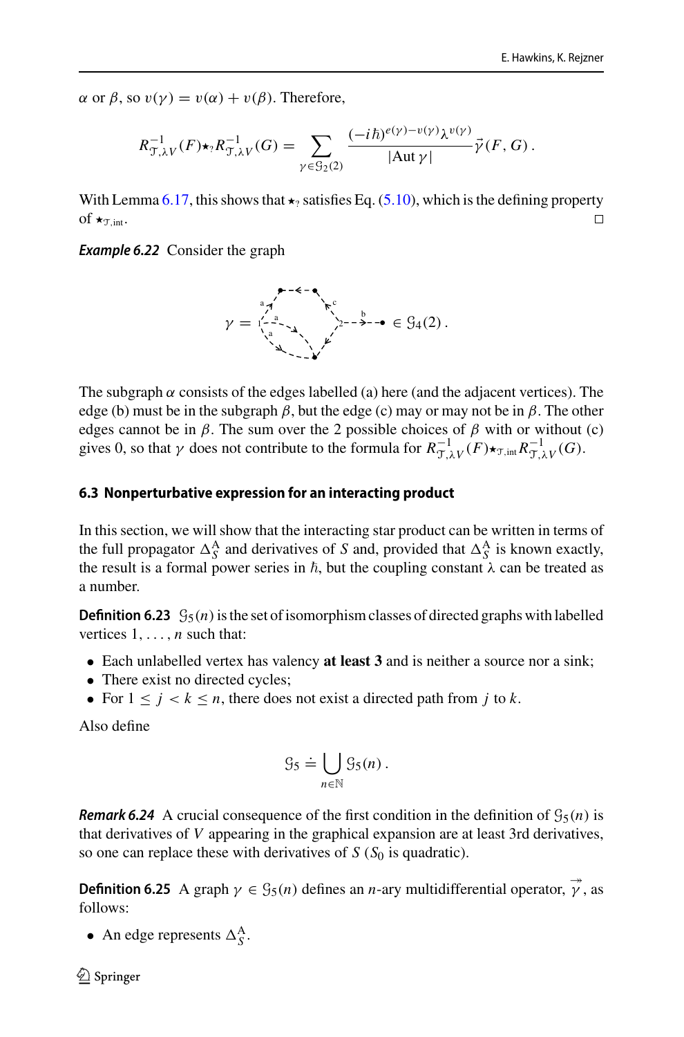$\alpha$ or $\beta$, so $v(\gamma) = v(\alpha) + v(\beta)$. Therefore,

$$R^{-1}_{\mathcal{T},\lambda V}(F) \star_? R^{-1}_{\mathcal{T},\lambda V}(G) = \sum_{\gamma \in \mathcal{G}_2(2)} \frac{(-i\hbar)^{e(\gamma)-v(\gamma)} \lambda^{v(\gamma)}}{|\mathrm{Aut}\,\gamma|} \vec{\gamma}(F, G)\,.$$

With Lemma 6.17, this shows that $\star_?$ satisfies Eq. (5.10), which is the defining property of $\star_{\mathcal{T},\mathrm{int}}$. $\square$

***Example 6.22*** Consider the graph

$$\gamma = [\text{graph}] \in \mathcal{G}_4(2)\,.$$

The subgraph $\alpha$ consists of the edges labelled (a) here (and the adjacent vertices). The edge (b) must be in the subgraph $\beta$, but the edge (c) may or may not be in $\beta$. The other edges cannot be in $\beta$. The sum over the 2 possible choices of $\beta$ with or without (c) gives 0, so that $\gamma$ does not contribute to the formula for $R^{-1}_{\mathcal{T},\lambda V}(F) \star_{\mathcal{T},\mathrm{int}} R^{-1}_{\mathcal{T},\lambda V}(G)$.

### 6.3 Nonperturbative expression for an interacting product

In this section, we will show that the interacting star product can be written in terms of the full propagator $\Delta^{\mathrm{A}}_{S}$ and derivatives of $S$ and, provided that $\Delta^{\mathrm{A}}_{S}$ is known exactly, the result is a formal power series in $\hbar$, but the coupling constant $\lambda$ can be treated as a number.

**Definition 6.23** $\mathcal{G}_5(n)$ is the set of isomorphism classes of directed graphs with labelled vertices $1, \ldots, n$ such that:

- Each unlabelled vertex has valency **at least 3** and is neither a source nor a sink;
- There exist no directed cycles;
- For $1 \le j < k \le n$, there does not exist a directed path from $j$ to $k$.

Also define

$$\mathcal{G}_5 \doteq \bigcup_{n \in \mathbb{N}} \mathcal{G}_5(n)\,.$$

***Remark 6.24*** A crucial consequence of the first condition in the definition of $\mathcal{G}_5(n)$ is that derivatives of $V$ appearing in the graphical expansion are at least 3rd derivatives, so one can replace these with derivatives of $S$ ($S_0$ is quadratic).

**Definition 6.25** A graph $\gamma \in \mathcal{G}_5(n)$ defines an $n$-ary multidifferential operator, $\vec{\vec{\gamma}}$, as follows:

- An edge represents $\Delta^{\mathrm{A}}_{S}$.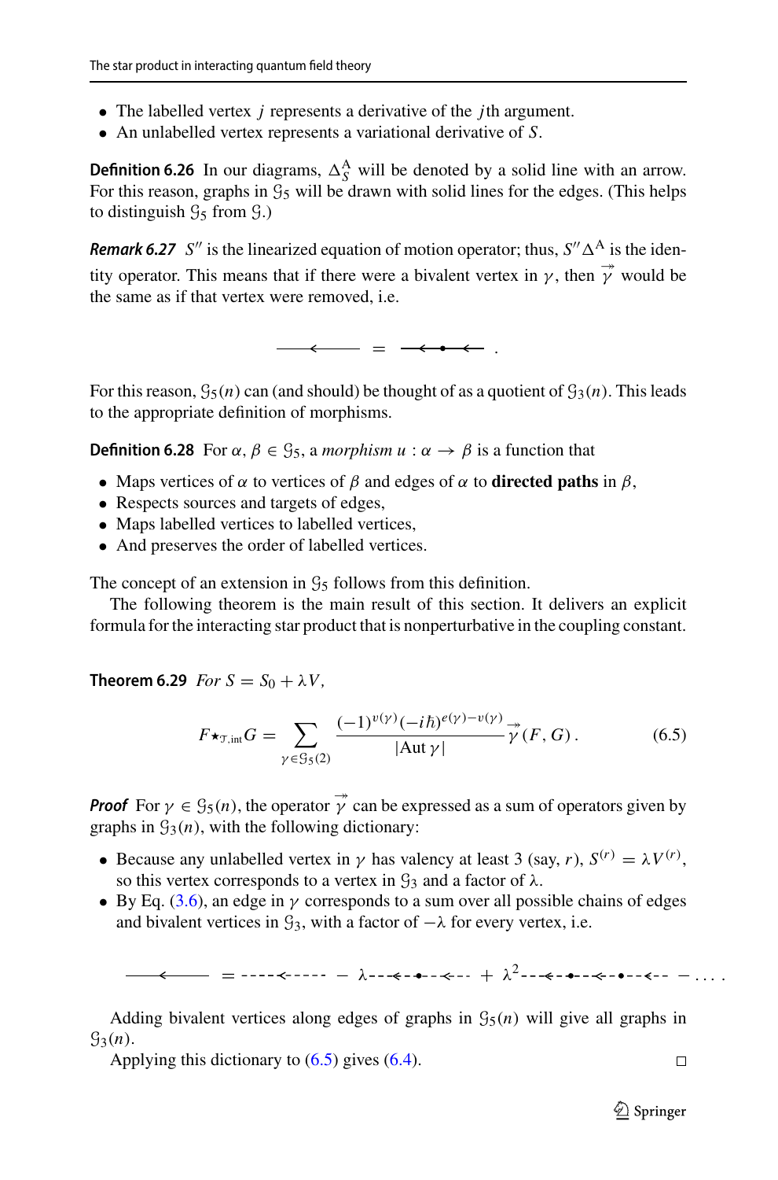- The labelled vertex $j$ represents a derivative of the $j$th argument.
- An unlabelled vertex represents a variational derivative of $S$.

**Definition 6.26** In our diagrams, $\Delta_S^{\mathrm{A}}$ will be denoted by a solid line with an arrow. For this reason, graphs in $\mathcal{G}_5$ will be drawn with solid lines for the edges. (This helps to distinguish $\mathcal{G}_5$ from $\mathcal{G}$.)

***Remark 6.27*** $S''$ is the linearized equation of motion operator; thus, $S''\Delta^{\mathrm{A}}$ is the identity operator. This means that if there were a bivalent vertex in $\gamma$, then $\vec{\vec{\gamma}}$ would be the same as if that vertex were removed, i.e.

$$\longleftarrow \;=\; \longleftarrow\!\bullet\!\longleftarrow \;.$$

For this reason, $\mathcal{G}_5(n)$ can (and should) be thought of as a quotient of $\mathcal{G}_3(n)$. This leads to the appropriate definition of morphisms.

**Definition 6.28** For $\alpha, \beta \in \mathcal{G}_5$, a *morphism* $u : \alpha \to \beta$ is a function that

- Maps vertices of $\alpha$ to vertices of $\beta$ and edges of $\alpha$ to **directed paths** in $\beta$,
- Respects sources and targets of edges,
- Maps labelled vertices to labelled vertices,
- And preserves the order of labelled vertices.

The concept of an extension in $\mathcal{G}_5$ follows from this definition.

The following theorem is the main result of this section. It delivers an explicit formula for the interacting star product that is nonperturbative in the coupling constant.

**Theorem 6.29** *For $S = S_0 + \lambda V$,*

$$F \star_{\mathcal{T},\mathrm{int}} G = \sum_{\gamma \in \mathcal{G}_5(2)} \frac{(-1)^{v(\gamma)}(-i\hbar)^{e(\gamma)-v(\gamma)}}{|\mathrm{Aut}\,\gamma|} \vec{\vec{\gamma}}(F, G)\,. \tag{6.5}$$

***Proof*** For $\gamma \in \mathcal{G}_5(n)$, the operator $\vec{\vec{\gamma}}$ can be expressed as a sum of operators given by graphs in $\mathcal{G}_3(n)$, with the following dictionary:

- Because any unlabelled vertex in $\gamma$ has valency at least 3 (say, $r$), $S^{(r)} = \lambda V^{(r)}$, so this vertex corresponds to a vertex in $\mathcal{G}_3$ and a factor of $\lambda$.
- By Eq. (3.6), an edge in $\gamma$ corresponds to a sum over all possible chains of edges and bivalent vertices in $\mathcal{G}_3$, with a factor of $-\lambda$ for every vertex, i.e.

$$\longleftarrow \;=\; \text{- - - -<- - - -} \;-\; \lambda\,\text{- - -<- -}\bullet\text{- -<- -} \;+\; \lambda^2\,\text{- - -<- -}\bullet\text{- -<- -}\bullet\text{- -<- -} \;-\; \ldots\,.$$

Adding bivalent vertices along edges of graphs in $\mathcal{G}_5(n)$ will give all graphs in $\mathcal{G}_3(n)$.

Applying this dictionary to (6.5) gives (6.4). $\square$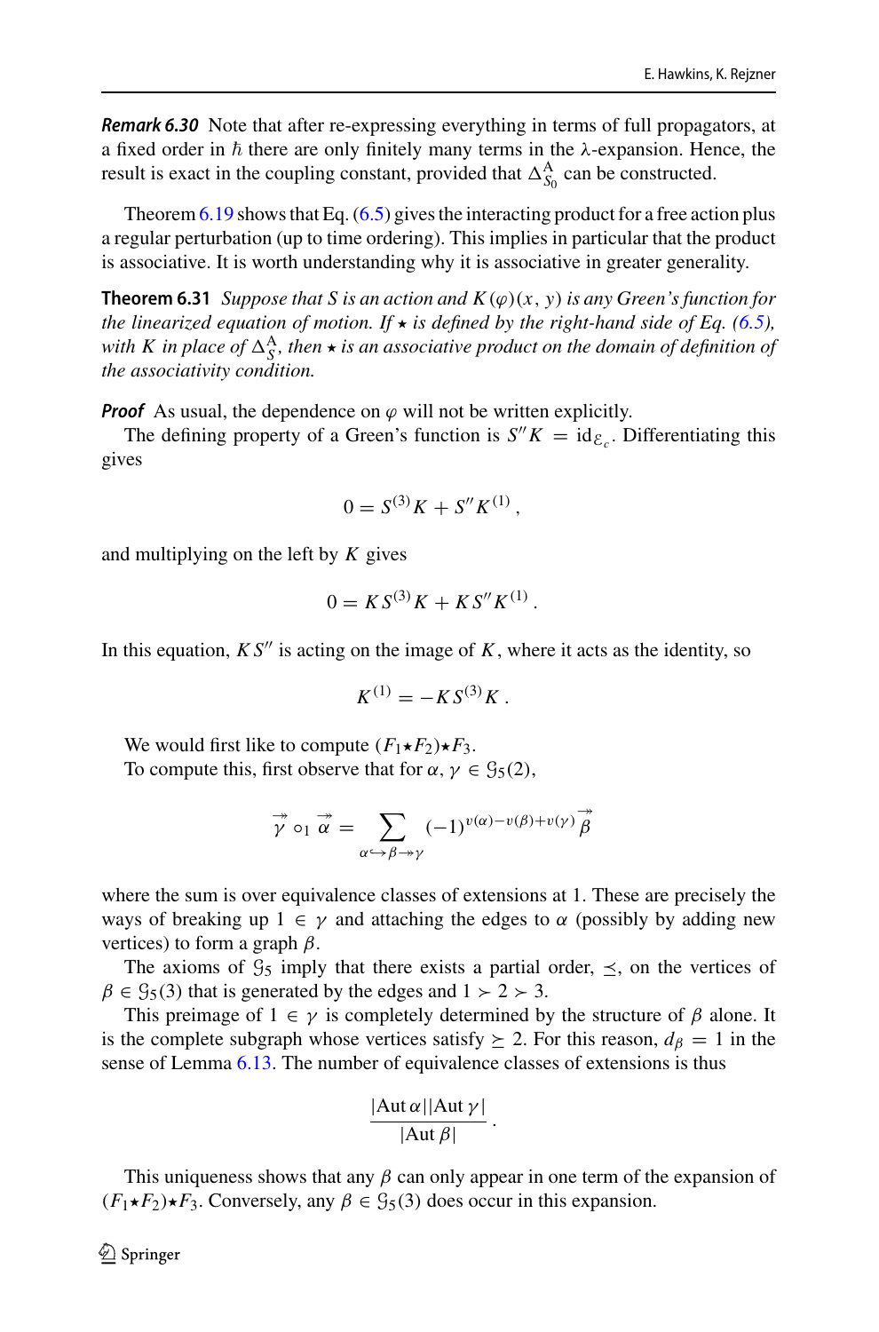***Remark 6.30*** Note that after re-expressing everything in terms of full propagators, at a fixed order in $\hbar$ there are only finitely many terms in the λ-expansion. Hence, the result is exact in the coupling constant, provided that $\Delta^{\mathrm{A}}_{S_0}$ can be constructed.

Theorem 6.19 shows that Eq. (6.5) gives the interacting product for a free action plus a regular perturbation (up to time ordering). This implies in particular that the product is associative. It is worth understanding why it is associative in greater generality.

**Theorem 6.31** *Suppose that $S$ is an action and $K(\varphi)(x, y)$ is any Green's function for the linearized equation of motion. If $\star$ is defined by the right-hand side of Eq. (6.5), with $K$ in place of $\Delta^{\mathrm{A}}_{S}$, then $\star$ is an associative product on the domain of definition of the associativity condition.*

***Proof*** As usual, the dependence on $\varphi$ will not be written explicitly.

The defining property of a Green's function is $S''K = \mathrm{id}_{\mathcal{E}_c}$. Differentiating this gives

$$0 = S^{(3)}K + S''K^{(1)}\,,$$

and multiplying on the left by $K$ gives

$$0 = K\,S^{(3)}K + K\,S''K^{(1)}\,.$$

In this equation, $KS''$ is acting on the image of $K$, where it acts as the identity, so

$$K^{(1)} = -K\,S^{(3)}K\,.$$

We would first like to compute $(F_1{\star}F_2){\star}F_3$.

To compute this, first observe that for $\alpha, \gamma \in \mathcal{G}_5(2)$,

$$\overset{\twoheadrightarrow}{\gamma} \circ_1 \overset{\twoheadrightarrow}{\alpha} = \sum_{\alpha \hookrightarrow \beta \twoheadrightarrow \gamma} (-1)^{v(\alpha)-v(\beta)+v(\gamma)}\, \overset{\twoheadrightarrow}{\beta}$$

where the sum is over equivalence classes of extensions at 1. These are precisely the ways of breaking up $1 \in \gamma$ and attaching the edges to $\alpha$ (possibly by adding new vertices) to form a graph $\beta$.

The axioms of $\mathcal{G}_5$ imply that there exists a partial order, $\preceq$, on the vertices of $\beta \in \mathcal{G}_5(3)$ that is generated by the edges and $1 \succ 2 \succ 3$.

This preimage of $1 \in \gamma$ is completely determined by the structure of $\beta$ alone. It is the complete subgraph whose vertices satisfy $\succeq 2$. For this reason, $d_\beta = 1$ in the sense of Lemma 6.13. The number of equivalence classes of extensions is thus

$$\frac{|\mathrm{Aut}\,\alpha||\mathrm{Aut}\,\gamma|}{|\mathrm{Aut}\,\beta|}\,.$$

This uniqueness shows that any $\beta$ can only appear in one term of the expansion of $(F_1{\star}F_2){\star}F_3$. Conversely, any $\beta \in \mathcal{G}_5(3)$ does occur in this expansion.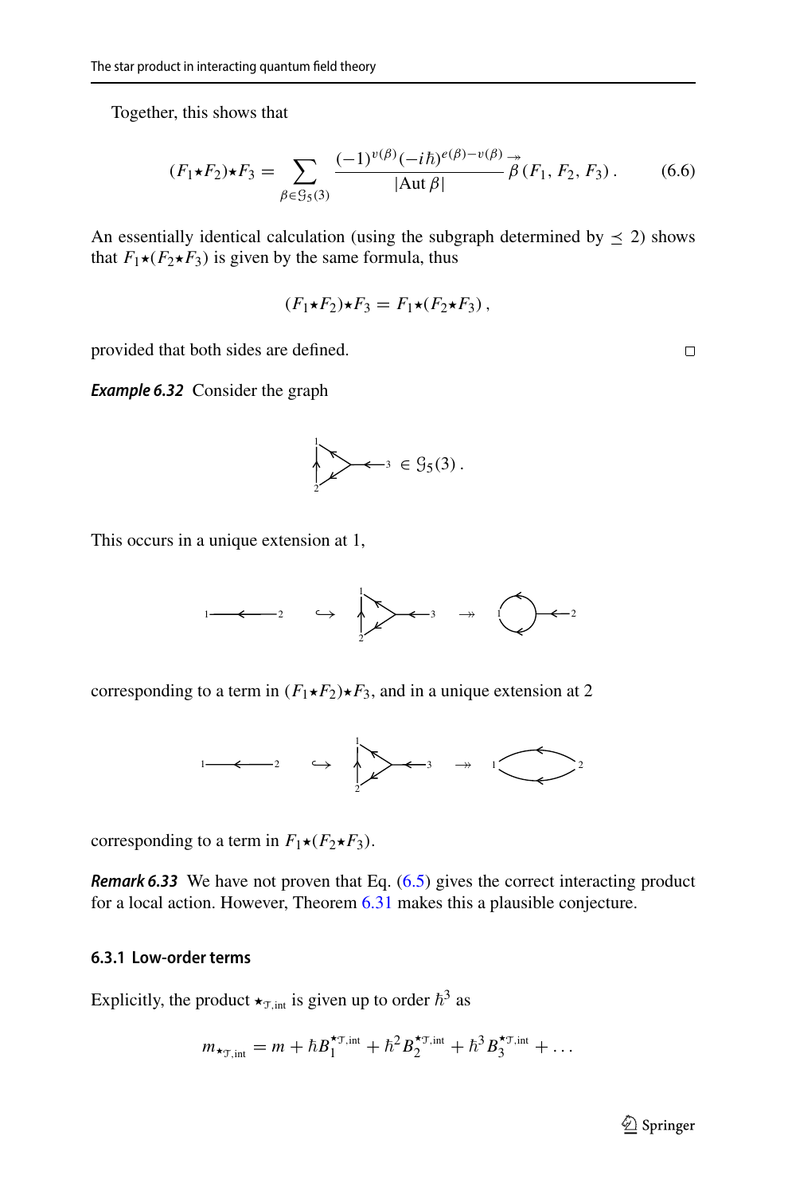Together, this shows that

$$(F_1 \star F_2) \star F_3 = \sum_{\beta \in \mathcal{G}_5(3)} \frac{(-1)^{v(\beta)} (-i\hbar)^{e(\beta)-v(\beta)}}{|\mathrm{Aut}\,\beta|} \vec{\beta}(F_1, F_2, F_3)\,. \tag{6.6}$$

An essentially identical calculation (using the subgraph determined by $\preceq 2$) shows that $F_1 \star (F_2 \star F_3)$ is given by the same formula, thus

$$(F_1 \star F_2) \star F_3 = F_1 \star (F_2 \star F_3)\,,$$

provided that both sides are defined. □

***Example 6.32*** Consider the graph

$$[\text{graph}] \in \mathcal{G}_5(3)\,.$$

This occurs in a unique extension at 1,

corresponding to a term in $(F_1 \star F_2) \star F_3$, and in a unique extension at 2

corresponding to a term in $F_1 \star (F_2 \star F_3)$.

***Remark 6.33*** We have not proven that Eq. (6.5) gives the correct interacting product for a local action. However, Theorem 6.31 makes this a plausible conjecture.

### 6.3.1 Low-order terms

Explicitly, the product $\star_{\mathcal{T},\mathrm{int}}$ is given up to order $\hbar^3$ as

$$m_{\star_{\mathcal{T},\mathrm{int}}} = m + \hbar B_1^{\star_{\mathcal{T},\mathrm{int}}} + \hbar^2 B_2^{\star_{\mathcal{T},\mathrm{int}}} + \hbar^3 B_3^{\star_{\mathcal{T},\mathrm{int}}} + \dots$$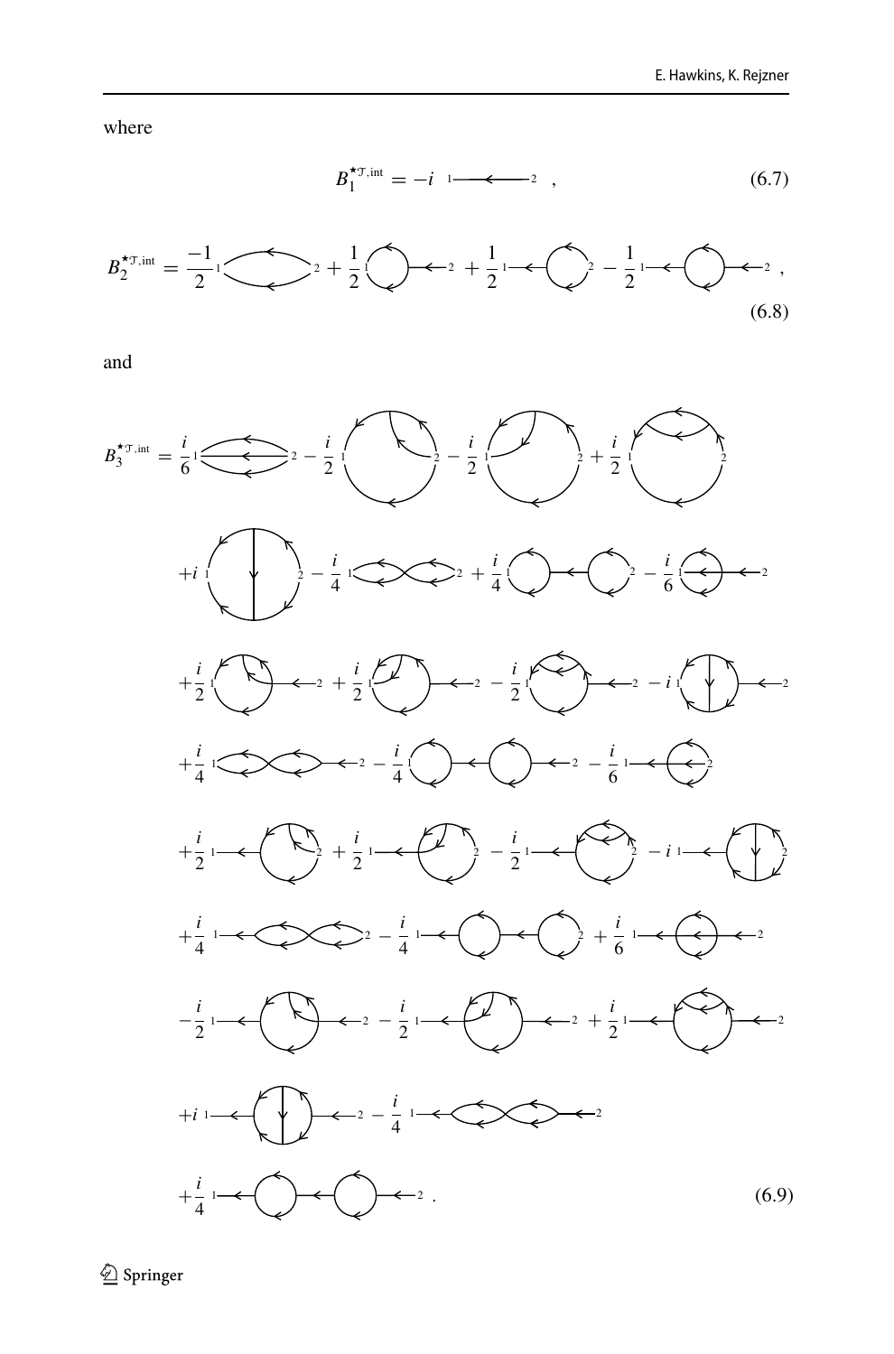where

$$B_1^{\star_{\mathcal{T}},\text{int}} = -i \quad 1\longleftarrow 2 \quad , \tag{6.7}$$

$$B_2^{\star_{\mathcal{T}},\text{int}} = \frac{-1}{2}[\text{diagram}] + \frac{1}{2}[\text{diagram}] + \frac{1}{2}[\text{diagram}] - \frac{1}{2}[\text{diagram}] \; , \tag{6.8}$$

and

$$\begin{aligned}
B_3^{\star_{\mathcal{T}},\text{int}} = {} & \frac{i}{6}[\text{diagram}] - \frac{i}{2}[\text{diagram}] - \frac{i}{2}[\text{diagram}] + \frac{i}{2}[\text{diagram}] \\
& + i[\text{diagram}] - \frac{i}{4}[\text{diagram}] + \frac{i}{4}[\text{diagram}] - \frac{i}{6}[\text{diagram}] \\
& + \frac{i}{2}[\text{diagram}] + \frac{i}{2}[\text{diagram}] - \frac{i}{2}[\text{diagram}] - i[\text{diagram}] \\
& + \frac{i}{4}[\text{diagram}] - \frac{i}{4}[\text{diagram}] - \frac{i}{6}[\text{diagram}] \\
& + \frac{i}{2}[\text{diagram}] + \frac{i}{2}[\text{diagram}] - \frac{i}{2}[\text{diagram}] - i[\text{diagram}] \\
& + \frac{i}{4}[\text{diagram}] - \frac{i}{4}[\text{diagram}] + \frac{i}{6}[\text{diagram}] \\
& - \frac{i}{2}[\text{diagram}] - \frac{i}{2}[\text{diagram}] + \frac{i}{2}[\text{diagram}] \\
& + i[\text{diagram}] - \frac{i}{4}[\text{diagram}] \\
& + \frac{i}{4}[\text{diagram}] \; .
\end{aligned} \tag{6.9}$$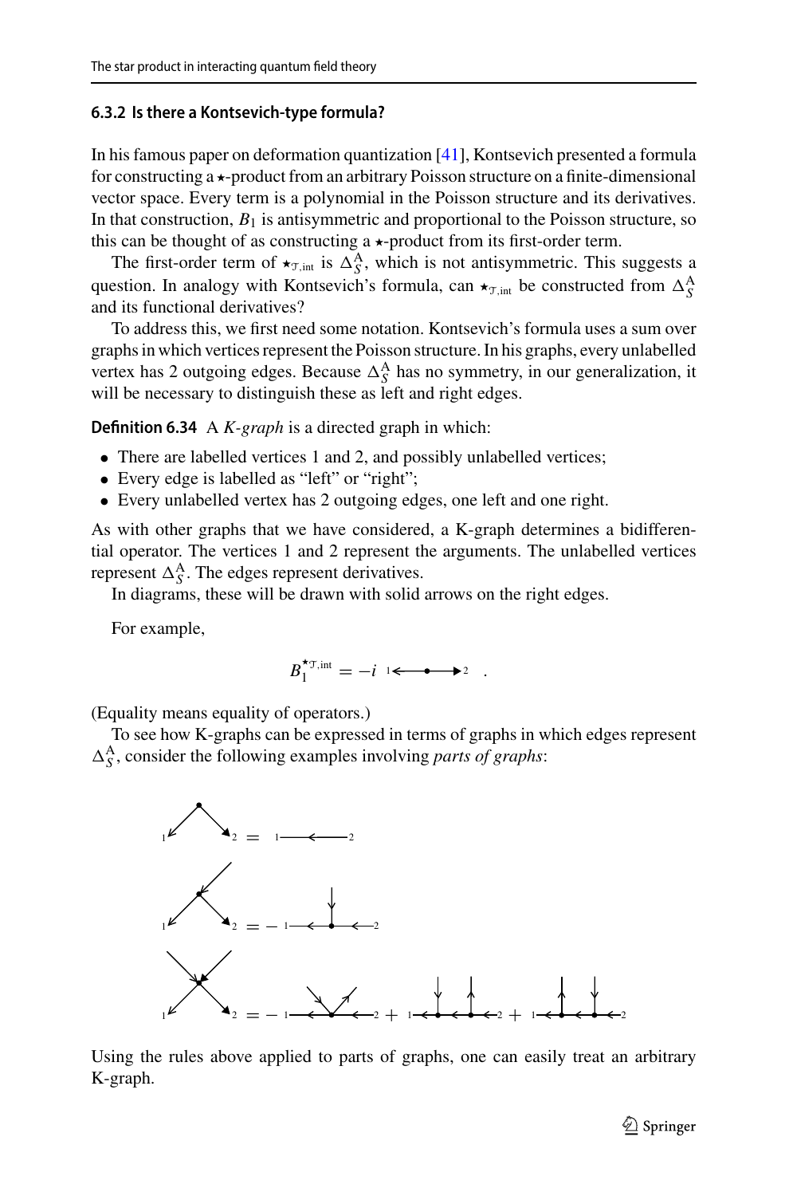### 6.3.2 Is there a Kontsevich-type formula?

In his famous paper on deformation quantization [41], Kontsevich presented a formula for constructing a $\star$-product from an arbitrary Poisson structure on a finite-dimensional vector space. Every term is a polynomial in the Poisson structure and its derivatives. In that construction, $B_1$ is antisymmetric and proportional to the Poisson structure, so this can be thought of as constructing a $\star$-product from its first-order term.

The first-order term of $\star_{\mathcal{T},\text{int}}$ is $\Delta_S^{\text{A}}$, which is not antisymmetric. This suggests a question. In analogy with Kontsevich's formula, can $\star_{\mathcal{T},\text{int}}$ be constructed from $\Delta_S^{\text{A}}$ and its functional derivatives?

To address this, we first need some notation. Kontsevich's formula uses a sum over graphs in which vertices represent the Poisson structure. In his graphs, every unlabelled vertex has 2 outgoing edges. Because $\Delta_S^{\text{A}}$ has no symmetry, in our generalization, it will be necessary to distinguish these as left and right edges.

**Definition 6.34** A *K-graph* is a directed graph in which:

- There are labelled vertices 1 and 2, and possibly unlabelled vertices;
- Every edge is labelled as "left" or "right";
- Every unlabelled vertex has 2 outgoing edges, one left and one right.

As with other graphs that we have considered, a K-graph determines a bidifferential operator. The vertices 1 and 2 represent the arguments. The unlabelled vertices represent $\Delta_S^{\text{A}}$. The edges represent derivatives.

In diagrams, these will be drawn with solid arrows on the right edges.

For example,

$$B_1^{\star_{\mathcal{T},\text{int}}} = -i \ {}_1\!\longleftarrow\!\bullet\!\longrightarrow\!{}_2 \quad .$$

(Equality means equality of operators.)

To see how K-graphs can be expressed in terms of graphs in which edges represent $\Delta_S^{\text{A}}$, consider the following examples involving *parts of graphs*:

Using the rules above applied to parts of graphs, one can easily treat an arbitrary K-graph.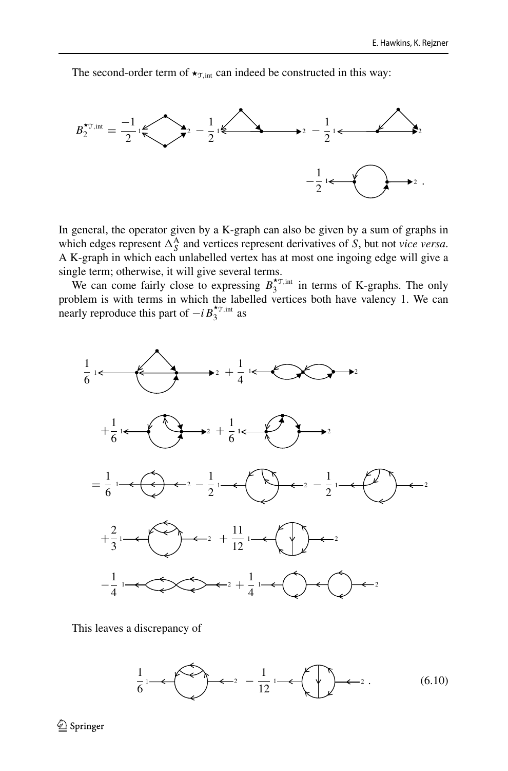The second-order term of $\star_{\mathcal{T},\mathrm{int}}$ can indeed be constructed in this way:

$$B_2^{\star_{\mathcal{T},\mathrm{int}}} = \frac{-1}{2} \quad - \frac{1}{2} \quad - \frac{1}{2} \quad - \frac{1}{2} \quad .$$

In general, the operator given by a K-graph can also be given by a sum of graphs in which edges represent $\Delta_S^{\mathrm{A}}$ and vertices represent derivatives of $S$, but not *vice versa*. A K-graph in which each unlabelled vertex has at most one ingoing edge will give a single term; otherwise, it will give several terms.

We can come fairly close to expressing $B_3^{\star_{\mathcal{T},\mathrm{int}}}$ in terms of K-graphs. The only problem is with terms in which the labelled vertices both have valency 1. We can nearly reproduce this part of $-iB_3^{\star_{\mathcal{T},\mathrm{int}}}$ as

$$\frac{1}{6} \quad + \frac{1}{4} \quad + \frac{1}{6} \quad + \frac{1}{6}$$

$$= \frac{1}{6} \quad - \frac{1}{2} \quad - \frac{1}{2} \quad + \frac{2}{3} \quad + \frac{11}{12} \quad - \frac{1}{4} \quad + \frac{1}{4}$$

This leaves a discrepancy of

$$\frac{1}{6} \quad - \frac{1}{12} \quad . \tag{6.10}$$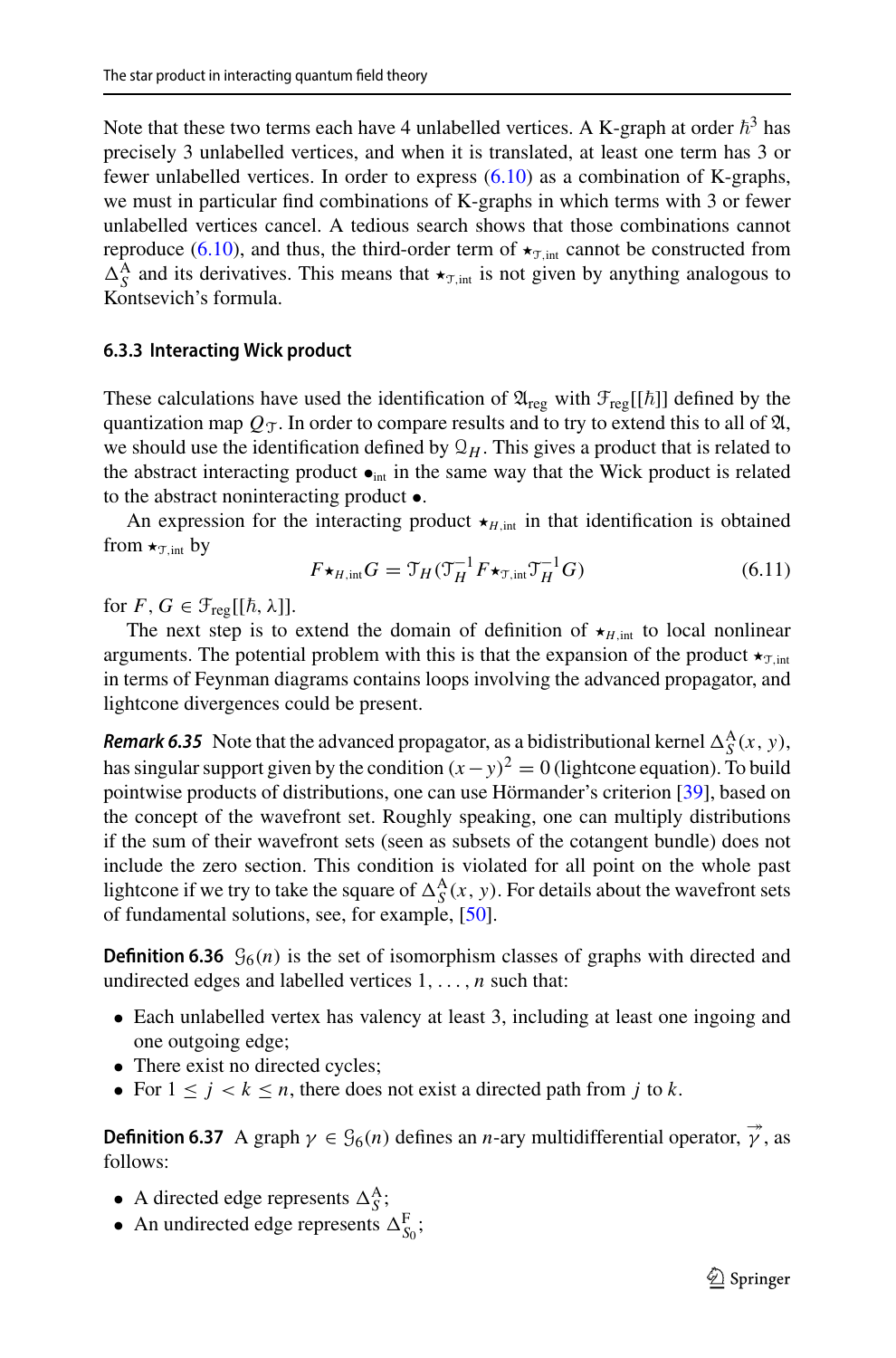Note that these two terms each have 4 unlabelled vertices. A K-graph at order $\hbar^3$ has precisely 3 unlabelled vertices, and when it is translated, at least one term has 3 or fewer unlabelled vertices. In order to express (6.10) as a combination of K-graphs, we must in particular find combinations of K-graphs in which terms with 3 or fewer unlabelled vertices cancel. A tedious search shows that those combinations cannot reproduce (6.10), and thus, the third-order term of $\star_{\mathcal{T},\text{int}}$ cannot be constructed from $\Delta^{\text{A}}_S$ and its derivatives. This means that $\star_{\mathcal{T},\text{int}}$ is not given by anything analogous to Kontsevich's formula.

### 6.3.3 Interacting Wick product

These calculations have used the identification of $\mathfrak{A}_{\text{reg}}$ with $\mathcal{F}_{\text{reg}}[[\hbar]]$ defined by the quantization map $Q_{\mathcal{T}}$. In order to compare results and to try to extend this to all of $\mathfrak{A}$, we should use the identification defined by $\mathcal{Q}_H$. This gives a product that is related to the abstract interacting product $\bullet_{\text{int}}$ in the same way that the Wick product is related to the abstract noninteracting product $\bullet$.

An expression for the interacting product $\star_{H,\text{int}}$ in that identification is obtained from $\star_{\mathcal{T},\text{int}}$ by

$$F \star_{H,\text{int}} G = \mathcal{T}_H(\mathcal{T}_H^{-1} F \star_{\mathcal{T},\text{int}} \mathcal{T}_H^{-1} G) \tag{6.11}$$

for $F, G \in \mathcal{F}_{\text{reg}}[[\hbar, \lambda]]$.

The next step is to extend the domain of definition of $\star_{H,\text{int}}$ to local nonlinear arguments. The potential problem with this is that the expansion of the product $\star_{\mathcal{T},\text{int}}$ in terms of Feynman diagrams contains loops involving the advanced propagator, and lightcone divergences could be present.

***Remark 6.35*** Note that the advanced propagator, as a bidistributional kernel $\Delta^{\text{A}}_S(x, y)$, has singular support given by the condition $(x-y)^2 = 0$ (lightcone equation). To build pointwise products of distributions, one can use Hörmander's criterion [39], based on the concept of the wavefront set. Roughly speaking, one can multiply distributions if the sum of their wavefront sets (seen as subsets of the cotangent bundle) does not include the zero section. This condition is violated for all point on the whole past lightcone if we try to take the square of $\Delta^{\text{A}}_S(x, y)$. For details about the wavefront sets of fundamental solutions, see, for example, [50].

**Definition 6.36** $\mathcal{G}_6(n)$ is the set of isomorphism classes of graphs with directed and undirected edges and labelled vertices $1, \ldots, n$ such that:

- Each unlabelled vertex has valency at least 3, including at least one ingoing and one outgoing edge;
- There exist no directed cycles;
- For $1 \leq j < k \leq n$, there does not exist a directed path from $j$ to $k$.

**Definition 6.37** A graph $\gamma \in \mathcal{G}_6(n)$ defines an $n$-ary multidifferential operator, $\overset{\rightarrow}{\gamma}$, as follows:

- A directed edge represents $\Delta^{\text{A}}_S$;
- An undirected edge represents $\Delta^{\text{F}}_{S_0}$;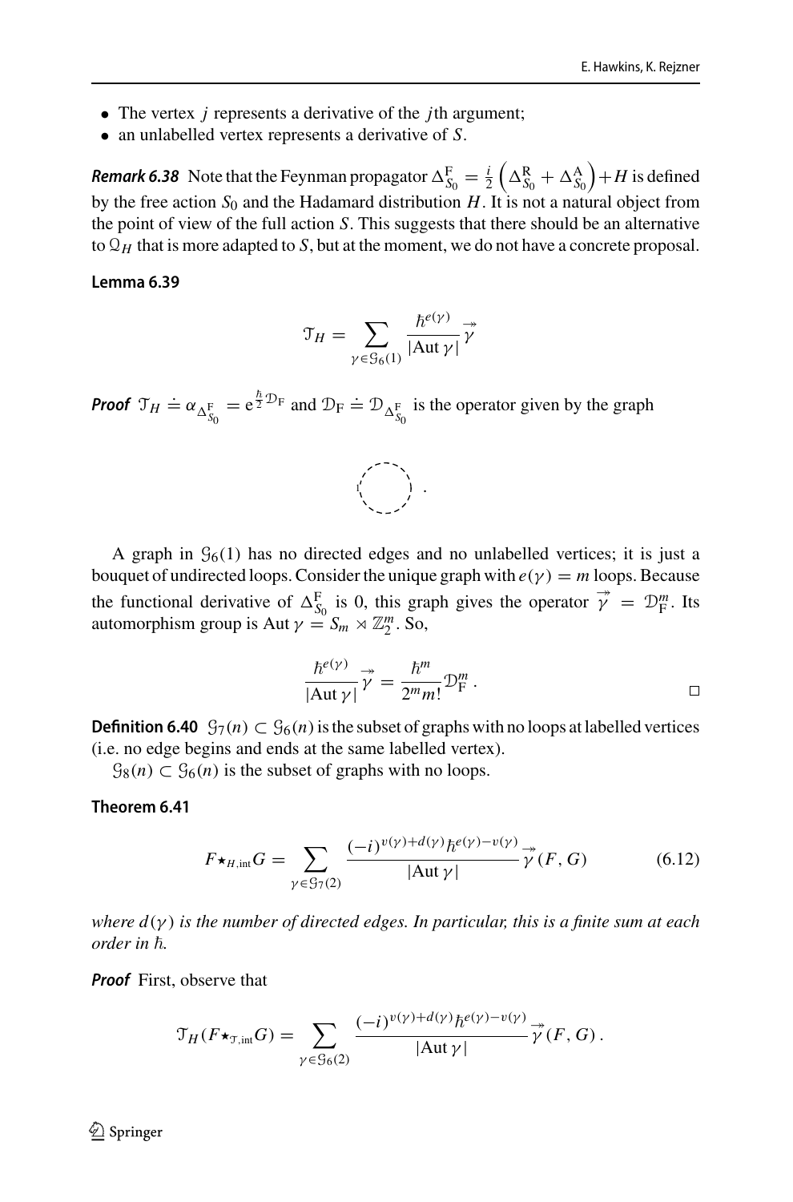- The vertex $j$ represents a derivative of the $j$th argument;
- an unlabelled vertex represents a derivative of $S$.

***Remark 6.38*** Note that the Feynman propagator $\Delta^{\mathrm{F}}_{S_0} = \frac{i}{2}\left(\Delta^{\mathrm{R}}_{S_0} + \Delta^{\mathrm{A}}_{S_0}\right) + H$ is defined by the free action $S_0$ and the Hadamard distribution $H$. It is not a natural object from the point of view of the full action $S$. This suggests that there should be an alternative to $\mathcal{Q}_H$ that is more adapted to $S$, but at the moment, we do not have a concrete proposal.

**Lemma 6.39**

$$\mathcal{T}_H = \sum_{\gamma \in \mathcal{G}_6(1)} \frac{\hbar^{e(\gamma)}}{|\mathrm{Aut}\,\gamma|} \vec{\vec{\gamma}}$$

***Proof*** $\mathcal{T}_H \doteq \alpha_{\Delta^{\mathrm{F}}_{S_0}} = \mathrm{e}^{\frac{\hbar}{2}\mathcal{D}_{\mathrm{F}}}$ and $\mathcal{D}_{\mathrm{F}} \doteq \mathcal{D}_{\Delta^{\mathrm{F}}_{S_0}}$ is the operator given by the graph

$$1 \bigcirc \,.$$

A graph in $\mathcal{G}_6(1)$ has no directed edges and no unlabelled vertices; it is just a bouquet of undirected loops. Consider the unique graph with $e(\gamma) = m$ loops. Because the functional derivative of $\Delta^{\mathrm{F}}_{S_0}$ is 0, this graph gives the operator $\vec{\vec{\gamma}} = \mathcal{D}^m_{\mathrm{F}}$. Its automorphism group is $\mathrm{Aut}\,\gamma = S_m \ltimes \mathbb{Z}_2^m$. So,

$$\frac{\hbar^{e(\gamma)}}{|\mathrm{Aut}\,\gamma|} \vec{\vec{\gamma}} = \frac{\hbar^m}{2^m m!} \mathcal{D}^m_{\mathrm{F}}\,.$$

$\square$

**Definition 6.40** $\mathcal{G}_7(n) \subset \mathcal{G}_6(n)$ is the subset of graphs with no loops at labelled vertices (i.e. no edge begins and ends at the same labelled vertex).

$\mathcal{G}_8(n) \subset \mathcal{G}_6(n)$ is the subset of graphs with no loops.

**Theorem 6.41**

$$F \star_{H,\mathrm{int}} G = \sum_{\gamma \in \mathcal{G}_7(2)} \frac{(-i)^{v(\gamma)+d(\gamma)} \hbar^{e(\gamma)-v(\gamma)}}{|\mathrm{Aut}\,\gamma|} \vec{\vec{\gamma}}(F, G) \tag{6.12}$$

*where $d(\gamma)$ is the number of directed edges. In particular, this is a finite sum at each order in $\hbar$.*

***Proof*** First, observe that

$$\mathcal{T}_H(F \star_{\mathcal{T},\mathrm{int}} G) = \sum_{\gamma \in \mathcal{G}_6(2)} \frac{(-i)^{v(\gamma)+d(\gamma)} \hbar^{e(\gamma)-v(\gamma)}}{|\mathrm{Aut}\,\gamma|} \vec{\vec{\gamma}}(F, G)\,.$$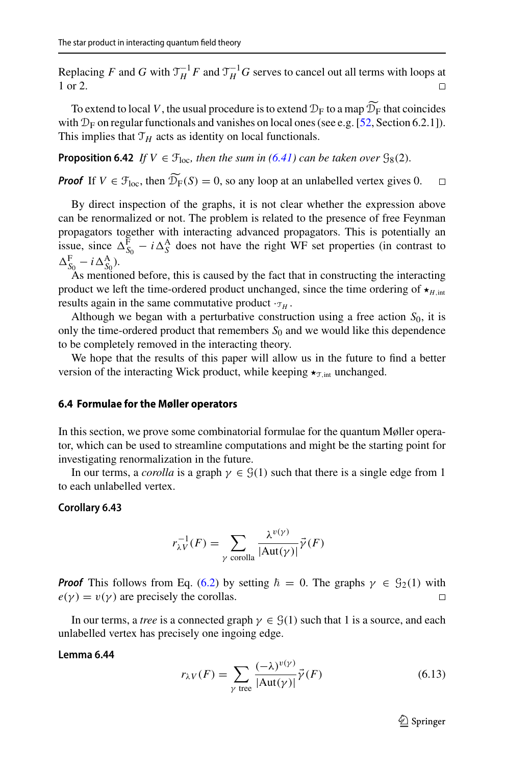Replacing $F$ and $G$ with $\mathcal{T}_H^{-1} F$ and $\mathcal{T}_H^{-1} G$ serves to cancel out all terms with loops at 1 or 2. □

To extend to local $V$, the usual procedure is to extend $\mathcal{D}_\text{F}$ to a map $\widetilde{\mathcal{D}_\text{F}}$ that coincides with $\mathcal{D}_\text{F}$ on regular functionals and vanishes on local ones (see e.g. [52, Section 6.2.1]). This implies that $\mathcal{T}_H$ acts as identity on local functionals.

**Proposition 6.42** *If $V \in \mathcal{F}_\text{loc}$, then the sum in (6.41) can be taken over $\mathcal{G}_8(2)$.*

***Proof*** If $V \in \mathcal{F}_\text{loc}$, then $\widetilde{\mathcal{D}_\text{F}}(S) = 0$, so any loop at an unlabelled vertex gives 0. □

By direct inspection of the graphs, it is not clear whether the expression above can be renormalized or not. The problem is related to the presence of free Feynman propagators together with interacting advanced propagators. This is potentially an issue, since $\Delta^\text{F}_{S_0} - i\Delta^\text{A}_S$ does not have the right WF set properties (in contrast to $\Delta^\text{F}_{S_0} - i\Delta^\text{A}_{S_0}$).

As mentioned before, this is caused by the fact that in constructing the interacting product we left the time-ordered product unchanged, since the time ordering of $\star_{H,\text{int}}$ results again in the same commutative product $\cdot_{\mathcal{T}_H}$.

Although we began with a perturbative construction using a free action $S_0$, it is only the time-ordered product that remembers $S_0$ and we would like this dependence to be completely removed in the interacting theory.

We hope that the results of this paper will allow us in the future to find a better version of the interacting Wick product, while keeping $\star_{\mathcal{T},\text{int}}$ unchanged.

### 6.4 Formulae for the Møller operators

In this section, we prove some combinatorial formulae for the quantum Møller operator, which can be used to streamline computations and might be the starting point for investigating renormalization in the future.

In our terms, a *corolla* is a graph $\gamma \in \mathcal{G}(1)$ such that there is a single edge from 1 to each unlabelled vertex.

**Corollary 6.43**

$$r^{-1}_{\lambda V}(F) = \sum_{\gamma \text{ corolla}} \frac{\lambda^{v(\gamma)}}{|\text{Aut}(\gamma)|} \vec{\gamma}(F)$$

***Proof*** This follows from Eq. (6.2) by setting $\hbar = 0$. The graphs $\gamma \in \mathcal{G}_2(1)$ with $e(\gamma) = v(\gamma)$ are precisely the corollas. □

In our terms, a *tree* is a connected graph $\gamma \in \mathcal{G}(1)$ such that 1 is a source, and each unlabelled vertex has precisely one ingoing edge.

**Lemma 6.44**

$$r_{\lambda V}(F) = \sum_{\gamma \text{ tree}} \frac{(-\lambda)^{v(\gamma)}}{|\text{Aut}(\gamma)|} \vec{\gamma}(F) \tag{6.13}$$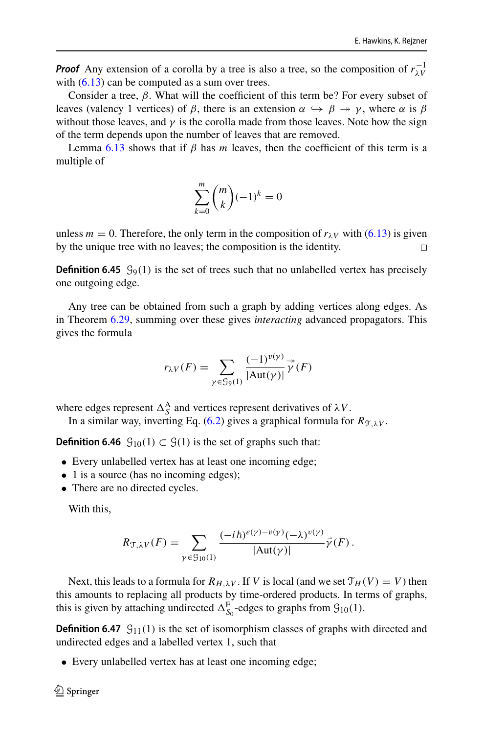*Proof* Any extension of a corolla by a tree is also a tree, so the composition of $r_{\lambda V}^{-1}$ with (6.13) can be computed as a sum over trees.

Consider a tree, $\beta$. What will the coefficient of this term be? For every subset of leaves (valency 1 vertices) of $\beta$, there is an extension $\alpha \hookrightarrow \beta \twoheadrightarrow \gamma$, where $\alpha$ is $\beta$ without those leaves, and $\gamma$ is the corolla made from those leaves. Note how the sign of the term depends upon the number of leaves that are removed.

Lemma 6.13 shows that if $\beta$ has $m$ leaves, then the coefficient of this term is a multiple of

$$\sum_{k=0}^{m} \binom{m}{k} (-1)^k = 0$$

unless $m = 0$. Therefore, the only term in the composition of $r_{\lambda V}$ with (6.13) is given by the unique tree with no leaves; the composition is the identity. □

**Definition 6.45** $\mathcal{G}_9(1)$ is the set of trees such that no unlabelled vertex has precisely one outgoing edge.

Any tree can be obtained from such a graph by adding vertices along edges. As in Theorem 6.29, summing over these gives *interacting* advanced propagators. This gives the formula

$$r_{\lambda V}(F) = \sum_{\gamma \in \mathcal{G}_9(1)} \frac{(-1)^{v(\gamma)}}{|\mathrm{Aut}(\gamma)|} \vec{\gamma}(F)$$

where edges represent $\Delta_S^{\mathrm{A}}$ and vertices represent derivatives of $\lambda V$.

In a similar way, inverting Eq. (6.2) gives a graphical formula for $R_{\mathcal{T},\lambda V}$.

**Definition 6.46** $\mathcal{G}_{10}(1) \subset \mathcal{G}(1)$ is the set of graphs such that:

- Every unlabelled vertex has at least one incoming edge;
- 1 is a source (has no incoming edges);
- There are no directed cycles.

With this,

$$R_{\mathcal{T},\lambda V}(F) = \sum_{\gamma \in \mathcal{G}_{10}(1)} \frac{(-i\hbar)^{e(\gamma)-v(\gamma)}(-\lambda)^{v(\gamma)}}{|\mathrm{Aut}(\gamma)|} \vec{\gamma}(F)\,.$$

Next, this leads to a formula for $R_{H,\lambda V}$. If $V$ is local (and we set $\mathcal{T}_H(V) = V$) then this amounts to replacing all products by time-ordered products. In terms of graphs, this is given by attaching undirected $\Delta_{S_0}^{\mathrm{F}}$-edges to graphs from $\mathcal{G}_{10}(1)$.

**Definition 6.47** $\mathcal{G}_{11}(1)$ is the set of isomorphism classes of graphs with directed and undirected edges and a labelled vertex 1, such that

- Every unlabelled vertex has at least one incoming edge;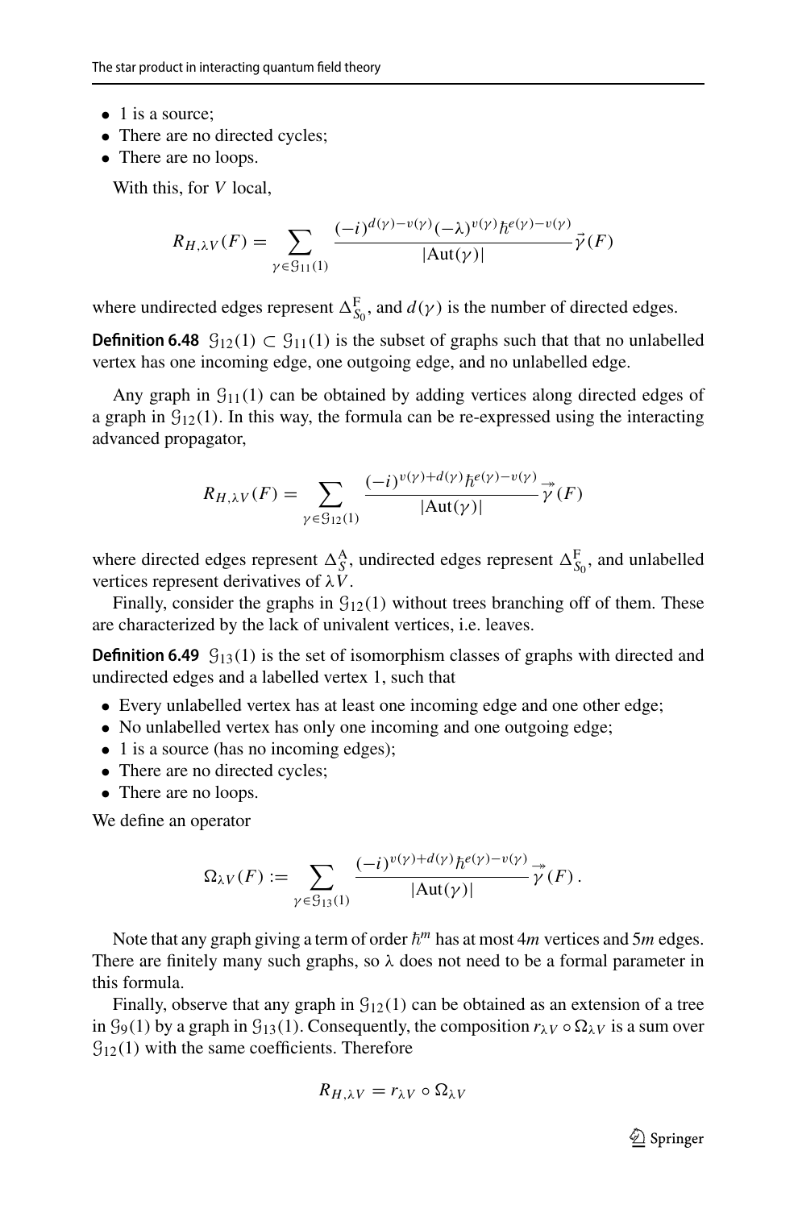- 1 is a source;
- There are no directed cycles;
- There are no loops.

With this, for $V$ local,

$$R_{H,\lambda V}(F) = \sum_{\gamma \in \mathcal{G}_{11}(1)} \frac{(-i)^{d(\gamma)-v(\gamma)}(-\lambda)^{v(\gamma)}\hbar^{e(\gamma)-v(\gamma)}}{|\mathrm{Aut}(\gamma)|}\vec{\gamma}(F)$$

where undirected edges represent $\Delta^{\mathrm{F}}_{S_0}$, and $d(\gamma)$ is the number of directed edges.

**Definition 6.48** $\mathcal{G}_{12}(1) \subset \mathcal{G}_{11}(1)$ is the subset of graphs such that that no unlabelled vertex has one incoming edge, one outgoing edge, and no unlabelled edge.

Any graph in $\mathcal{G}_{11}(1)$ can be obtained by adding vertices along directed edges of a graph in $\mathcal{G}_{12}(1)$. In this way, the formula can be re-expressed using the interacting advanced propagator,

$$R_{H,\lambda V}(F) = \sum_{\gamma \in \mathcal{G}_{12}(1)} \frac{(-i)^{v(\gamma)+d(\gamma)}\hbar^{e(\gamma)-v(\gamma)}}{|\mathrm{Aut}(\gamma)|}\vec{\vec{\gamma}}(F)$$

where directed edges represent $\Delta^{\mathrm{A}}_{S}$, undirected edges represent $\Delta^{\mathrm{F}}_{S_0}$, and unlabelled vertices represent derivatives of $\lambda V$.

Finally, consider the graphs in $\mathcal{G}_{12}(1)$ without trees branching off of them. These are characterized by the lack of univalent vertices, i.e. leaves.

**Definition 6.49** $\mathcal{G}_{13}(1)$ is the set of isomorphism classes of graphs with directed and undirected edges and a labelled vertex 1, such that

- Every unlabelled vertex has at least one incoming edge and one other edge;
- No unlabelled vertex has only one incoming and one outgoing edge;
- 1 is a source (has no incoming edges);
- There are no directed cycles;
- There are no loops.

We define an operator

$$\Omega_{\lambda V}(F) := \sum_{\gamma \in \mathcal{G}_{13}(1)} \frac{(-i)^{v(\gamma)+d(\gamma)}\hbar^{e(\gamma)-v(\gamma)}}{|\mathrm{Aut}(\gamma)|}\vec{\vec{\gamma}}(F)\,.$$

Note that any graph giving a term of order $\hbar^m$ has at most $4m$ vertices and $5m$ edges. There are finitely many such graphs, so $\lambda$ does not need to be a formal parameter in this formula.

Finally, observe that any graph in $\mathcal{G}_{12}(1)$ can be obtained as an extension of a tree in $\mathcal{G}_9(1)$ by a graph in $\mathcal{G}_{13}(1)$. Consequently, the composition $r_{\lambda V} \circ \Omega_{\lambda V}$ is a sum over $\mathcal{G}_{12}(1)$ with the same coefficients. Therefore

$$R_{H,\lambda V} = r_{\lambda V} \circ \Omega_{\lambda V}$$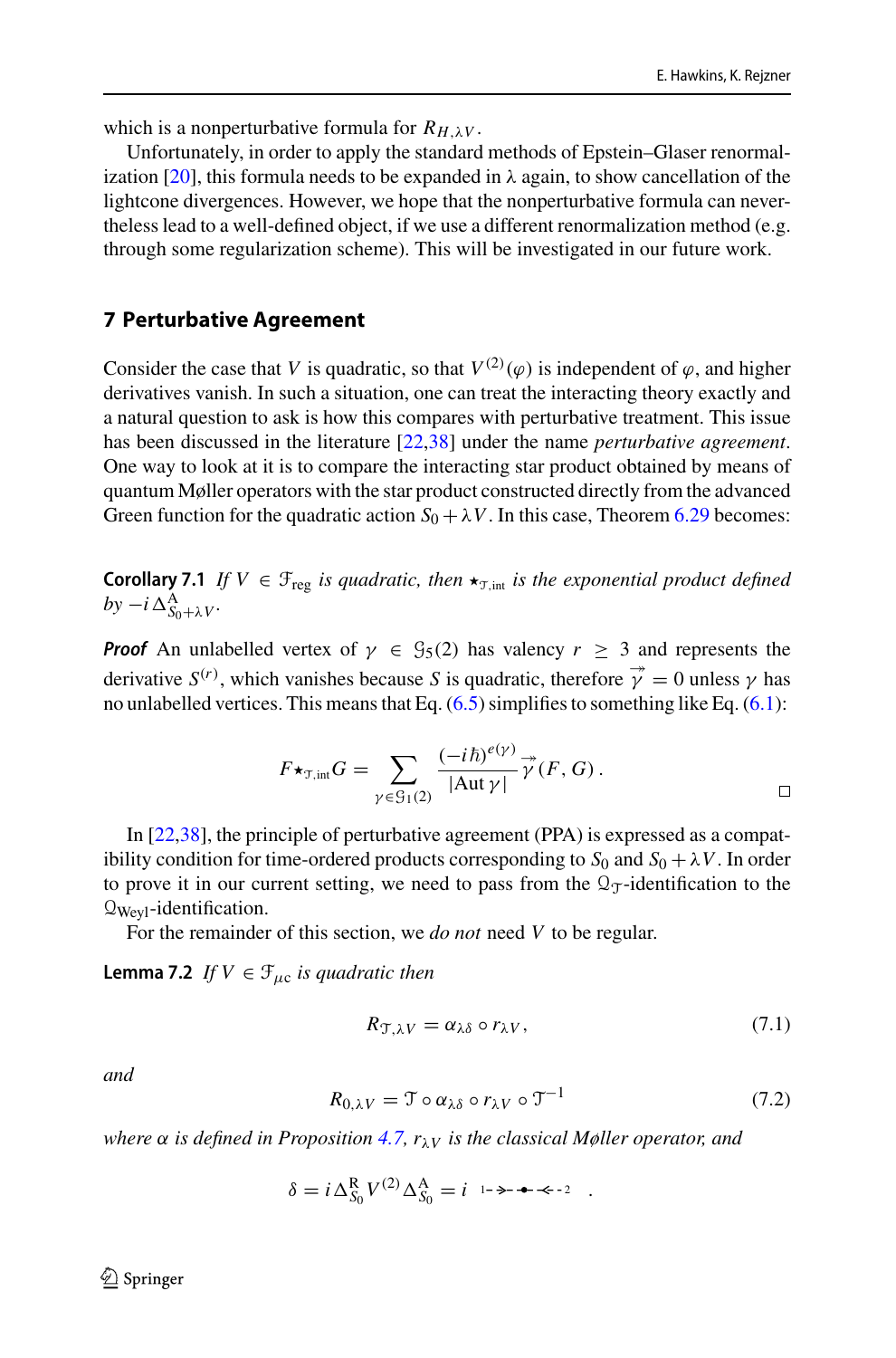which is a nonperturbative formula for $R_{H,\lambda V}$.

Unfortunately, in order to apply the standard methods of Epstein–Glaser renormalization [20], this formula needs to be expanded in $\lambda$ again, to show cancellation of the lightcone divergences. However, we hope that the nonperturbative formula can nevertheless lead to a well-defined object, if we use a different renormalization method (e.g. through some regularization scheme). This will be investigated in our future work.

## 7 Perturbative Agreement

Consider the case that $V$ is quadratic, so that $V^{(2)}(\varphi)$ is independent of $\varphi$, and higher derivatives vanish. In such a situation, one can treat the interacting theory exactly and a natural question to ask is how this compares with perturbative treatment. This issue has been discussed in the literature [22,38] under the name *perturbative agreement*. One way to look at it is to compare the interacting star product obtained by means of quantum Møller operators with the star product constructed directly from the advanced Green function for the quadratic action $S_0 + \lambda V$. In this case, Theorem 6.29 becomes:

**Corollary 7.1** *If $V \in \mathcal{F}_{\mathrm{reg}}$ is quadratic, then $\star_{\mathcal{T},\mathrm{int}}$ is the exponential product defined by $-i\Delta^{\mathrm{A}}_{S_0+\lambda V}$.*

***Proof*** An unlabelled vertex of $\gamma \in \mathcal{G}_5(2)$ has valency $r \geq 3$ and represents the derivative $S^{(r)}$, which vanishes because $S$ is quadratic, therefore $\vec{\vec{\gamma}} = 0$ unless $\gamma$ has no unlabelled vertices. This means that Eq. (6.5) simplifies to something like Eq. (6.1):

$$F \star_{\mathcal{T},\mathrm{int}} G = \sum_{\gamma \in \mathcal{G}_1(2)} \frac{(-i\hbar)^{e(\gamma)}}{|\mathrm{Aut}\,\gamma|} \vec{\vec{\gamma}}(F, G)\,. \qquad \square$$

In [22,38], the principle of perturbative agreement (PPA) is expressed as a compatibility condition for time-ordered products corresponding to $S_0$ and $S_0 + \lambda V$. In order to prove it in our current setting, we need to pass from the $\mathcal{Q}_{\mathcal{T}}$-identification to the $\mathcal{Q}_{\mathrm{Weyl}}$-identification.

For the remainder of this section, we *do not* need $V$ to be regular.

**Lemma 7.2** *If $V \in \mathcal{F}_{\mu c}$ is quadratic then*

$$R_{\mathcal{T},\lambda V} = \alpha_{\lambda\delta} \circ r_{\lambda V}, \tag{7.1}$$

*and*

$$R_{0,\lambda V} = \mathcal{T} \circ \alpha_{\lambda\delta} \circ r_{\lambda V} \circ \mathcal{T}^{-1} \tag{7.2}$$

*where $\alpha$ is defined in Proposition 4.7, $r_{\lambda V}$ is the classical Møller operator, and*

$$\delta = i\Delta^{\mathrm{R}}_{S_0} V^{(2)} \Delta^{\mathrm{A}}_{S_0} = i \;\; 1 \rightarrow\!\!-\!\bullet\!-\!\!\leftarrow 2 \;\;.$$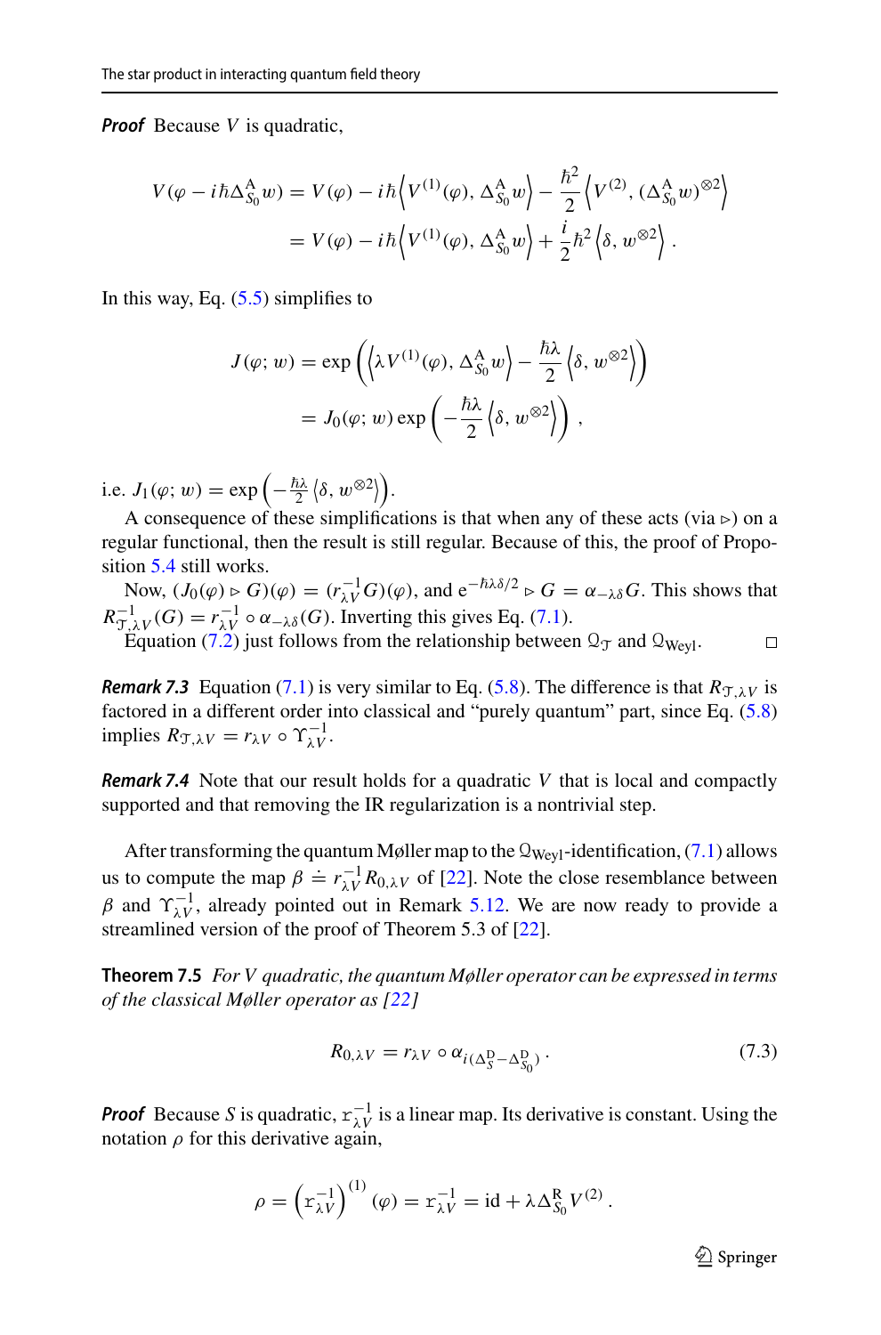***Proof*** Because $V$ is quadratic,

$$
\begin{aligned}
V(\varphi - i\hbar\Delta^{\mathrm{A}}_{S_0} w) &= V(\varphi) - i\hbar\left\langle V^{(1)}(\varphi),\, \Delta^{\mathrm{A}}_{S_0} w\right\rangle - \frac{\hbar^2}{2}\left\langle V^{(2)},\, (\Delta^{\mathrm{A}}_{S_0} w)^{\otimes 2}\right\rangle \\
&= V(\varphi) - i\hbar\left\langle V^{(1)}(\varphi),\, \Delta^{\mathrm{A}}_{S_0} w\right\rangle + \frac{i}{2}\hbar^2\left\langle \delta,\, w^{\otimes 2}\right\rangle .
\end{aligned}
$$

In this way, Eq. (5.5) simplifies to

$$
\begin{aligned}
J(\varphi; w) &= \exp\left(\left\langle \lambda V^{(1)}(\varphi),\, \Delta^{\mathrm{A}}_{S_0} w\right\rangle - \frac{\hbar\lambda}{2}\left\langle \delta,\, w^{\otimes 2}\right\rangle\right) \\
&= J_0(\varphi; w)\exp\left(-\frac{\hbar\lambda}{2}\left\langle \delta,\, w^{\otimes 2}\right\rangle\right) ,
\end{aligned}
$$

i.e. $J_1(\varphi; w) = \exp\left(-\frac{\hbar\lambda}{2}\left\langle \delta,\, w^{\otimes 2}\right\rangle\right)$.

A consequence of these simplifications is that when any of these acts (via $\triangleright$) on a regular functional, then the result is still regular. Because of this, the proof of Proposition 5.4 still works.

Now, $(J_0(\varphi) \triangleright G)(\varphi) = (r_{\lambda V}^{-1} G)(\varphi)$, and $\mathrm{e}^{-\hbar\lambda\delta/2} \triangleright G = \alpha_{-\lambda\delta} G$. This shows that $R^{-1}_{\mathcal{T},\lambda V}(G) = r^{-1}_{\lambda V} \circ \alpha_{-\lambda\delta}(G)$. Inverting this gives Eq. (7.1).

Equation (7.2) just follows from the relationship between $\mathcal{Q}_{\mathcal{T}}$ and $\mathcal{Q}_{\mathrm{Weyl}}$. □

***Remark 7.3*** Equation (7.1) is very similar to Eq. (5.8). The difference is that $R_{\mathcal{T},\lambda V}$ is factored in a different order into classical and "purely quantum" part, since Eq. (5.8) implies $R_{\mathcal{T},\lambda V} = r_{\lambda V} \circ \Upsilon^{-1}_{\lambda V}$.

***Remark 7.4*** Note that our result holds for a quadratic $V$ that is local and compactly supported and that removing the IR regularization is a nontrivial step.

After transforming the quantum Møller map to the $\mathcal{Q}_{\mathrm{Weyl}}$-identification, (7.1) allows us to compute the map $\beta \doteq r^{-1}_{\lambda V} R_{0,\lambda V}$ of [22]. Note the close resemblance between $\beta$ and $\Upsilon^{-1}_{\lambda V}$, already pointed out in Remark 5.12. We are now ready to provide a streamlined version of the proof of Theorem 5.3 of [22].

**Theorem 7.5** *For $V$ quadratic, the quantum Møller operator can be expressed in terms of the classical Møller operator as [22]*

$$
R_{0,\lambda V} = r_{\lambda V} \circ \alpha_{i(\Delta^{\mathrm{D}}_S - \Delta^{\mathrm{D}}_{S_0})} . \tag{7.3}
$$

***Proof*** Because $S$ is quadratic, $\mathfrak{r}^{-1}_{\lambda V}$ is a linear map. Its derivative is constant. Using the notation $\rho$ for this derivative again,

$$
\rho = \left(\mathfrak{r}^{-1}_{\lambda V}\right)^{(1)}(\varphi) = \mathfrak{r}^{-1}_{\lambda V} = \mathrm{id} + \lambda \Delta^{\mathrm{R}}_{S_0} V^{(2)} .
$$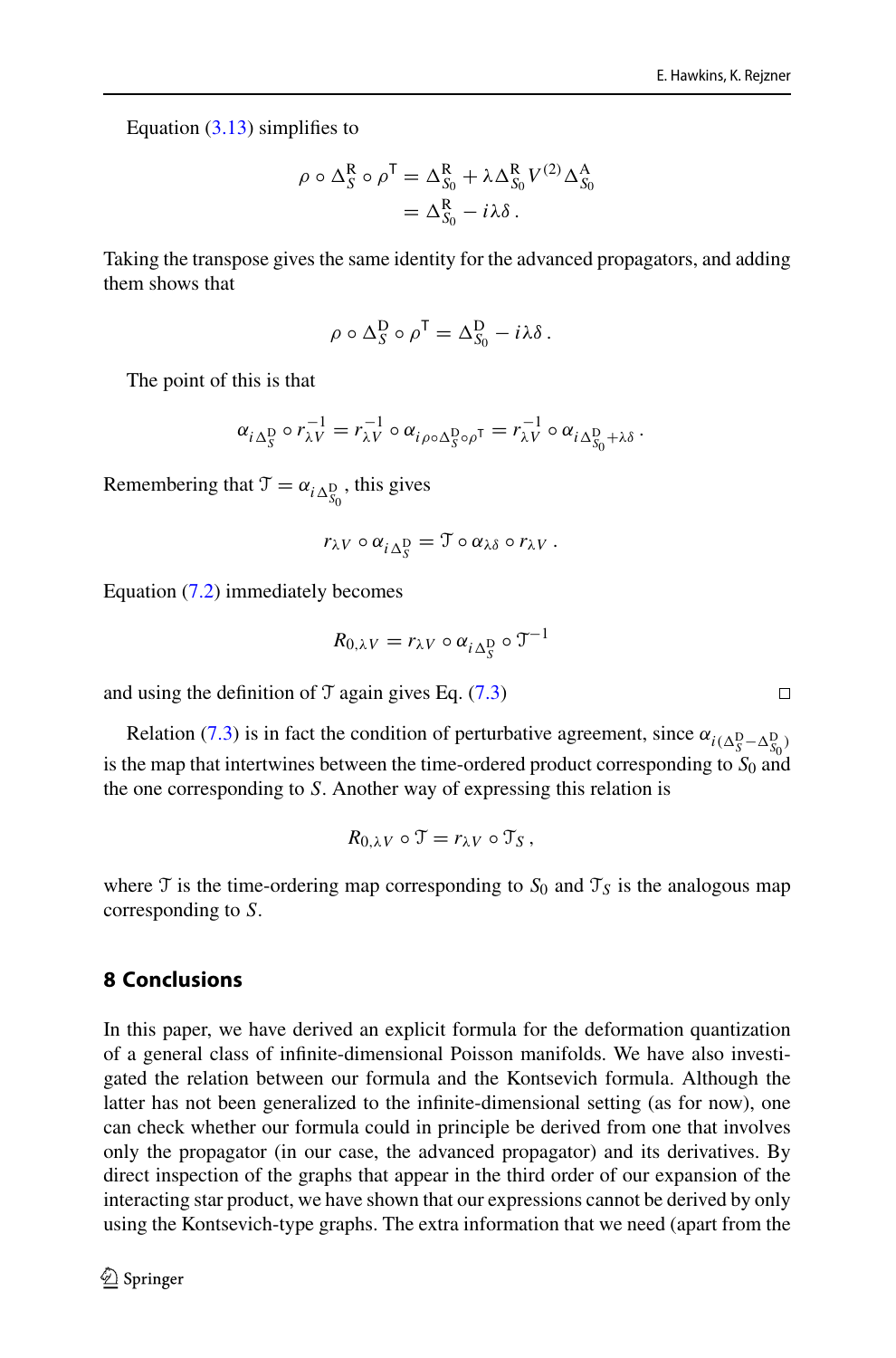Equation (3.13) simplifies to

$$\begin{aligned}\rho \circ \Delta_S^{\mathrm{R}} \circ \rho^{\mathsf{T}} &= \Delta_{S_0}^{\mathrm{R}} + \lambda \Delta_{S_0}^{\mathrm{R}} V^{(2)} \Delta_{S_0}^{\mathrm{A}} \\ &= \Delta_{S_0}^{\mathrm{R}} - i\lambda\delta \,.\end{aligned}$$

Taking the transpose gives the same identity for the advanced propagators, and adding them shows that

$$\rho \circ \Delta_S^{\mathrm{D}} \circ \rho^{\mathsf{T}} = \Delta_{S_0}^{\mathrm{D}} - i\lambda\delta \,.$$

The point of this is that

$$\alpha_{i\Delta_S^{\mathrm{D}}} \circ r_{\lambda V}^{-1} = r_{\lambda V}^{-1} \circ \alpha_{i\rho\circ\Delta_S^{\mathrm{D}}\circ\rho^{\mathsf{T}}} = r_{\lambda V}^{-1} \circ \alpha_{i\Delta_{S_0}^{\mathrm{D}}+\lambda\delta} \,.$$

Remembering that $\mathcal{T} = \alpha_{i\Delta_{S_0}^{\mathrm{D}}}$, this gives

$$r_{\lambda V} \circ \alpha_{i\Delta_S^{\mathrm{D}}} = \mathcal{T} \circ \alpha_{\lambda\delta} \circ r_{\lambda V} \,.$$

Equation (7.2) immediately becomes

$$R_{0,\lambda V} = r_{\lambda V} \circ \alpha_{i\Delta_S^{\mathrm{D}}} \circ \mathcal{T}^{-1}$$

and using the definition of $\mathcal{T}$ again gives Eq. (7.3) □

Relation (7.3) is in fact the condition of perturbative agreement, since $\alpha_{i(\Delta_S^{\mathrm{D}}-\Delta_{S_0}^{\mathrm{D}})}$ is the map that intertwines between the time-ordered product corresponding to $S_0$ and the one corresponding to $S$. Another way of expressing this relation is

$$R_{0,\lambda V} \circ \mathcal{T} = r_{\lambda V} \circ \mathcal{T}_S \,,$$

where $\mathcal{T}$ is the time-ordering map corresponding to $S_0$ and $\mathcal{T}_S$ is the analogous map corresponding to $S$.

## 8 Conclusions

In this paper, we have derived an explicit formula for the deformation quantization of a general class of infinite-dimensional Poisson manifolds. We have also investigated the relation between our formula and the Kontsevich formula. Although the latter has not been generalized to the infinite-dimensional setting (as for now), one can check whether our formula could in principle be derived from one that involves only the propagator (in our case, the advanced propagator) and its derivatives. By direct inspection of the graphs that appear in the third order of our expansion of the interacting star product, we have shown that our expressions cannot be derived by only using the Kontsevich-type graphs. The extra information that we need (apart from the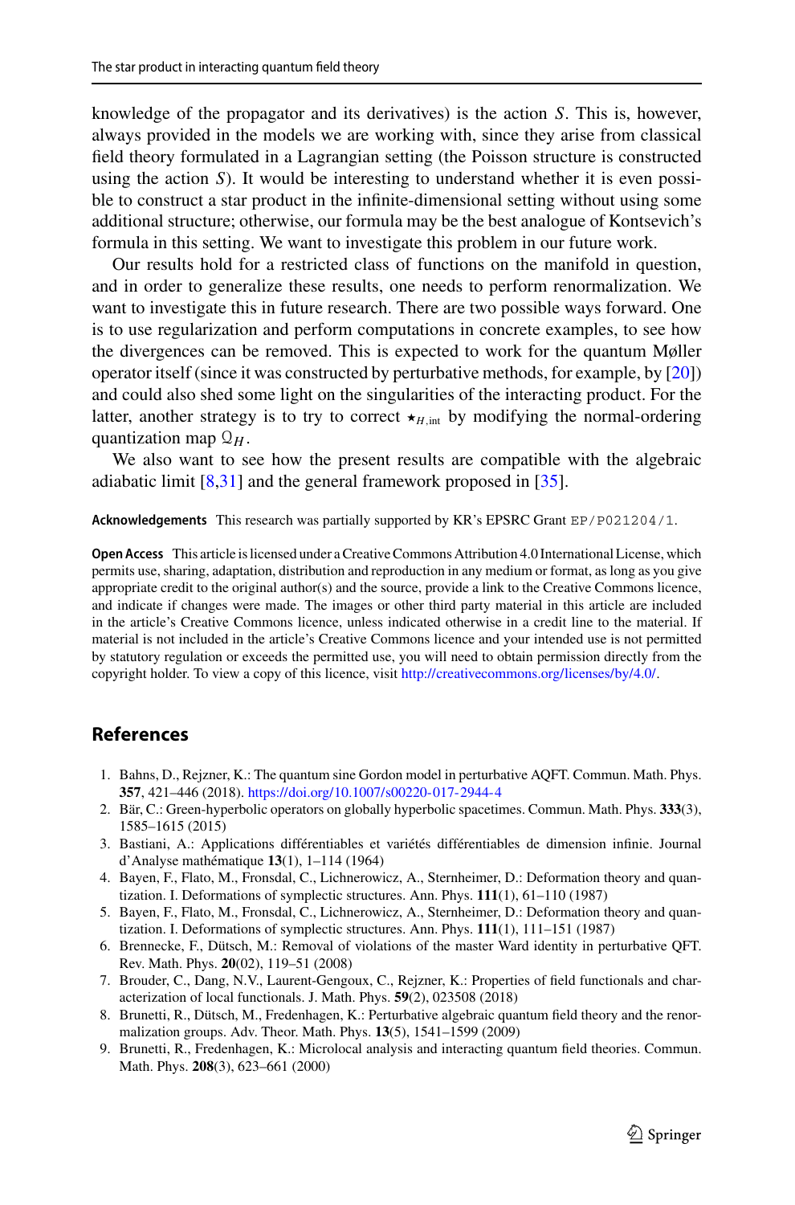knowledge of the propagator and its derivatives) is the action $S$. This is, however, always provided in the models we are working with, since they arise from classical field theory formulated in a Lagrangian setting (the Poisson structure is constructed using the action $S$). It would be interesting to understand whether it is even possible to construct a star product in the infinite-dimensional setting without using some additional structure; otherwise, our formula may be the best analogue of Kontsevich's formula in this setting. We want to investigate this problem in our future work.

Our results hold for a restricted class of functions on the manifold in question, and in order to generalize these results, one needs to perform renormalization. We want to investigate this in future research. There are two possible ways forward. One is to use regularization and perform computations in concrete examples, to see how the divergences can be removed. This is expected to work for the quantum Møller operator itself (since it was constructed by perturbative methods, for example, by [20]) and could also shed some light on the singularities of the interacting product. For the latter, another strategy is to try to correct $\star_{H,\mathrm{int}}$ by modifying the normal-ordering quantization map $\mathcal{Q}_H$.

We also want to see how the present results are compatible with the algebraic adiabatic limit [8,31] and the general framework proposed in [35].

**Acknowledgements** This research was partially supported by KR's EPSRC Grant EP/P021204/1.

**Open Access** This article is licensed under a Creative Commons Attribution 4.0 International License, which permits use, sharing, adaptation, distribution and reproduction in any medium or format, as long as you give appropriate credit to the original author(s) and the source, provide a link to the Creative Commons licence, and indicate if changes were made. The images or other third party material in this article are included in the article's Creative Commons licence, unless indicated otherwise in a credit line to the material. If material is not included in the article's Creative Commons licence and your intended use is not permitted by statutory regulation or exceeds the permitted use, you will need to obtain permission directly from the copyright holder. To view a copy of this licence, visit http://creativecommons.org/licenses/by/4.0/.

## References

1. Bahns, D., Rejzner, K.: The quantum sine Gordon model in perturbative AQFT. Commun. Math. Phys. **357**, 421–446 (2018). https://doi.org/10.1007/s00220-017-2944-4
2. Bär, C.: Green-hyperbolic operators on globally hyperbolic spacetimes. Commun. Math. Phys. **333**(3), 1585–1615 (2015)
3. Bastiani, A.: Applications différentiables et variétés différentiables de dimension infinie. Journal d'Analyse mathématique **13**(1), 1–114 (1964)
4. Bayen, F., Flato, M., Fronsdal, C., Lichnerowicz, A., Sternheimer, D.: Deformation theory and quantization. I. Deformations of symplectic structures. Ann. Phys. **111**(1), 61–110 (1987)
5. Bayen, F., Flato, M., Fronsdal, C., Lichnerowicz, A., Sternheimer, D.: Deformation theory and quantization. I. Deformations of symplectic structures. Ann. Phys. **111**(1), 111–151 (1987)
6. Brennecke, F., Dütsch, M.: Removal of violations of the master Ward identity in perturbative QFT. Rev. Math. Phys. **20**(02), 119–51 (2008)
7. Brouder, C., Dang, N.V., Laurent-Gengoux, C., Rejzner, K.: Properties of field functionals and characterization of local functionals. J. Math. Phys. **59**(2), 023508 (2018)
8. Brunetti, R., Dütsch, M., Fredenhagen, K.: Perturbative algebraic quantum field theory and the renormalization groups. Adv. Theor. Math. Phys. **13**(5), 1541–1599 (2009)
9. Brunetti, R., Fredenhagen, K.: Microlocal analysis and interacting quantum field theories. Commun. Math. Phys. **208**(3), 623–661 (2000)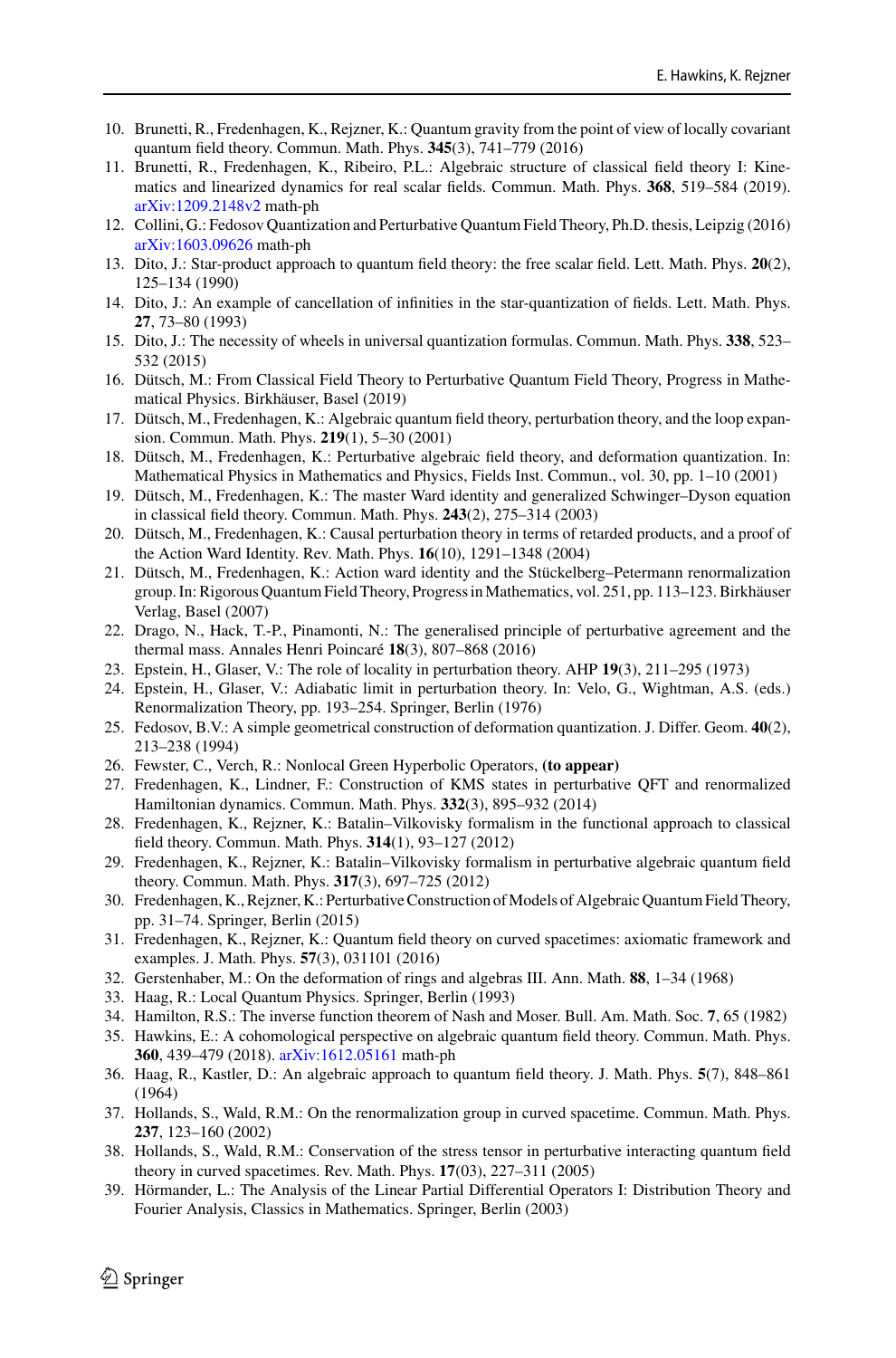10. Brunetti, R., Fredenhagen, K., Rejzner, K.: Quantum gravity from the point of view of locally covariant quantum field theory. Commun. Math. Phys. **345**(3), 741–779 (2016)
11. Brunetti, R., Fredenhagen, K., Ribeiro, P.L.: Algebraic structure of classical field theory I: Kinematics and linearized dynamics for real scalar fields. Commun. Math. Phys. **368**, 519–584 (2019). arXiv:1209.2148v2 math-ph
12. Collini, G.: Fedosov Quantization and Perturbative Quantum Field Theory, Ph.D. thesis, Leipzig (2016) arXiv:1603.09626 math-ph
13. Dito, J.: Star-product approach to quantum field theory: the free scalar field. Lett. Math. Phys. **20**(2), 125–134 (1990)
14. Dito, J.: An example of cancellation of infinities in the star-quantization of fields. Lett. Math. Phys. **27**, 73–80 (1993)
15. Dito, J.: The necessity of wheels in universal quantization formulas. Commun. Math. Phys. **338**, 523–532 (2015)
16. Dütsch, M.: From Classical Field Theory to Perturbative Quantum Field Theory, Progress in Mathematical Physics. Birkhäuser, Basel (2019)
17. Dütsch, M., Fredenhagen, K.: Algebraic quantum field theory, perturbation theory, and the loop expansion. Commun. Math. Phys. **219**(1), 5–30 (2001)
18. Dütsch, M., Fredenhagen, K.: Perturbative algebraic field theory, and deformation quantization. In: Mathematical Physics in Mathematics and Physics, Fields Inst. Commun., vol. 30, pp. 1–10 (2001)
19. Dütsch, M., Fredenhagen, K.: The master Ward identity and generalized Schwinger–Dyson equation in classical field theory. Commun. Math. Phys. **243**(2), 275–314 (2003)
20. Dütsch, M., Fredenhagen, K.: Causal perturbation theory in terms of retarded products, and a proof of the Action Ward Identity. Rev. Math. Phys. **16**(10), 1291–1348 (2004)
21. Dütsch, M., Fredenhagen, K.: Action ward identity and the Stückelberg–Petermann renormalization group. In: Rigorous Quantum Field Theory, Progress in Mathematics, vol. 251, pp. 113–123. Birkhäuser Verlag, Basel (2007)
22. Drago, N., Hack, T.-P., Pinamonti, N.: The generalised principle of perturbative agreement and the thermal mass. Annales Henri Poincaré **18**(3), 807–868 (2016)
23. Epstein, H., Glaser, V.: The role of locality in perturbation theory. AHP **19**(3), 211–295 (1973)
24. Epstein, H., Glaser, V.: Adiabatic limit in perturbation theory. In: Velo, G., Wightman, A.S. (eds.) Renormalization Theory, pp. 193–254. Springer, Berlin (1976)
25. Fedosov, B.V.: A simple geometrical construction of deformation quantization. J. Differ. Geom. **40**(2), 213–238 (1994)
26. Fewster, C., Verch, R.: Nonlocal Green Hyperbolic Operators, **(to appear)**
27. Fredenhagen, K., Lindner, F.: Construction of KMS states in perturbative QFT and renormalized Hamiltonian dynamics. Commun. Math. Phys. **332**(3), 895–932 (2014)
28. Fredenhagen, K., Rejzner, K.: Batalin–Vilkovisky formalism in the functional approach to classical field theory. Commun. Math. Phys. **314**(1), 93–127 (2012)
29. Fredenhagen, K., Rejzner, K.: Batalin–Vilkovisky formalism in perturbative algebraic quantum field theory. Commun. Math. Phys. **317**(3), 697–725 (2012)
30. Fredenhagen, K., Rejzner, K.: Perturbative Construction of Models of Algebraic Quantum Field Theory, pp. 31–74. Springer, Berlin (2015)
31. Fredenhagen, K., Rejzner, K.: Quantum field theory on curved spacetimes: axiomatic framework and examples. J. Math. Phys. **57**(3), 031101 (2016)
32. Gerstenhaber, M.: On the deformation of rings and algebras III. Ann. Math. **88**, 1–34 (1968)
33. Haag, R.: Local Quantum Physics. Springer, Berlin (1993)
34. Hamilton, R.S.: The inverse function theorem of Nash and Moser. Bull. Am. Math. Soc. **7**, 65 (1982)
35. Hawkins, E.: A cohomological perspective on algebraic quantum field theory. Commun. Math. Phys. **360**, 439–479 (2018). arXiv:1612.05161 math-ph
36. Haag, R., Kastler, D.: An algebraic approach to quantum field theory. J. Math. Phys. **5**(7), 848–861 (1964)
37. Hollands, S., Wald, R.M.: On the renormalization group in curved spacetime. Commun. Math. Phys. **237**, 123–160 (2002)
38. Hollands, S., Wald, R.M.: Conservation of the stress tensor in perturbative interacting quantum field theory in curved spacetimes. Rev. Math. Phys. **17**(03), 227–311 (2005)
39. Hörmander, L.: The Analysis of the Linear Partial Differential Operators I: Distribution Theory and Fourier Analysis, Classics in Mathematics. Springer, Berlin (2003)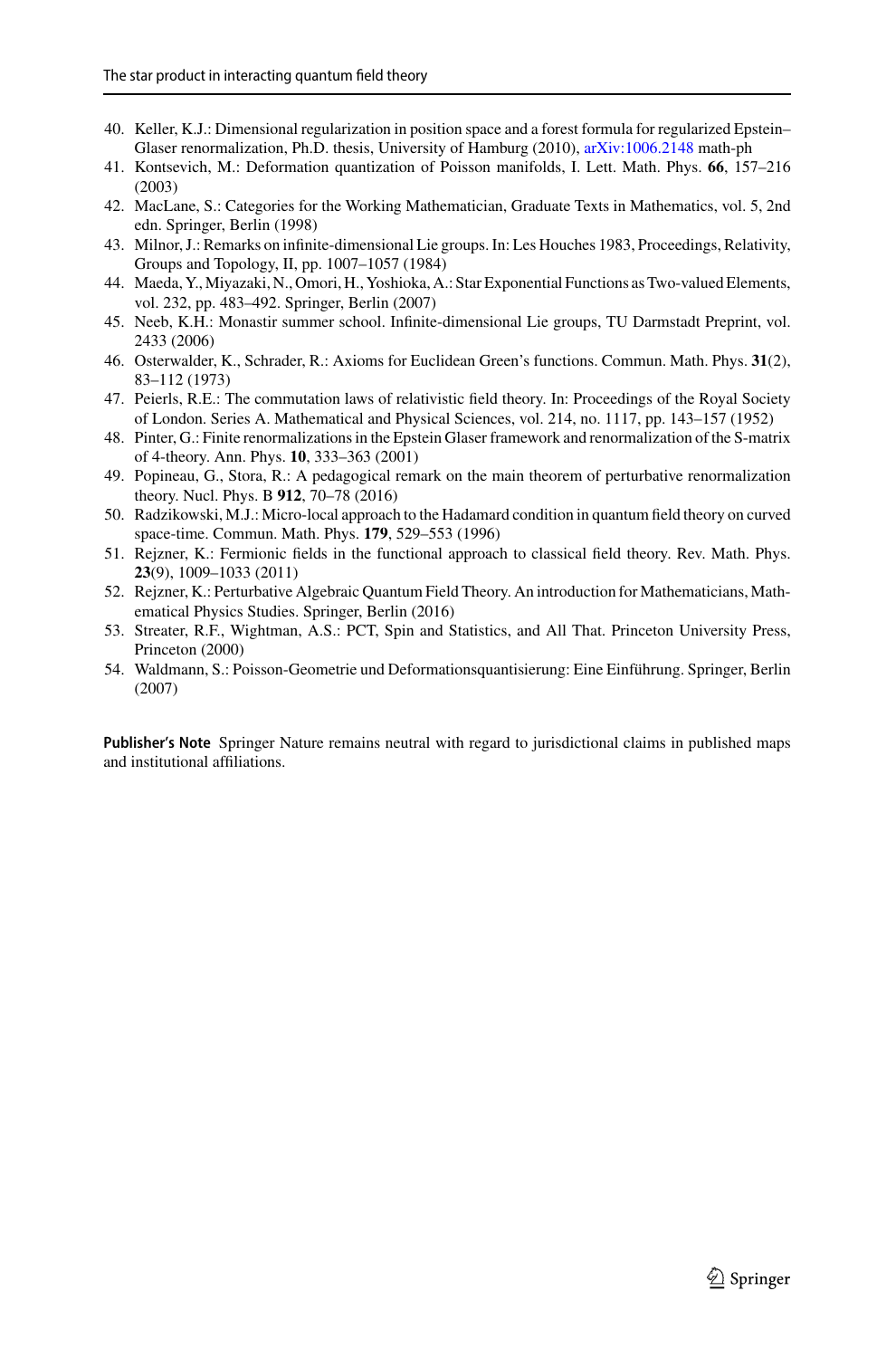40. Keller, K.J.: Dimensional regularization in position space and a forest formula for regularized Epstein–Glaser renormalization, Ph.D. thesis, University of Hamburg (2010), arXiv:1006.2148 math-ph
41. Kontsevich, M.: Deformation quantization of Poisson manifolds, I. Lett. Math. Phys. **66**, 157–216 (2003)
42. MacLane, S.: Categories for the Working Mathematician, Graduate Texts in Mathematics, vol. 5, 2nd edn. Springer, Berlin (1998)
43. Milnor, J.: Remarks on infinite-dimensional Lie groups. In: Les Houches 1983, Proceedings, Relativity, Groups and Topology, II, pp. 1007–1057 (1984)
44. Maeda, Y., Miyazaki, N., Omori, H., Yoshioka, A.: Star Exponential Functions as Two-valued Elements, vol. 232, pp. 483–492. Springer, Berlin (2007)
45. Neeb, K.H.: Monastir summer school. Infinite-dimensional Lie groups, TU Darmstadt Preprint, vol. 2433 (2006)
46. Osterwalder, K., Schrader, R.: Axioms for Euclidean Green's functions. Commun. Math. Phys. **31**(2), 83–112 (1973)
47. Peierls, R.E.: The commutation laws of relativistic field theory. In: Proceedings of the Royal Society of London. Series A. Mathematical and Physical Sciences, vol. 214, no. 1117, pp. 143–157 (1952)
48. Pinter, G.: Finite renormalizations in the Epstein Glaser framework and renormalization of the S-matrix of 4-theory. Ann. Phys. **10**, 333–363 (2001)
49. Popineau, G., Stora, R.: A pedagogical remark on the main theorem of perturbative renormalization theory. Nucl. Phys. B **912**, 70–78 (2016)
50. Radzikowski, M.J.: Micro-local approach to the Hadamard condition in quantum field theory on curved space-time. Commun. Math. Phys. **179**, 529–553 (1996)
51. Rejzner, K.: Fermionic fields in the functional approach to classical field theory. Rev. Math. Phys. **23**(9), 1009–1033 (2011)
52. Rejzner, K.: Perturbative Algebraic Quantum Field Theory. An introduction for Mathematicians, Mathematical Physics Studies. Springer, Berlin (2016)
53. Streater, R.F., Wightman, A.S.: PCT, Spin and Statistics, and All That. Princeton University Press, Princeton (2000)
54. Waldmann, S.: Poisson-Geometrie und Deformationsquantisierung: Eine Einführung. Springer, Berlin (2007)

**Publisher's Note** Springer Nature remains neutral with regard to jurisdictional claims in published maps and institutional affiliations.